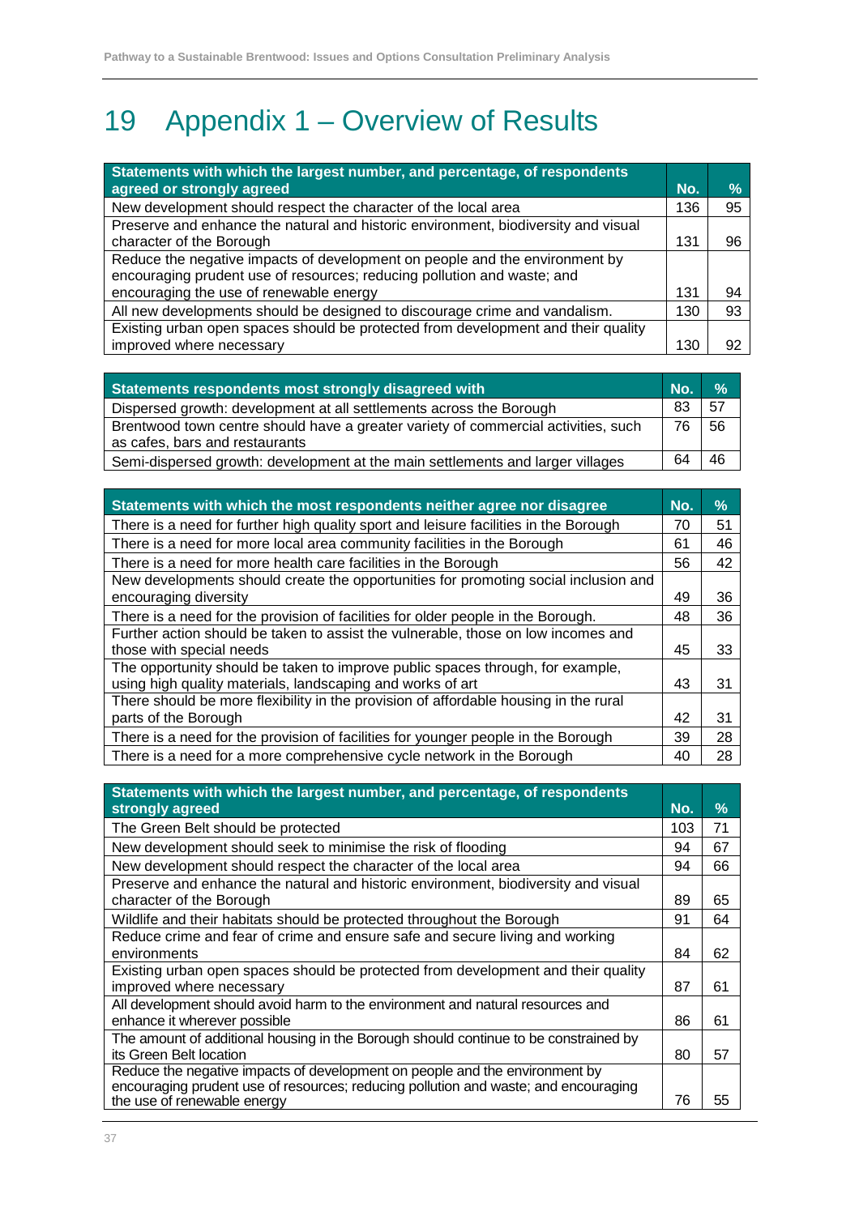# 19 Appendix 1 – Overview of Results

| Statements with which the largest number, and percentage, of respondents agreed or strongly agreed | No. | % |
|---|---|---|
| New development should respect the character of the local area | 136 | 95 |
| Preserve and enhance the natural and historic environment, biodiversity and visual character of the Borough | 131 | 96 |
| Reduce the negative impacts of development on people and the environment by encouraging prudent use of resources; reducing pollution and waste; and encouraging the use of renewable energy | 131 | 94 |
| All new developments should be designed to discourage crime and vandalism. | 130 | 93 |
| Existing urban open spaces should be protected from development and their quality improved where necessary | 130 | 92 |

| Statements respondents most strongly disagreed with | No. | % |
|---|---|---|
| Dispersed growth: development at all settlements across the Borough | 83 | 57 |
| Brentwood town centre should have a greater variety of commercial activities, such as cafes, bars and restaurants | 76 | 56 |
| Semi-dispersed growth: development at the main settlements and larger villages | 64 | 46 |

| Statements with which the most respondents neither agree nor disagree | No. | % |
|---|---|---|
| There is a need for further high quality sport and leisure facilities in the Borough | 70 | 51 |
| There is a need for more local area community facilities in the Borough | 61 | 46 |
| There is a need for more health care facilities in the Borough | 56 | 42 |
| New developments should create the opportunities for promoting social inclusion and encouraging diversity | 49 | 36 |
| There is a need for the provision of facilities for older people in the Borough. | 48 | 36 |
| Further action should be taken to assist the vulnerable, those on low incomes and those with special needs | 45 | 33 |
| The opportunity should be taken to improve public spaces through, for example, using high quality materials, landscaping and works of art | 43 | 31 |
| There should be more flexibility in the provision of affordable housing in the rural parts of the Borough | 42 | 31 |
| There is a need for the provision of facilities for younger people in the Borough | 39 | 28 |
| There is a need for a more comprehensive cycle network in the Borough | 40 | 28 |

| Statements with which the largest number, and percentage, of respondents strongly agreed | No. | % |
|---|---|---|
| The Green Belt should be protected | 103 | 71 |
| New development should seek to minimise the risk of flooding | 94 | 67 |
| New development should respect the character of the local area | 94 | 66 |
| Preserve and enhance the natural and historic environment, biodiversity and visual character of the Borough | 89 | 65 |
| Wildlife and their habitats should be protected throughout the Borough | 91 | 64 |
| Reduce crime and fear of crime and ensure safe and secure living and working environments | 84 | 62 |
| Existing urban open spaces should be protected from development and their quality improved where necessary | 87 | 61 |
| All development should avoid harm to the environment and natural resources and enhance it wherever possible | 86 | 61 |
| The amount of additional housing in the Borough should continue to be constrained by its Green Belt location | 80 | 57 |
| Reduce the negative impacts of development on people and the environment by encouraging prudent use of resources; reducing pollution and waste; and encouraging the use of renewable energy | 76 | 55 |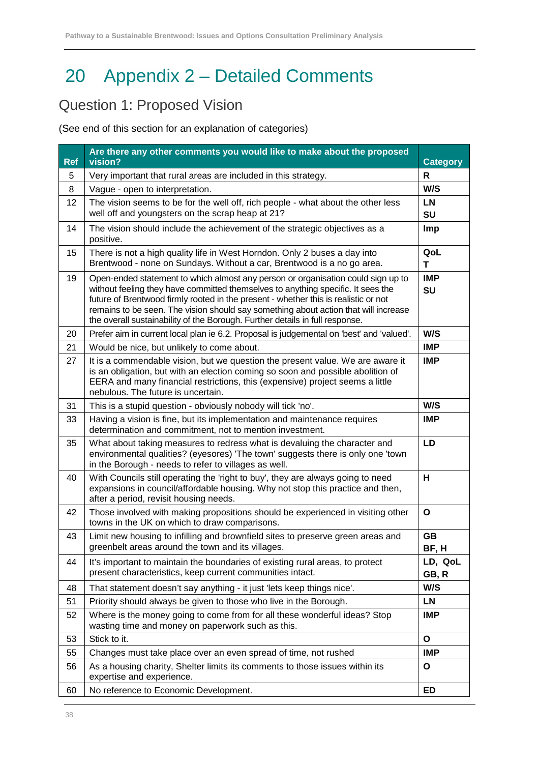# 20 Appendix 2 – Detailed Comments

## Question 1: Proposed Vision

(See end of this section for an explanation of categories)

| Ref | Are there any other comments you would like to make about the proposed vision? | Category |
|---|---|---|
| 5 | Very important that rural areas are included in this strategy. | **R** |
| 8 | Vague - open to interpretation. | **W/S** |
| 12 | The vision seems to be for the well off, rich people - what about the other less well off and youngsters on the scrap heap at 21? | **LN**<br>**SU** |
| 14 | The vision should include the achievement of the strategic objectives as a positive. | **Imp** |
| 15 | There is not a high quality life in West Horndon. Only 2 buses a day into Brentwood - none on Sundays. Without a car, Brentwood is a no go area. | **QoL**<br>**T** |
| 19 | Open-ended statement to which almost any person or organisation could sign up to without feeling they have committed themselves to anything specific. It sees the future of Brentwood firmly rooted in the present - whether this is realistic or not remains to be seen. The vision should say something about action that will increase the overall sustainability of the Borough. Further details in full response. | **IMP**<br>**SU** |
| 20 | Prefer aim in current local plan ie 6.2. Proposal is judgemental on 'best' and 'valued'. | **W/S** |
| 21 | Would be nice, but unlikely to come about. | **IMP** |
| 27 | It is a commendable vision, but we question the present value. We are aware it is an obligation, but with an election coming so soon and possible abolition of EERA and many financial restrictions, this (expensive) project seems a little nebulous. The future is uncertain. | **IMP** |
| 31 | This is a stupid question - obviously nobody will tick 'no'. | **W/S** |
| 33 | Having a vision is fine, but its implementation and maintenance requires determination and commitment, not to mention investment. | **IMP** |
| 35 | What about taking measures to redress what is devaluing the character and environmental qualities? (eyesores) 'The town' suggests there is only one 'town in the Borough - needs to refer to villages as well. | **LD** |
| 40 | With Councils still operating the 'right to buy', they are always going to need expansions in council/affordable housing. Why not stop this practice and then, after a period, revisit housing needs. | **H** |
| 42 | Those involved with making propositions should be experienced in visiting other towns in the UK on which to draw comparisons. | **O** |
| 43 | Limit new housing to infilling and brownfield sites to preserve green areas and greenbelt areas around the town and its villages. | **GB**<br>**BF, H** |
| 44 | It's important to maintain the boundaries of existing rural areas, to protect present characteristics, keep current communities intact. | **LD, QoL**<br>**GB, R** |
| 48 | That statement doesn't say anything - it just 'lets keep things nice'. | **W/S** |
| 51 | Priority should always be given to those who live in the Borough. | **LN** |
| 52 | Where is the money going to come from for all these wonderful ideas? Stop wasting time and money on paperwork such as this. | **IMP** |
| 53 | Stick to it. | **O** |
| 55 | Changes must take place over an even spread of time, not rushed | **IMP** |
| 56 | As a housing charity, Shelter limits its comments to those issues within its expertise and experience. | **O** |
| 60 | No reference to Economic Development. | **ED** |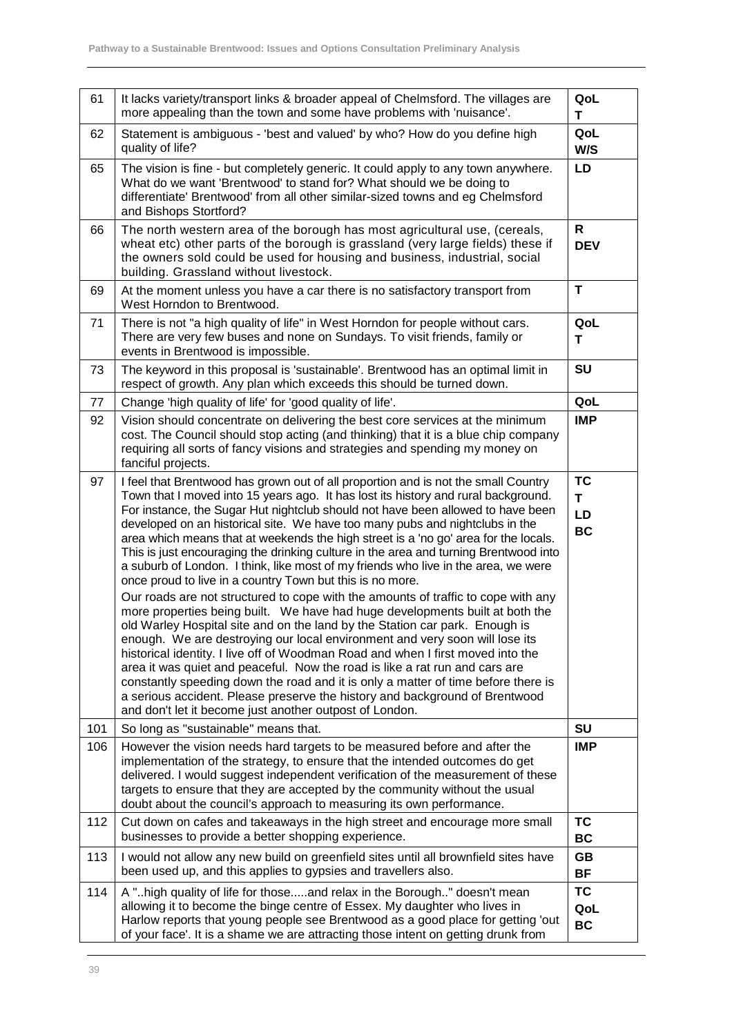| | | |
|---|---|---|
| 61 | It lacks variety/transport links & broader appeal of Chelmsford. The villages are more appealing than the town and some have problems with 'nuisance'. | **QoL T** |
| 62 | Statement is ambiguous - 'best and valued' by who? How do you define high quality of life? | **QoL W/S** |
| 65 | The vision is fine - but completely generic. It could apply to any town anywhere. What do we want 'Brentwood' to stand for? What should we be doing to differentiate' Brentwood' from all other similar-sized towns and eg Chelmsford and Bishops Stortford? | **LD** |
| 66 | The north western area of the borough has most agricultural use, (cereals, wheat etc) other parts of the borough is grassland (very large fields) these if the owners sold could be used for housing and business, industrial, social building. Grassland without livestock. | **R DEV** |
| 69 | At the moment unless you have a car there is no satisfactory transport from West Horndon to Brentwood. | **T** |
| 71 | There is not "a high quality of life" in West Horndon for people without cars. There are very few buses and none on Sundays. To visit friends, family or events in Brentwood is impossible. | **QoL T** |
| 73 | The keyword in this proposal is 'sustainable'. Brentwood has an optimal limit in respect of growth. Any plan which exceeds this should be turned down. | **SU** |
| 77 | Change 'high quality of life' for 'good quality of life'. | **QoL** |
| 92 | Vision should concentrate on delivering the best core services at the minimum cost. The Council should stop acting (and thinking) that it is a blue chip company requiring all sorts of fancy visions and strategies and spending my money on fanciful projects. | **IMP** |
| 97 | I feel that Brentwood has grown out of all proportion and is not the small Country Town that I moved into 15 years ago. It has lost its history and rural background. For instance, the Sugar Hut nightclub should not have been allowed to have been developed on an historical site. We have too many pubs and nightclubs in the area which means that at weekends the high street is a 'no go' area for the locals. This is just encouraging the drinking culture in the area and turning Brentwood into a suburb of London. I think, like most of my friends who live in the area, we were once proud to live in a country Town but this is no more. Our roads are not structured to cope with the amounts of traffic to cope with any more properties being built. We have had huge developments built at both the old Warley Hospital site and on the land by the Station car park. Enough is enough. We are destroying our local environment and very soon will lose its historical identity. I live off of Woodman Road and when I first moved into the area it was quiet and peaceful. Now the road is like a rat run and cars are constantly speeding down the road and it is only a matter of time before there is a serious accident. Please preserve the history and background of Brentwood and don't let it become just another outpost of London. | **TC T LD BC** |
| 101 | So long as "sustainable" means that. | **SU** |
| 106 | However the vision needs hard targets to be measured before and after the implementation of the strategy, to ensure that the intended outcomes do get delivered. I would suggest independent verification of the measurement of these targets to ensure that they are accepted by the community without the usual doubt about the council's approach to measuring its own performance. | **IMP** |
| 112 | Cut down on cafes and takeaways in the high street and encourage more small businesses to provide a better shopping experience. | **TC BC** |
| 113 | I would not allow any new build on greenfield sites until all brownfield sites have been used up, and this applies to gypsies and travellers also. | **GB BF** |
| 114 | A "..high quality of life for those.....and relax in the Borough.." doesn't mean allowing it to become the binge centre of Essex. My daughter who lives in Harlow reports that young people see Brentwood as a good place for getting 'out of your face'. It is a shame we are attracting those intent on getting drunk from | **TC QoL BC** |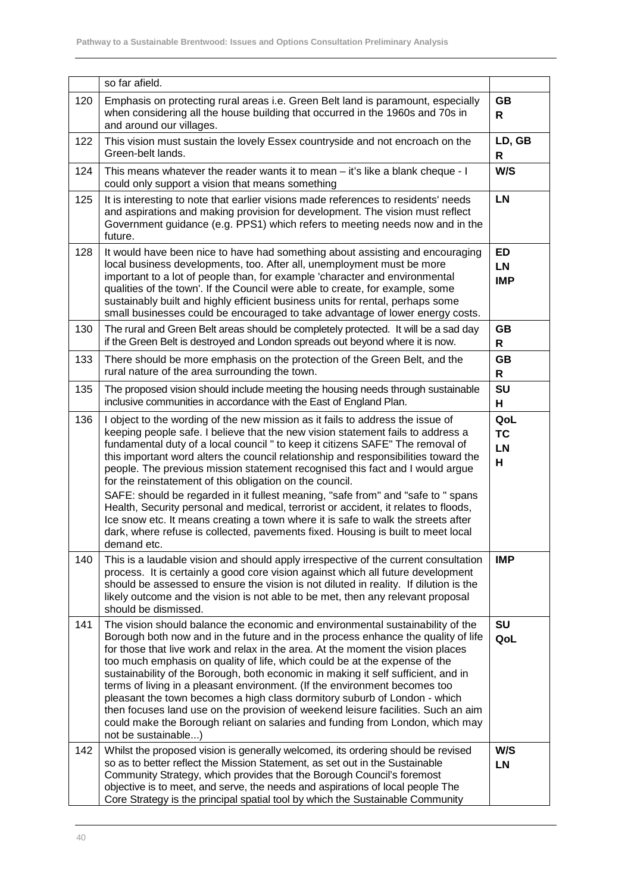| | | |
|---|---|---|
| | so far afield. | |
| 120 | Emphasis on protecting rural areas i.e. Green Belt land is paramount, especially when considering all the house building that occurred in the 1960s and 70s in and around our villages. | **GB R** |
| 122 | This vision must sustain the lovely Essex countryside and not encroach on the Green-belt lands. | **LD, GB R** |
| 124 | This means whatever the reader wants it to mean – it's like a blank cheque - I could only support a vision that means something | **W/S** |
| 125 | It is interesting to note that earlier visions made references to residents' needs and aspirations and making provision for development. The vision must reflect Government guidance (e.g. PPS1) which refers to meeting needs now and in the future. | **LN** |
| 128 | It would have been nice to have had something about assisting and encouraging local business developments, too. After all, unemployment must be more important to a lot of people than, for example 'character and environmental qualities of the town'. If the Council were able to create, for example, some sustainably built and highly efficient business units for rental, perhaps some small businesses could be encouraged to take advantage of lower energy costs. | **ED LN IMP** |
| 130 | The rural and Green Belt areas should be completely protected. It will be a sad day if the Green Belt is destroyed and London spreads out beyond where it is now. | **GB R** |
| 133 | There should be more emphasis on the protection of the Green Belt, and the rural nature of the area surrounding the town. | **GB R** |
| 135 | The proposed vision should include meeting the housing needs through sustainable inclusive communities in accordance with the East of England Plan. | **SU H** |
| 136 | I object to the wording of the new mission as it fails to address the issue of keeping people safe. I believe that the new vision statement fails to address a fundamental duty of a local council " to keep it citizens SAFE" The removal of this important word alters the council relationship and responsibilities toward the people. The previous mission statement recognised this fact and I would argue for the reinstatement of this obligation on the council. SAFE: should be regarded in it fullest meaning, "safe from" and "safe to " spans Health, Security personal and medical, terrorist or accident, it relates to floods, Ice snow etc. It means creating a town where it is safe to walk the streets after dark, where refuse is collected, pavements fixed. Housing is built to meet local demand etc. | **QoL TC LN H** |
| 140 | This is a laudable vision and should apply irrespective of the current consultation process. It is certainly a good core vision against which all future development should be assessed to ensure the vision is not diluted in reality. If dilution is the likely outcome and the vision is not able to be met, then any relevant proposal should be dismissed. | **IMP** |
| 141 | The vision should balance the economic and environmental sustainability of the Borough both now and in the future and in the process enhance the quality of life for those that live work and relax in the area. At the moment the vision places too much emphasis on quality of life, which could be at the expense of the sustainability of the Borough, both economic in making it self sufficient, and in terms of living in a pleasant environment. (If the environment becomes too pleasant the town becomes a high class dormitory suburb of London - which then focuses land use on the provision of weekend leisure facilities. Such an aim could make the Borough reliant on salaries and funding from London, which may not be sustainable...) | **SU QoL** |
| 142 | Whilst the proposed vision is generally welcomed, its ordering should be revised so as to better reflect the Mission Statement, as set out in the Sustainable Community Strategy, which provides that the Borough Council's foremost objective is to meet, and serve, the needs and aspirations of local people The Core Strategy is the principal spatial tool by which the Sustainable Community | **W/S LN** |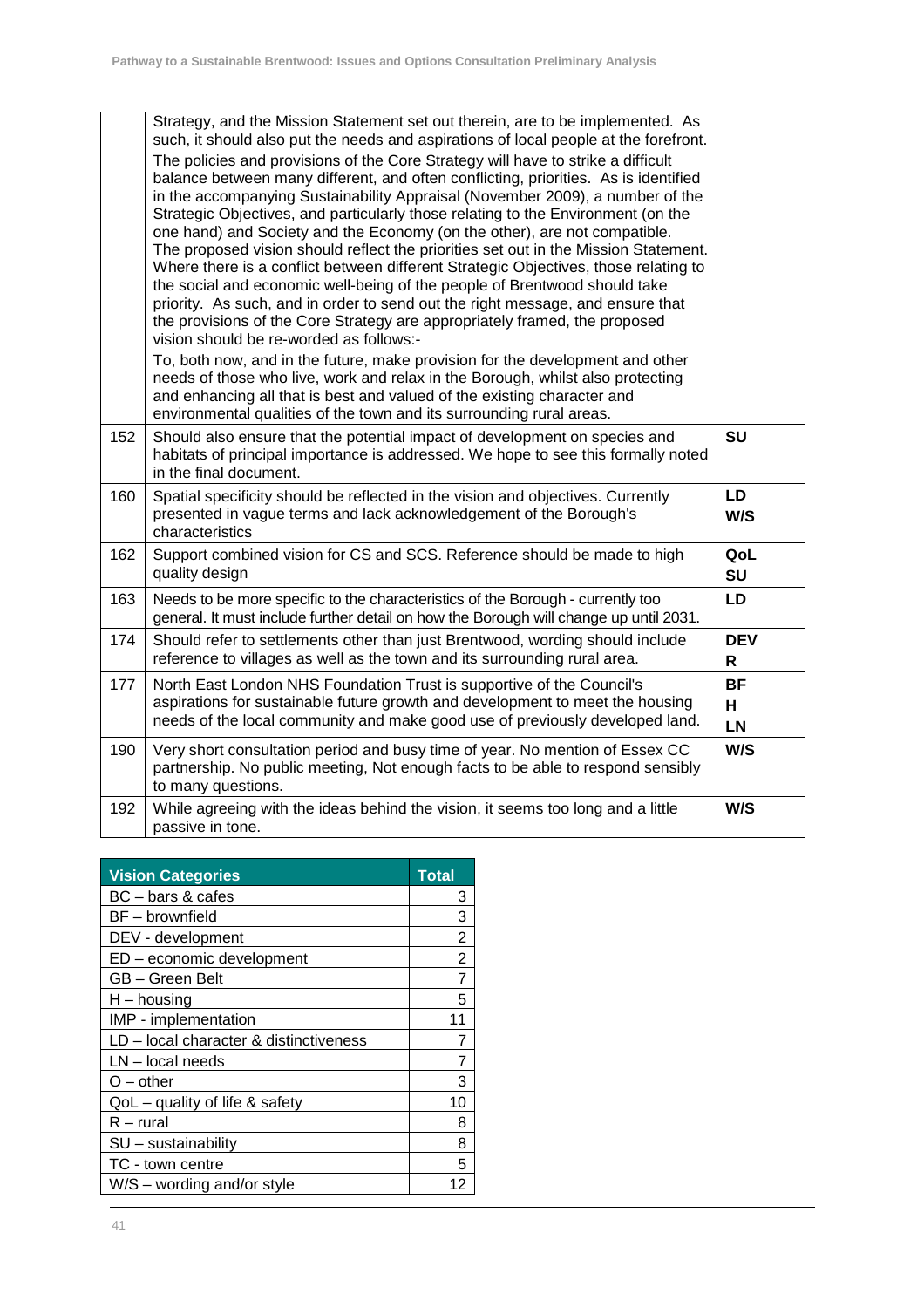| | | |
|---|---|---|
| | Strategy, and the Mission Statement set out therein, are to be implemented. As such, it should also put the needs and aspirations of local people at the forefront. The policies and provisions of the Core Strategy will have to strike a difficult balance between many different, and often conflicting, priorities. As is identified in the accompanying Sustainability Appraisal (November 2009), a number of the Strategic Objectives, and particularly those relating to the Environment (on the one hand) and Society and the Economy (on the other), are not compatible. The proposed vision should reflect the priorities set out in the Mission Statement. Where there is a conflict between different Strategic Objectives, those relating to the social and economic well-being of the people of Brentwood should take priority. As such, and in order to send out the right message, and ensure that the provisions of the Core Strategy are appropriately framed, the proposed vision should be re-worded as follows:- To, both now, and in the future, make provision for the development and other needs of those who live, work and relax in the Borough, whilst also protecting and enhancing all that is best and valued of the existing character and environmental qualities of the town and its surrounding rural areas. | |
| 152 | Should also ensure that the potential impact of development on species and habitats of principal importance is addressed. We hope to see this formally noted in the final document. | **SU** |
| 160 | Spatial specificity should be reflected in the vision and objectives. Currently presented in vague terms and lack acknowledgement of the Borough's characteristics | **LD** **W/S** |
| 162 | Support combined vision for CS and SCS. Reference should be made to high quality design | **QoL** **SU** |
| 163 | Needs to be more specific to the characteristics of the Borough - currently too general. It must include further detail on how the Borough will change up until 2031. | **LD** |
| 174 | Should refer to settlements other than just Brentwood, wording should include reference to villages as well as the town and its surrounding rural area. | **DEV** **R** |
| 177 | North East London NHS Foundation Trust is supportive of the Council's aspirations for sustainable future growth and development to meet the housing needs of the local community and make good use of previously developed land. | **BF** **H** **LN** |
| 190 | Very short consultation period and busy time of year. No mention of Essex CC partnership. No public meeting, Not enough facts to be able to respond sensibly to many questions. | **W/S** |
| 192 | While agreeing with the ideas behind the vision, it seems too long and a little passive in tone. | **W/S** |

| Vision Categories | Total |
|---|---|
| BC – bars & cafes | 3 |
| BF – brownfield | 3 |
| DEV - development | 2 |
| ED – economic development | 2 |
| GB – Green Belt | 7 |
| H – housing | 5 |
| IMP - implementation | 11 |
| LD – local character & distinctiveness | 7 |
| LN – local needs | 7 |
| O – other | 3 |
| QoL – quality of life & safety | 10 |
| R – rural | 8 |
| SU – sustainability | 8 |
| TC - town centre | 5 |
| W/S – wording and/or style | 12 |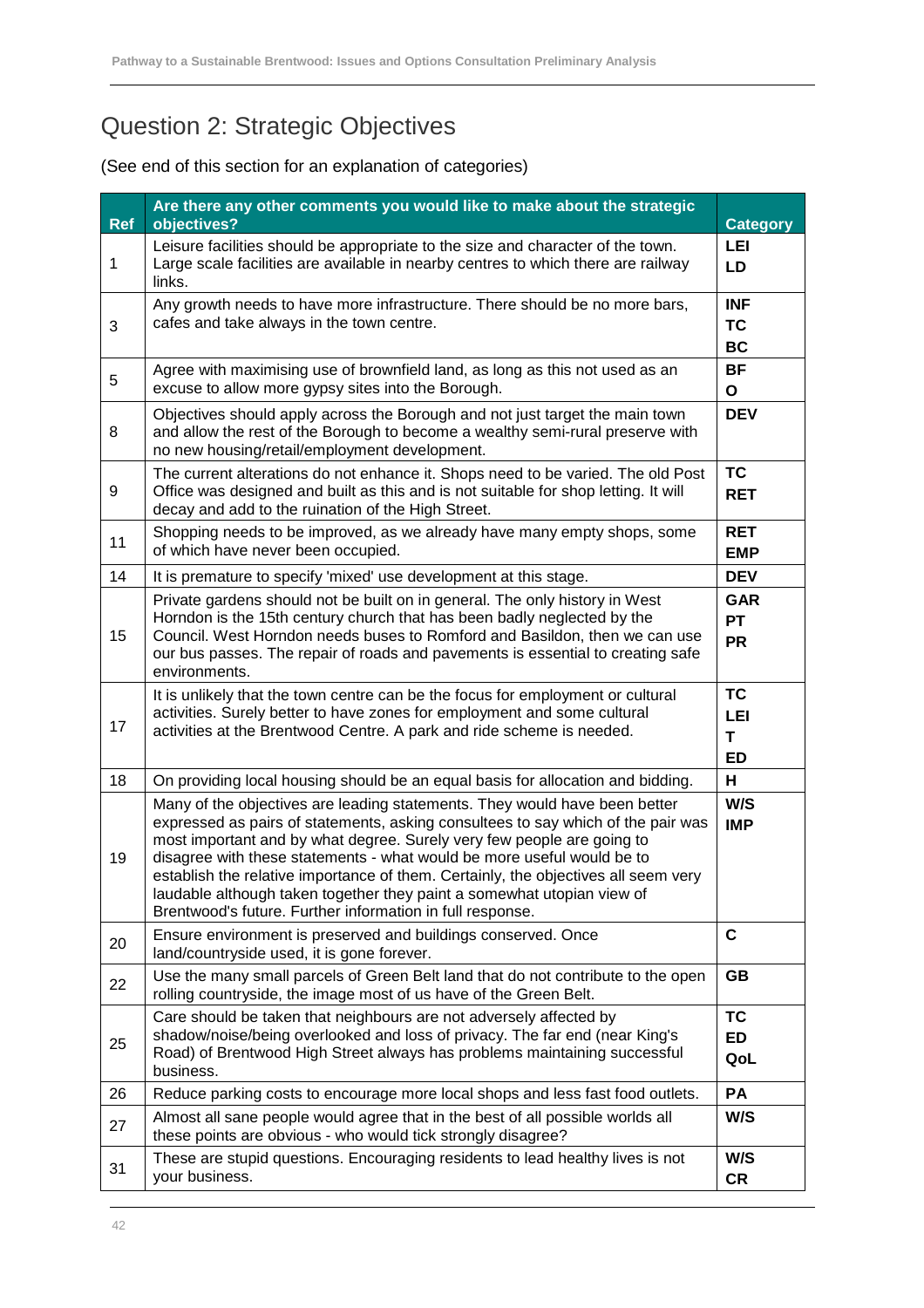# Question 2: Strategic Objectives

(See end of this section for an explanation of categories)

| Ref | Are there any other comments you would like to make about the strategic objectives? | Category |
|---|---|---|
| 1 | Leisure facilities should be appropriate to the size and character of the town. Large scale facilities are available in nearby centres to which there are railway links. | **LEI**<br>**LD** |
| 3 | Any growth needs to have more infrastructure. There should be no more bars, cafes and take always in the town centre. | **INF**<br>**TC**<br>**BC** |
| 5 | Agree with maximising use of brownfield land, as long as this not used as an excuse to allow more gypsy sites into the Borough. | **BF**<br>**O** |
| 8 | Objectives should apply across the Borough and not just target the main town and allow the rest of the Borough to become a wealthy semi-rural preserve with no new housing/retail/employment development. | **DEV** |
| 9 | The current alterations do not enhance it. Shops need to be varied. The old Post Office was designed and built as this and is not suitable for shop letting. It will decay and add to the ruination of the High Street. | **TC**<br>**RET** |
| 11 | Shopping needs to be improved, as we already have many empty shops, some of which have never been occupied. | **RET**<br>**EMP** |
| 14 | It is premature to specify 'mixed' use development at this stage. | **DEV** |
| 15 | Private gardens should not be built on in general. The only history in West Horndon is the 15th century church that has been badly neglected by the Council. West Horndon needs buses to Romford and Basildon, then we can use our bus passes. The repair of roads and pavements is essential to creating safe environments. | **GAR**<br>**PT**<br>**PR** |
| 17 | It is unlikely that the town centre can be the focus for employment or cultural activities. Surely better to have zones for employment and some cultural activities at the Brentwood Centre. A park and ride scheme is needed. | **TC**<br>**LEI**<br>**T**<br>**ED** |
| 18 | On providing local housing should be an equal basis for allocation and bidding. | **H** |
| 19 | Many of the objectives are leading statements. They would have been better expressed as pairs of statements, asking consultees to say which of the pair was most important and by what degree. Surely very few people are going to disagree with these statements - what would be more useful would be to establish the relative importance of them. Certainly, the objectives all seem very laudable although taken together they paint a somewhat utopian view of Brentwood's future. Further information in full response. | **W/S**<br>**IMP** |
| 20 | Ensure environment is preserved and buildings conserved. Once land/countryside used, it is gone forever. | **C** |
| 22 | Use the many small parcels of Green Belt land that do not contribute to the open rolling countryside, the image most of us have of the Green Belt. | **GB** |
| 25 | Care should be taken that neighbours are not adversely affected by shadow/noise/being overlooked and loss of privacy. The far end (near King's Road) of Brentwood High Street always has problems maintaining successful business. | **TC**<br>**ED**<br>**QoL** |
| 26 | Reduce parking costs to encourage more local shops and less fast food outlets. | **PA** |
| 27 | Almost all sane people would agree that in the best of all possible worlds all these points are obvious - who would tick strongly disagree? | **W/S** |
| 31 | These are stupid questions. Encouraging residents to lead healthy lives is not your business. | **W/S**<br>**CR** |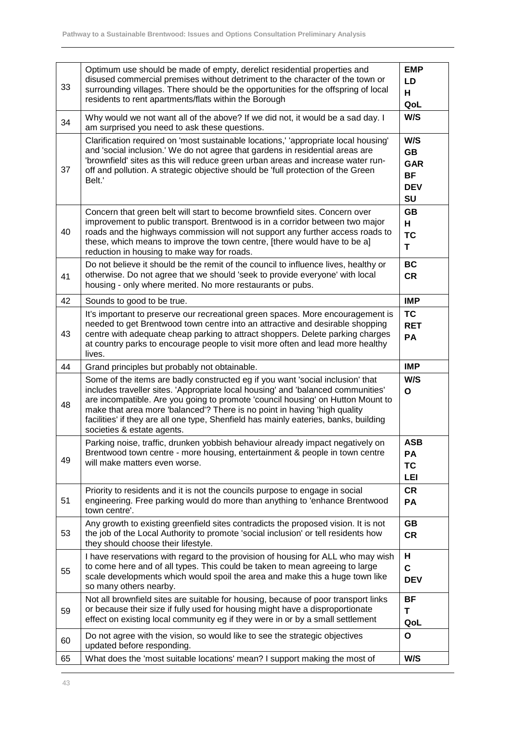| | | |
|---|---|---|
| 33 | Optimum use should be made of empty, derelict residential properties and disused commercial premises without detriment to the character of the town or surrounding villages. There should be the opportunities for the offspring of local residents to rent apartments/flats within the Borough | **EMP** **LD** **H** **QoL** |
| 34 | Why would we not want all of the above? If we did not, it would be a sad day. I am surprised you need to ask these questions. | **W/S** |
| 37 | Clarification required on 'most sustainable locations,' 'appropriate local housing' and 'social inclusion.' We do not agree that gardens in residential areas are 'brownfield' sites as this will reduce green urban areas and increase water run-off and pollution. A strategic objective should be 'full protection of the Green Belt.' | **W/S** **GB** **GAR** **BF** **DEV** **SU** |
| 40 | Concern that green belt will start to become brownfield sites. Concern over improvement to public transport. Brentwood is in a corridor between two major roads and the highways commission will not support any further access roads to these, which means to improve the town centre, [there would have to be a] reduction in housing to make way for roads. | **GB** **H** **TC** **T** |
| 41 | Do not believe it should be the remit of the council to influence lives, healthy or otherwise. Do not agree that we should 'seek to provide everyone' with local housing - only where merited. No more restaurants or pubs. | **BC** **CR** |
| 42 | Sounds to good to be true. | **IMP** |
| 43 | It's important to preserve our recreational green spaces. More encouragement is needed to get Brentwood town centre into an attractive and desirable shopping centre with adequate cheap parking to attract shoppers. Delete parking charges at country parks to encourage people to visit more often and lead more healthy lives. | **TC** **RET** **PA** |
| 44 | Grand principles but probably not obtainable. | **IMP** |
| 48 | Some of the items are badly constructed eg if you want 'social inclusion' that includes traveller sites. 'Appropriate local housing' and 'balanced communities' are incompatible. Are you going to promote 'council housing' on Hutton Mount to make that area more 'balanced'? There is no point in having 'high quality facilities' if they are all one type, Shenfield has mainly eateries, banks, building societies & estate agents. | **W/S** **O** |
| 49 | Parking noise, traffic, drunken yobbish behaviour already impact negatively on Brentwood town centre - more housing, entertainment & people in town centre will make matters even worse. | **ASB** **PA** **TC** **LEI** |
| 51 | Priority to residents and it is not the councils purpose to engage in social engineering. Free parking would do more than anything to 'enhance Brentwood town centre'. | **CR** **PA** |
| 53 | Any growth to existing greenfield sites contradicts the proposed vision. It is not the job of the Local Authority to promote 'social inclusion' or tell residents how they should choose their lifestyle. | **GB** **CR** |
| 55 | I have reservations with regard to the provision of housing for ALL who may wish to come here and of all types. This could be taken to mean agreeing to large scale developments which would spoil the area and make this a huge town like so many others nearby. | **H** **C** **DEV** |
| 59 | Not all brownfield sites are suitable for housing, because of poor transport links or because their size if fully used for housing might have a disproportionate effect on existing local community eg if they were in or by a small settlement | **BF** **T** **QoL** |
| 60 | Do not agree with the vision, so would like to see the strategic objectives updated before responding. | **O** |
| 65 | What does the 'most suitable locations' mean? I support making the most of | **W/S** |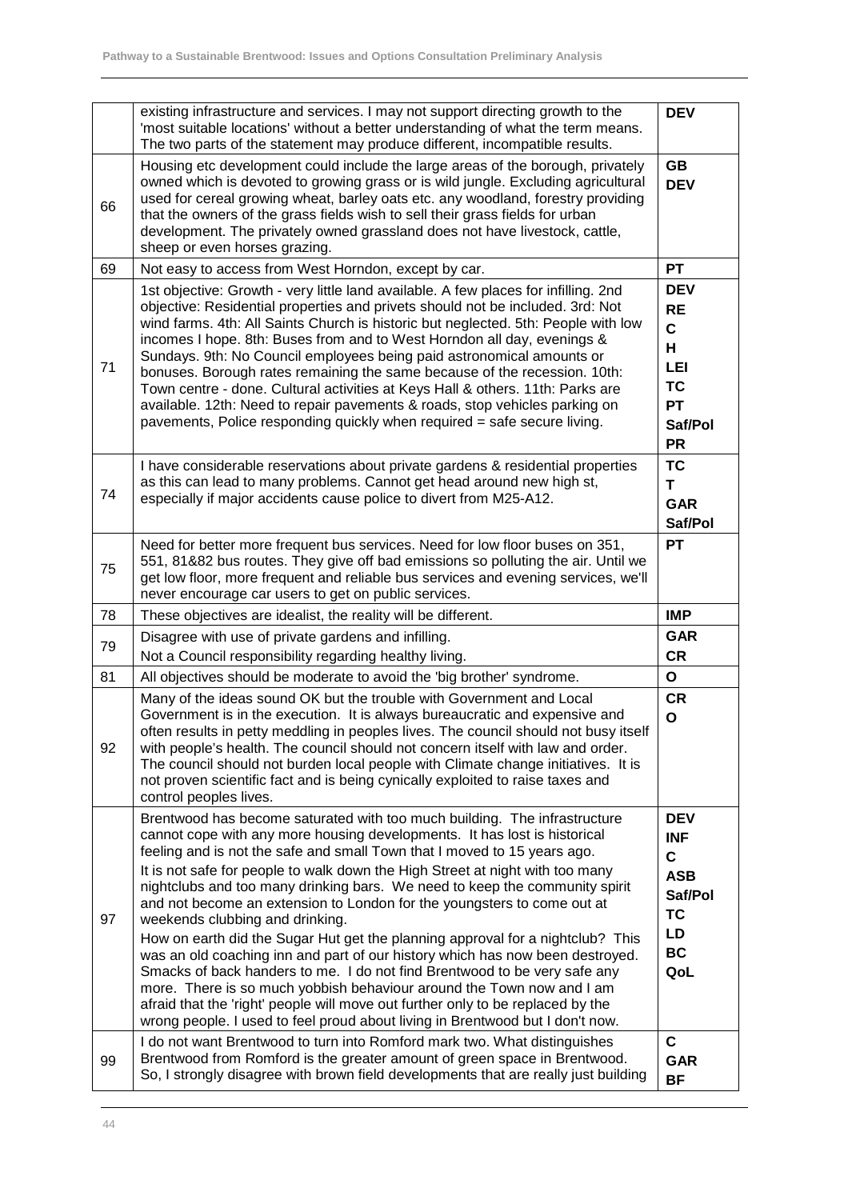| | | |
|---|---|---|
| | existing infrastructure and services. I may not support directing growth to the 'most suitable locations' without a better understanding of what the term means. The two parts of the statement may produce different, incompatible results. | **DEV** |
| 66 | Housing etc development could include the large areas of the borough, privately owned which is devoted to growing grass or is wild jungle. Excluding agricultural used for cereal growing wheat, barley oats etc. any woodland, forestry providing that the owners of the grass fields wish to sell their grass fields for urban development. The privately owned grassland does not have livestock, cattle, sheep or even horses grazing. | **GB** **DEV** |
| 69 | Not easy to access from West Horndon, except by car. | **PT** |
| 71 | 1st objective: Growth - very little land available. A few places for infilling. 2nd objective: Residential properties and privets should not be included. 3rd: Not wind farms. 4th: All Saints Church is historic but neglected. 5th: People with low incomes I hope. 8th: Buses from and to West Horndon all day, evenings & Sundays. 9th: No Council employees being paid astronomical amounts or bonuses. Borough rates remaining the same because of the recession. 10th: Town centre - done. Cultural activities at Keys Hall & others. 11th: Parks are available. 12th: Need to repair pavements & roads, stop vehicles parking on pavements, Police responding quickly when required = safe secure living. | **DEV** **RE** **C** **H** **LEI** **TC** **PT** **Saf/Pol** **PR** |
| 74 | I have considerable reservations about private gardens & residential properties as this can lead to many problems. Cannot get head around new high st, especially if major accidents cause police to divert from M25-A12. | **TC** **T** **GAR** **Saf/Pol** |
| 75 | Need for better more frequent bus services. Need for low floor buses on 351, 551, 81&82 bus routes. They give off bad emissions so polluting the air. Until we get low floor, more frequent and reliable bus services and evening services, we'll never encourage car users to get on public services. | **PT** |
| 78 | These objectives are idealist, the reality will be different. | **IMP** |
| 79 | Disagree with use of private gardens and infilling. Not a Council responsibility regarding healthy living. | **GAR** **CR** |
| 81 | All objectives should be moderate to avoid the 'big brother' syndrome. | **O** |
| 92 | Many of the ideas sound OK but the trouble with Government and Local Government is in the execution. It is always bureaucratic and expensive and often results in petty meddling in peoples lives. The council should not busy itself with people's health. The council should not concern itself with law and order. The council should not burden local people with Climate change initiatives. It is not proven scientific fact and is being cynically exploited to raise taxes and control peoples lives. | **CR** **O** |
| 97 | Brentwood has become saturated with too much building. The infrastructure cannot cope with any more housing developments. It has lost is historical feeling and is not the safe and small Town that I moved to 15 years ago. It is not safe for people to walk down the High Street at night with too many nightclubs and too many drinking bars. We need to keep the community spirit and not become an extension to London for the youngsters to come out at weekends clubbing and drinking. How on earth did the Sugar Hut get the planning approval for a nightclub? This was an old coaching inn and part of our history which has now been destroyed. Smacks of back handers to me. I do not find Brentwood to be very safe any more. There is so much yobbish behaviour around the Town now and I am afraid that the 'right' people will move out further only to be replaced by the wrong people. I used to feel proud about living in Brentwood but I don't now. | **DEV** **INF** **C** **ASB** **Saf/Pol** **TC** **LD** **BC** **QoL** |
| 99 | I do not want Brentwood to turn into Romford mark two. What distinguishes Brentwood from Romford is the greater amount of green space in Brentwood. So, I strongly disagree with brown field developments that are really just building | **C** **GAR** **BF** |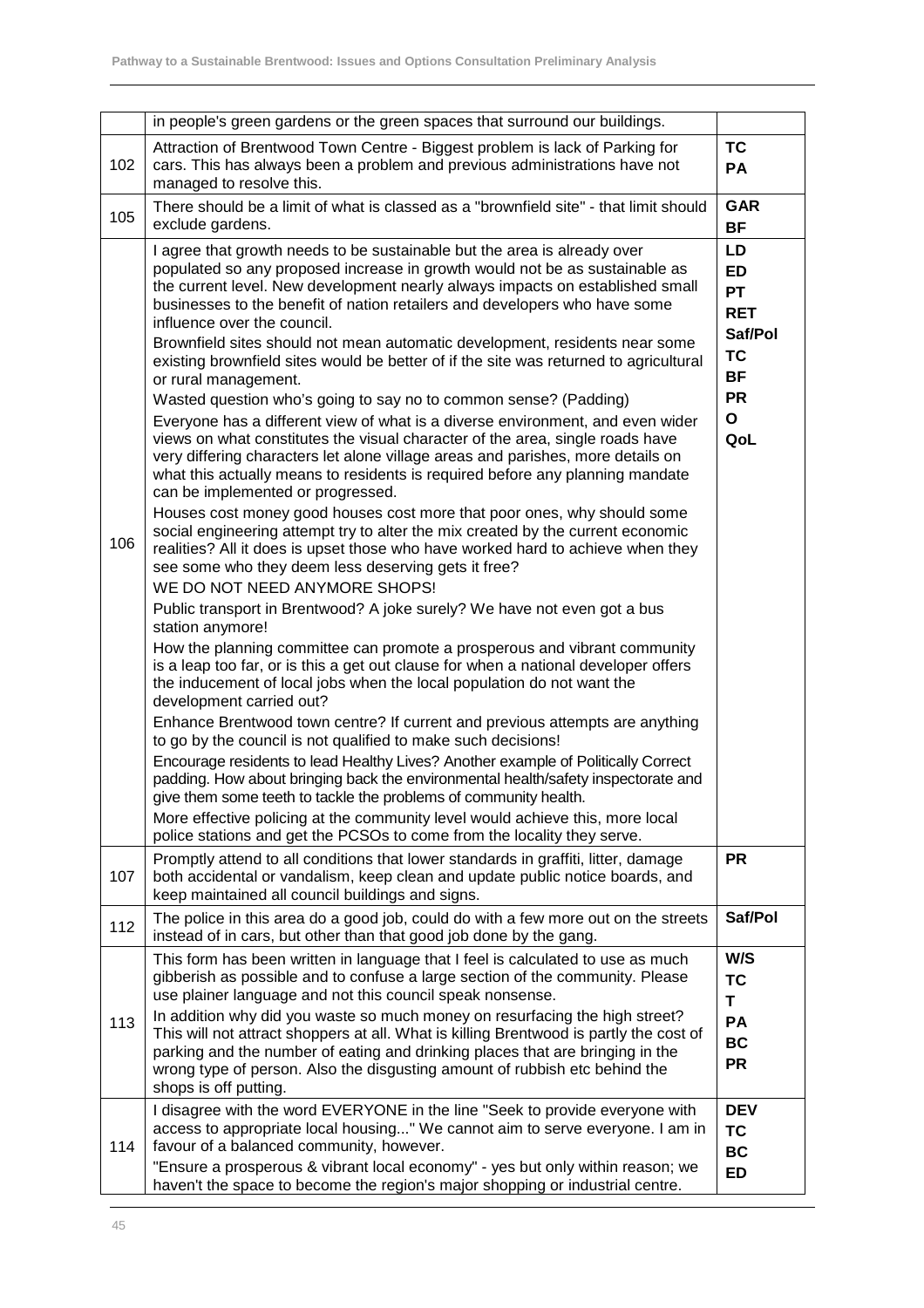|  |  |  |
|---|---|---|
|  | in people's green gardens or the green spaces that surround our buildings. |  |
| 102 | Attraction of Brentwood Town Centre - Biggest problem is lack of Parking for cars. This has always been a problem and previous administrations have not managed to resolve this. | **TC**<br>**PA** |
| 105 | There should be a limit of what is classed as a "brownfield site" - that limit should exclude gardens. | **GAR**<br>**BF** |
| 106 | I agree that growth needs to be sustainable but the area is already over populated so any proposed increase in growth would not be as sustainable as the current level. New development nearly always impacts on established small businesses to the benefit of nation retailers and developers who have some influence over the council.<br>Brownfield sites should not mean automatic development, residents near some existing brownfield sites would be better of if the site was returned to agricultural or rural management.<br>Wasted question who's going to say no to common sense? (Padding)<br>Everyone has a different view of what is a diverse environment, and even wider views on what constitutes the visual character of the area, single roads have very differing characters let alone village areas and parishes, more details on what this actually means to residents is required before any planning mandate can be implemented or progressed.<br>Houses cost money good houses cost more that poor ones, why should some social engineering attempt try to alter the mix created by the current economic realities? All it does is upset those who have worked hard to achieve when they see some who they deem less deserving gets it free?<br>WE DO NOT NEED ANYMORE SHOPS!<br>Public transport in Brentwood? A joke surely? We have not even got a bus station anymore!<br>How the planning committee can promote a prosperous and vibrant community is a leap too far, or is this a get out clause for when a national developer offers the inducement of local jobs when the local population do not want the development carried out?<br>Enhance Brentwood town centre? If current and previous attempts are anything to go by the council is not qualified to make such decisions!<br>Encourage residents to lead Healthy Lives? Another example of Politically Correct padding. How about bringing back the environmental health/safety inspectorate and give them some teeth to tackle the problems of community health.<br>More effective policing at the community level would achieve this, more local police stations and get the PCSOs to come from the locality they serve. | **LD**<br>**ED**<br>**PT**<br>**RET**<br>**Saf/Pol**<br>**TC**<br>**BF**<br>**PR**<br>**O**<br>**QoL** |
| 107 | Promptly attend to all conditions that lower standards in graffiti, litter, damage both accidental or vandalism, keep clean and update public notice boards, and keep maintained all council buildings and signs. | **PR** |
| 112 | The police in this area do a good job, could do with a few more out on the streets instead of in cars, but other than that good job done by the gang. | **Saf/Pol** |
| 113 | This form has been written in language that I feel is calculated to use as much gibberish as possible and to confuse a large section of the community. Please use plainer language and not this council speak nonsense.<br>In addition why did you waste so much money on resurfacing the high street? This will not attract shoppers at all. What is killing Brentwood is partly the cost of parking and the number of eating and drinking places that are bringing in the wrong type of person. Also the disgusting amount of rubbish etc behind the shops is off putting. | **W/S**<br>**TC**<br>**T**<br>**PA**<br>**BC**<br>**PR** |
| 114 | I disagree with the word EVERYONE in the line "Seek to provide everyone with access to appropriate local housing..." We cannot aim to serve everyone. I am in favour of a balanced community, however.<br>"Ensure a prosperous & vibrant local economy" - yes but only within reason; we haven't the space to become the region's major shopping or industrial centre. | **DEV**<br>**TC**<br>**BC**<br>**ED** |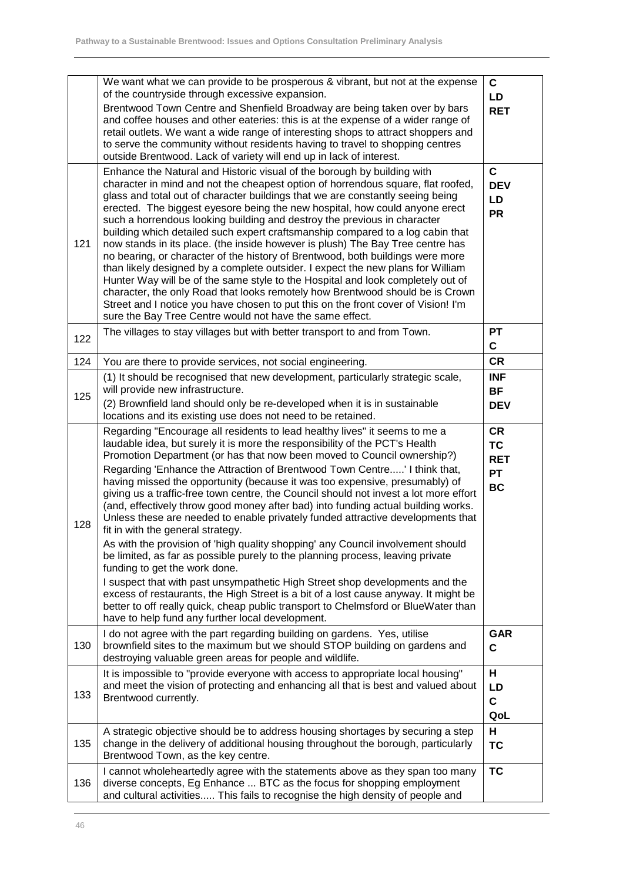| | | |
|---|---|---|
| | We want what we can provide to be prosperous & vibrant, but not at the expense of the countryside through excessive expansion.<br>Brentwood Town Centre and Shenfield Broadway are being taken over by bars and coffee houses and other eateries: this is at the expense of a wider range of retail outlets. We want a wide range of interesting shops to attract shoppers and to serve the community without residents having to travel to shopping centres outside Brentwood. Lack of variety will end up in lack of interest. | **C**<br>**LD**<br>**RET** |
| 121 | Enhance the Natural and Historic visual of the borough by building with character in mind and not the cheapest option of horrendous square, flat roofed, glass and total out of character buildings that we are constantly seeing being erected. The biggest eyesore being the new hospital, how could anyone erect such a horrendous looking building and destroy the previous in character building which detailed such expert craftsmanship compared to a log cabin that now stands in its place. (the inside however is plush) The Bay Tree centre has no bearing, or character of the history of Brentwood, both buildings were more than likely designed by a complete outsider. I expect the new plans for William Hunter Way will be of the same style to the Hospital and look completely out of character, the only Road that looks remotely how Brentwood should be is Crown Street and I notice you have chosen to put this on the front cover of Vision! I'm sure the Bay Tree Centre would not have the same effect. | **C**<br>**DEV**<br>**LD**<br>**PR** |
| 122 | The villages to stay villages but with better transport to and from Town. | **PT**<br>**C** |
| 124 | You are there to provide services, not social engineering. | **CR** |
| 125 | (1) It should be recognised that new development, particularly strategic scale, will provide new infrastructure.<br>(2) Brownfield land should only be re-developed when it is in sustainable locations and its existing use does not need to be retained. | **INF**<br>**BF**<br>**DEV** |
| 128 | Regarding "Encourage all residents to lead healthy lives" it seems to me a laudable idea, but surely it is more the responsibility of the PCT's Health Promotion Department (or has that now been moved to Council ownership?)<br>Regarding 'Enhance the Attraction of Brentwood Town Centre.....' I think that, having missed the opportunity (because it was too expensive, presumably) of giving us a traffic-free town centre, the Council should not invest a lot more effort (and, effectively throw good money after bad) into funding actual building works. Unless these are needed to enable privately funded attractive developments that fit in with the general strategy.<br>As with the provision of 'high quality shopping' any Council involvement should be limited, as far as possible purely to the planning process, leaving private funding to get the work done.<br>I suspect that with past unsympathetic High Street shop developments and the excess of restaurants, the High Street is a bit of a lost cause anyway. It might be better to off really quick, cheap public transport to Chelmsford or BlueWater than have to help fund any further local development. | **CR**<br>**TC**<br>**RET**<br>**PT**<br>**BC** |
| 130 | I do not agree with the part regarding building on gardens. Yes, utilise brownfield sites to the maximum but we should STOP building on gardens and destroying valuable green areas for people and wildlife. | **GAR**<br>**C** |
| 133 | It is impossible to "provide everyone with access to appropriate local housing" and meet the vision of protecting and enhancing all that is best and valued about Brentwood currently. | **H**<br>**LD**<br>**C**<br>**QoL** |
| 135 | A strategic objective should be to address housing shortages by securing a step change in the delivery of additional housing throughout the borough, particularly Brentwood Town, as the key centre. | **H**<br>**TC** |
| 136 | I cannot wholeheartedly agree with the statements above as they span too many diverse concepts, Eg Enhance ... BTC as the focus for shopping employment and cultural activities..... This fails to recognise the high density of people and | **TC** |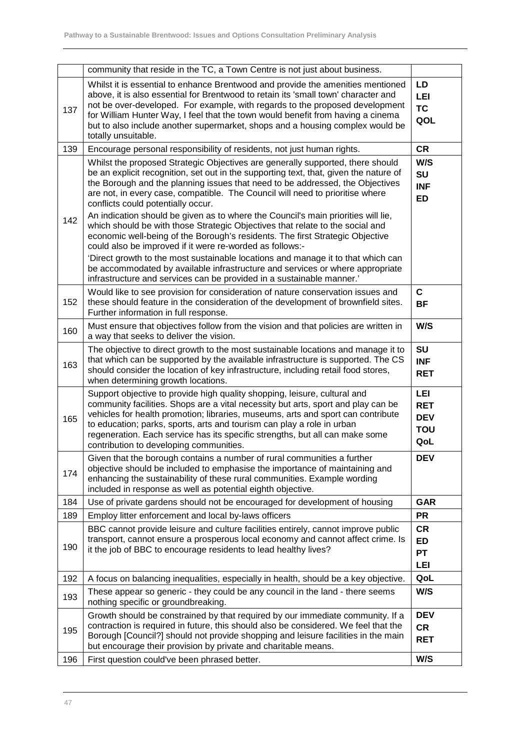|  |  |  |
|---|---|---|
|  | community that reside in the TC, a Town Centre is not just about business. |  |
| 137 | Whilst it is essential to enhance Brentwood and provide the amenities mentioned above, it is also essential for Brentwood to retain its 'small town' character and not be over-developed. For example, with regards to the proposed development for William Hunter Way, I feel that the town would benefit from having a cinema but to also include another supermarket, shops and a housing complex would be totally unsuitable. | **LD** **LEI** **TC** **QOL** |
| 139 | Encourage personal responsibility of residents, not just human rights. | **CR** |
| 142 | Whilst the proposed Strategic Objectives are generally supported, there should be an explicit recognition, set out in the supporting text, that, given the nature of the Borough and the planning issues that need to be addressed, the Objectives are not, in every case, compatible. The Council will need to prioritise where conflicts could potentially occur.<br>An indication should be given as to where the Council's main priorities will lie, which should be with those Strategic Objectives that relate to the social and economic well-being of the Borough's residents. The first Strategic Objective could also be improved if it were re-worded as follows:-<br>'Direct growth to the most sustainable locations and manage it to that which can be accommodated by available infrastructure and services or where appropriate infrastructure and services can be provided in a sustainable manner.' | **W/S** **SU** **INF** **ED** |
| 152 | Would like to see provision for consideration of nature conservation issues and these should feature in the consideration of the development of brownfield sites. Further information in full response. | **C** **BF** |
| 160 | Must ensure that objectives follow from the vision and that policies are written in a way that seeks to deliver the vision. | **W/S** |
| 163 | The objective to direct growth to the most sustainable locations and manage it to that which can be supported by the available infrastructure is supported. The CS should consider the location of key infrastructure, including retail food stores, when determining growth locations. | **SU** **INF** **RET** |
| 165 | Support objective to provide high quality shopping, leisure, cultural and community facilities. Shops are a vital necessity but arts, sport and play can be vehicles for health promotion; libraries, museums, arts and sport can contribute to education; parks, sports, arts and tourism can play a role in urban regeneration. Each service has its specific strengths, but all can make some contribution to developing communities. | **LEI** **RET** **DEV** **TOU** **QoL** |
| 174 | Given that the borough contains a number of rural communities a further objective should be included to emphasise the importance of maintaining and enhancing the sustainability of these rural communities. Example wording included in response as well as potential eighth objective. | **DEV** |
| 184 | Use of private gardens should not be encouraged for development of housing | **GAR** |
| 189 | Employ litter enforcement and local by-laws officers | **PR** |
| 190 | BBC cannot provide leisure and culture facilities entirely, cannot improve public transport, cannot ensure a prosperous local economy and cannot affect crime. Is it the job of BBC to encourage residents to lead healthy lives? | **CR** **ED** **PT** **LEI** |
| 192 | A focus on balancing inequalities, especially in health, should be a key objective. | **QoL** |
| 193 | These appear so generic - they could be any council in the land - there seems nothing specific or groundbreaking. | **W/S** |
| 195 | Growth should be constrained by that required by our immediate community. If a contraction is required in future, this should also be considered. We feel that the Borough [Council?] should not provide shopping and leisure facilities in the main but encourage their provision by private and charitable means. | **DEV** **CR** **RET** |
| 196 | First question could've been phrased better. | **W/S** |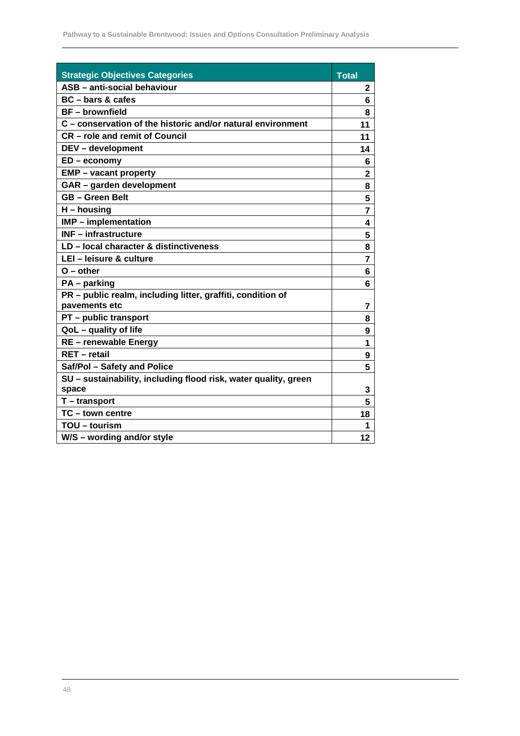| Strategic Objectives Categories | Total |
|---|---|
| ASB – anti-social behaviour | 2 |
| BC – bars & cafes | 6 |
| BF – brownfield | 8 |
| C – conservation of the historic and/or natural environment | 11 |
| CR – role and remit of Council | 11 |
| DEV – development | 14 |
| ED – economy | 6 |
| EMP – vacant property | 2 |
| GAR – garden development | 8 |
| GB – Green Belt | 5 |
| H – housing | 7 |
| IMP – implementation | 4 |
| INF – infrastructure | 5 |
| LD – local character & distinctiveness | 8 |
| LEI – leisure & culture | 7 |
| O – other | 6 |
| PA – parking | 6 |
| PR – public realm, including litter, graffiti, condition of pavements etc | 7 |
| PT – public transport | 8 |
| QoL – quality of life | 9 |
| RE – renewable Energy | 1 |
| RET – retail | 9 |
| Saf/Pol – Safety and Police | 5 |
| SU – sustainability, including flood risk, water quality, green space | 3 |
| T – transport | 5 |
| TC – town centre | 18 |
| TOU – tourism | 1 |
| W/S – wording and/or style | 12 |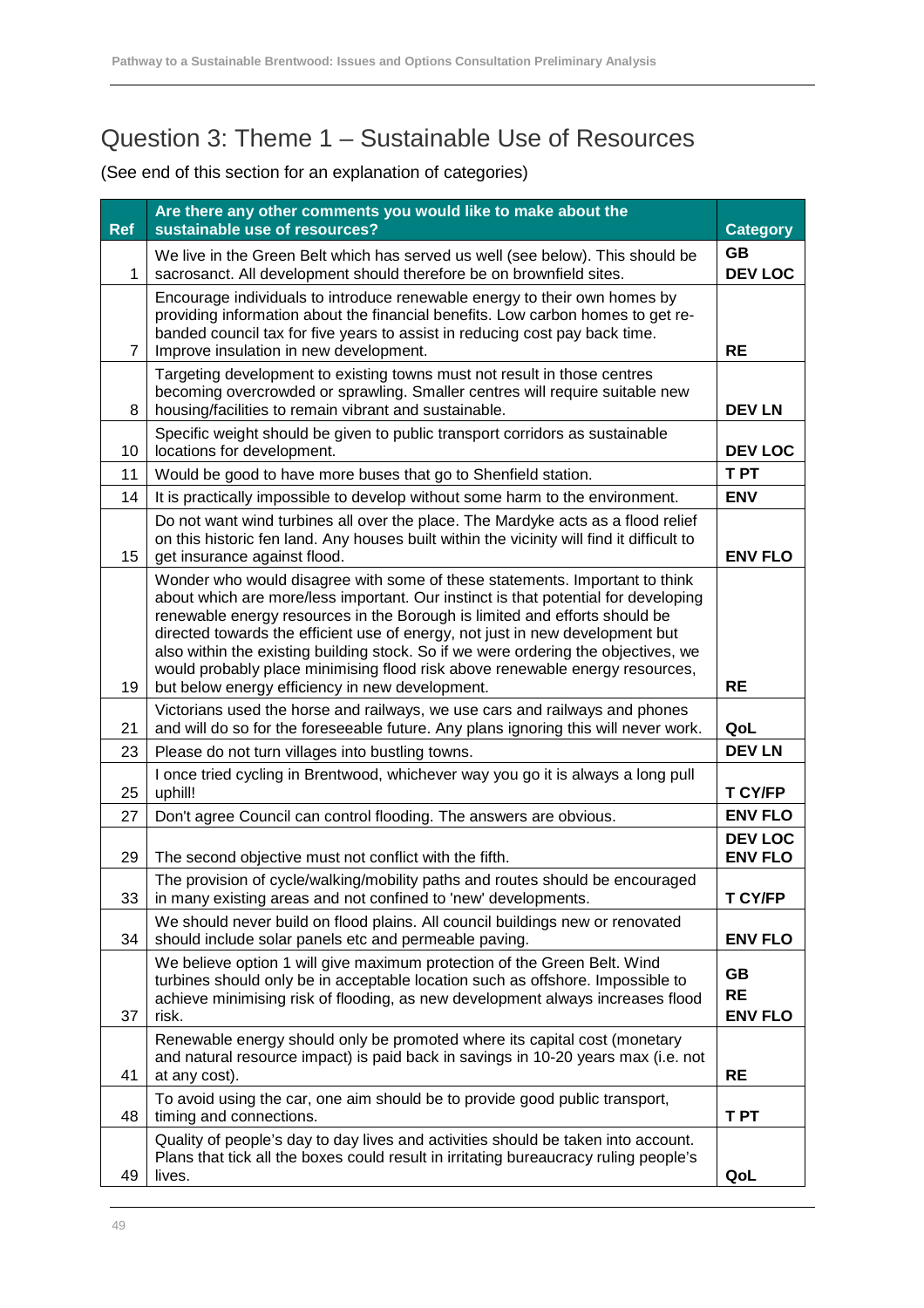## Question 3: Theme 1 – Sustainable Use of Resources

(See end of this section for an explanation of categories)

| Ref | Are there any other comments you would like to make about the sustainable use of resources? | Category |
|---|---|---|
| 1 | We live in the Green Belt which has served us well (see below). This should be sacrosanct. All development should therefore be on brownfield sites. | GB<br>DEV LOC |
| 7 | Encourage individuals to introduce renewable energy to their own homes by providing information about the financial benefits. Low carbon homes to get re-banded council tax for five years to assist in reducing cost pay back time. Improve insulation in new development. | RE |
| 8 | Targeting development to existing towns must not result in those centres becoming overcrowded or sprawling. Smaller centres will require suitable new housing/facilities to remain vibrant and sustainable. | DEV LN |
| 10 | Specific weight should be given to public transport corridors as sustainable locations for development. | DEV LOC |
| 11 | Would be good to have more buses that go to Shenfield station. | T PT |
| 14 | It is practically impossible to develop without some harm to the environment. | ENV |
| 15 | Do not want wind turbines all over the place. The Mardyke acts as a flood relief on this historic fen land. Any houses built within the vicinity will find it difficult to get insurance against flood. | ENV FLO |
| 19 | Wonder who would disagree with some of these statements. Important to think about which are more/less important. Our instinct is that potential for developing renewable energy resources in the Borough is limited and efforts should be directed towards the efficient use of energy, not just in new development but also within the existing building stock. So if we were ordering the objectives, we would probably place minimising flood risk above renewable energy resources, but below energy efficiency in new development. | RE |
| 21 | Victorians used the horse and railways, we use cars and railways and phones and will do so for the foreseeable future. Any plans ignoring this will never work. | QoL |
| 23 | Please do not turn villages into bustling towns. | DEV LN |
| 25 | I once tried cycling in Brentwood, whichever way you go it is always a long pull uphill! | T CY/FP |
| 27 | Don't agree Council can control flooding. The answers are obvious. | ENV FLO |
| 29 | The second objective must not conflict with the fifth. | DEV LOC<br>ENV FLO |
| 33 | The provision of cycle/walking/mobility paths and routes should be encouraged in many existing areas and not confined to 'new' developments. | T CY/FP |
| 34 | We should never build on flood plains. All council buildings new or renovated should include solar panels etc and permeable paving. | ENV FLO |
| 37 | We believe option 1 will give maximum protection of the Green Belt. Wind turbines should only be in acceptable location such as offshore. Impossible to achieve minimising risk of flooding, as new development always increases flood risk. | GB<br>RE<br>ENV FLO |
| 41 | Renewable energy should only be promoted where its capital cost (monetary and natural resource impact) is paid back in savings in 10-20 years max (i.e. not at any cost). | RE |
| 48 | To avoid using the car, one aim should be to provide good public transport, timing and connections. | T PT |
| 49 | Quality of people's day to day lives and activities should be taken into account. Plans that tick all the boxes could result in irritating bureaucracy ruling people's lives. | QoL |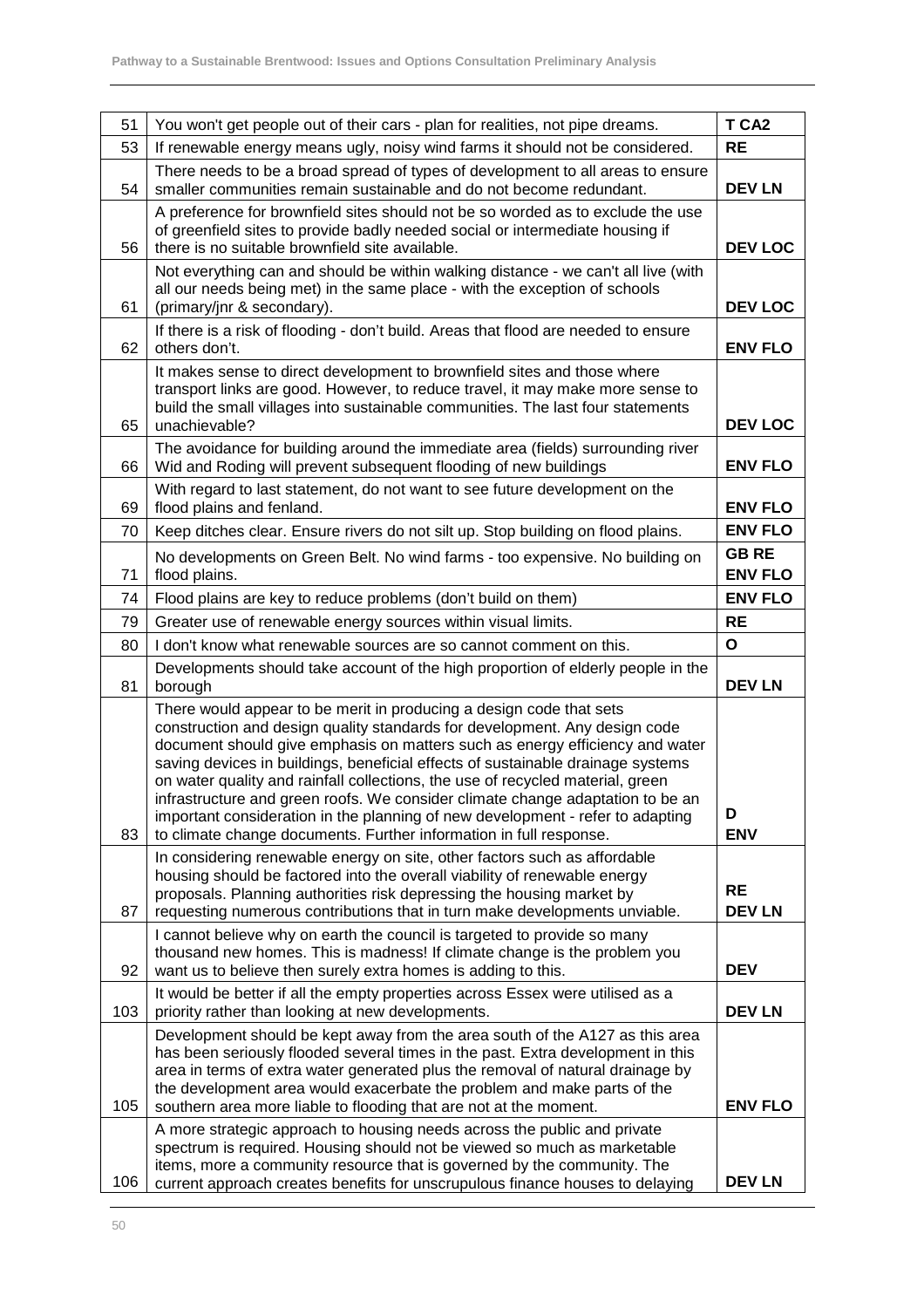| | | |
|---|---|---|
| 51 | You won't get people out of their cars - plan for realities, not pipe dreams. | **T CA2** |
| 53 | If renewable energy means ugly, noisy wind farms it should not be considered. | **RE** |
| 54 | There needs to be a broad spread of types of development to all areas to ensure smaller communities remain sustainable and do not become redundant. | **DEV LN** |
| 56 | A preference for brownfield sites should not be so worded as to exclude the use of greenfield sites to provide badly needed social or intermediate housing if there is no suitable brownfield site available. | **DEV LOC** |
| 61 | Not everything can and should be within walking distance - we can't all live (with all our needs being met) in the same place - with the exception of schools (primary/jnr & secondary). | **DEV LOC** |
| 62 | If there is a risk of flooding - don't build. Areas that flood are needed to ensure others don't. | **ENV FLO** |
| 65 | It makes sense to direct development to brownfield sites and those where transport links are good. However, to reduce travel, it may make more sense to build the small villages into sustainable communities. The last four statements unachievable? | **DEV LOC** |
| 66 | The avoidance for building around the immediate area (fields) surrounding river Wid and Roding will prevent subsequent flooding of new buildings | **ENV FLO** |
| 69 | With regard to last statement, do not want to see future development on the flood plains and fenland. | **ENV FLO** |
| 70 | Keep ditches clear. Ensure rivers do not silt up. Stop building on flood plains. | **ENV FLO** |
| 71 | No developments on Green Belt. No wind farms - too expensive. No building on flood plains. | **GB RE ENV FLO** |
| 74 | Flood plains are key to reduce problems (don't build on them) | **ENV FLO** |
| 79 | Greater use of renewable energy sources within visual limits. | **RE** |
| 80 | I don't know what renewable sources are so cannot comment on this. | **O** |
| 81 | Developments should take account of the high proportion of elderly people in the borough | **DEV LN** |
| 83 | There would appear to be merit in producing a design code that sets construction and design quality standards for development. Any design code document should give emphasis on matters such as energy efficiency and water saving devices in buildings, beneficial effects of sustainable drainage systems on water quality and rainfall collections, the use of recycled material, green infrastructure and green roofs. We consider climate change adaptation to be an important consideration in the planning of new development - refer to adapting to climate change documents. Further information in full response. | **D ENV** |
| 87 | In considering renewable energy on site, other factors such as affordable housing should be factored into the overall viability of renewable energy proposals. Planning authorities risk depressing the housing market by requesting numerous contributions that in turn make developments unviable. | **RE DEV LN** |
| 92 | I cannot believe why on earth the council is targeted to provide so many thousand new homes. This is madness! If climate change is the problem you want us to believe then surely extra homes is adding to this. | **DEV** |
| 103 | It would be better if all the empty properties across Essex were utilised as a priority rather than looking at new developments. | **DEV LN** |
| 105 | Development should be kept away from the area south of the A127 as this area has been seriously flooded several times in the past. Extra development in this area in terms of extra water generated plus the removal of natural drainage by the development area would exacerbate the problem and make parts of the southern area more liable to flooding that are not at the moment. | **ENV FLO** |
| 106 | A more strategic approach to housing needs across the public and private spectrum is required. Housing should not be viewed so much as marketable items, more a community resource that is governed by the community. The current approach creates benefits for unscrupulous finance houses to delaying | **DEV LN** |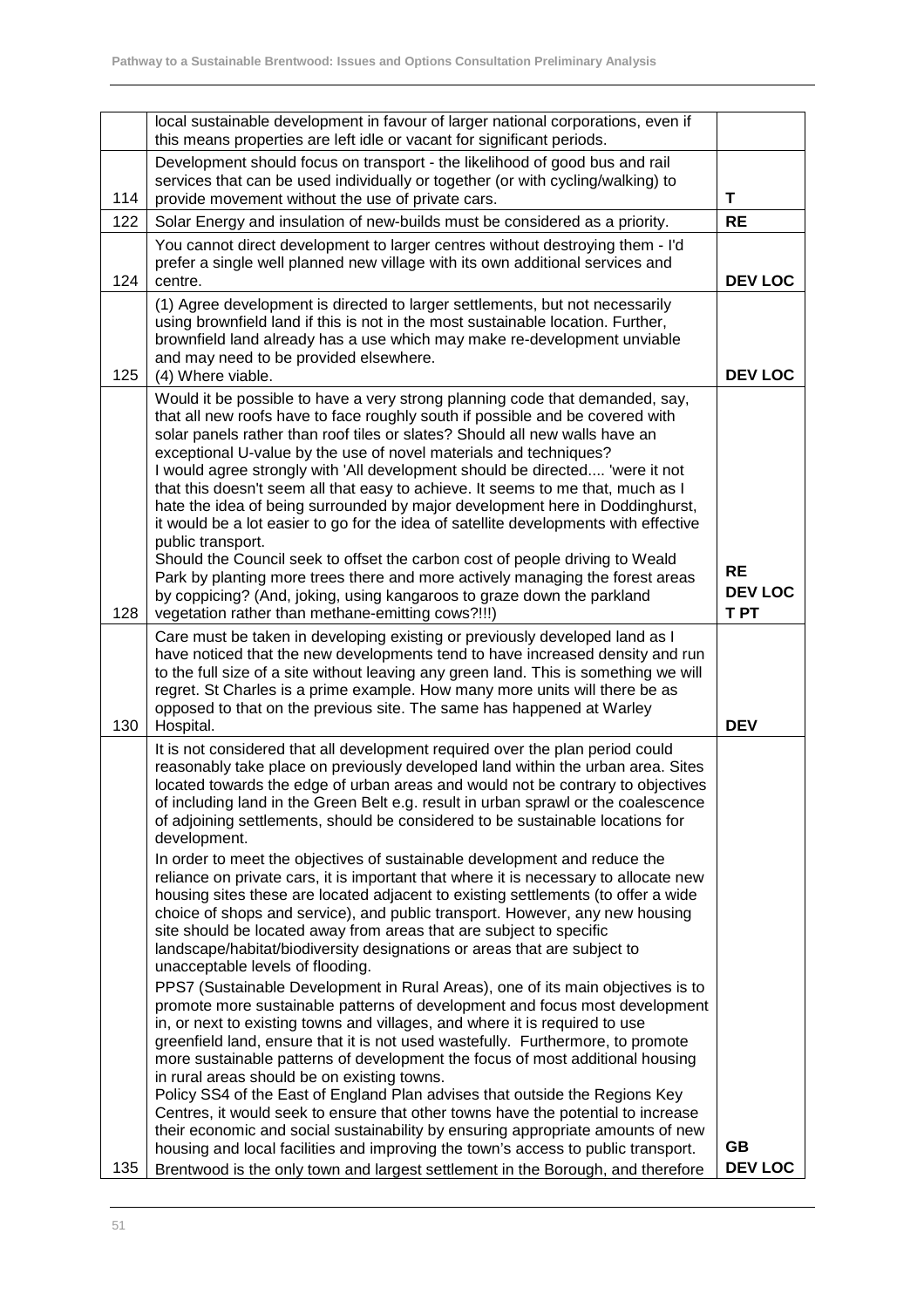|  | local sustainable development in favour of larger national corporations, even if this means properties are left idle or vacant for significant periods. |  |
|---|---|---|
| 114 | Development should focus on transport - the likelihood of good bus and rail services that can be used individually or together (or with cycling/walking) to provide movement without the use of private cars. | T |
| 122 | Solar Energy and insulation of new-builds must be considered as a priority. | RE |
| 124 | You cannot direct development to larger centres without destroying them - I'd prefer a single well planned new village with its own additional services and centre. | DEV LOC |
| 125 | (1) Agree development is directed to larger settlements, but not necessarily using brownfield land if this is not in the most sustainable location. Further, brownfield land already has a use which may make re-development unviable and may need to be provided elsewhere.<br>(4) Where viable. | DEV LOC |
| 128 | Would it be possible to have a very strong planning code that demanded, say, that all new roofs have to face roughly south if possible and be covered with solar panels rather than roof tiles or slates? Should all new walls have an exceptional U-value by the use of novel materials and techniques?<br>I would agree strongly with 'All development should be directed.... 'were it not that this doesn't seem all that easy to achieve. It seems to me that, much as I hate the idea of being surrounded by major development here in Doddinghurst, it would be a lot easier to go for the idea of satellite developments with effective public transport.<br>Should the Council seek to offset the carbon cost of people driving to Weald Park by planting more trees there and more actively managing the forest areas by coppicing? (And, joking, using kangaroos to graze down the parkland vegetation rather than methane-emitting cows?!!!) | RE<br>DEV LOC<br>T PT |
| 130 | Care must be taken in developing existing or previously developed land as I have noticed that the new developments tend to have increased density and run to the full size of a site without leaving any green land. This is something we will regret. St Charles is a prime example. How many more units will there be as opposed to that on the previous site. The same has happened at Warley Hospital. | DEV |
| 135 | It is not considered that all development required over the plan period could reasonably take place on previously developed land within the urban area. Sites located towards the edge of urban areas and would not be contrary to objectives of including land in the Green Belt e.g. result in urban sprawl or the coalescence of adjoining settlements, should be considered to be sustainable locations for development.<br>In order to meet the objectives of sustainable development and reduce the reliance on private cars, it is important that where it is necessary to allocate new housing sites these are located adjacent to existing settlements (to offer a wide choice of shops and service), and public transport. However, any new housing site should be located away from areas that are subject to specific landscape/habitat/biodiversity designations or areas that are subject to unacceptable levels of flooding.<br>PPS7 (Sustainable Development in Rural Areas), one of its main objectives is to promote more sustainable patterns of development and focus most development in, or next to existing towns and villages, and where it is required to use greenfield land, ensure that it is not used wastefully. Furthermore, to promote more sustainable patterns of development the focus of most additional housing in rural areas should be on existing towns.<br>Policy SS4 of the East of England Plan advises that outside the Regions Key Centres, it would seek to ensure that other towns have the potential to increase their economic and social sustainability by ensuring appropriate amounts of new housing and local facilities and improving the town's access to public transport.<br>Brentwood is the only town and largest settlement in the Borough, and therefore | GB<br>DEV LOC |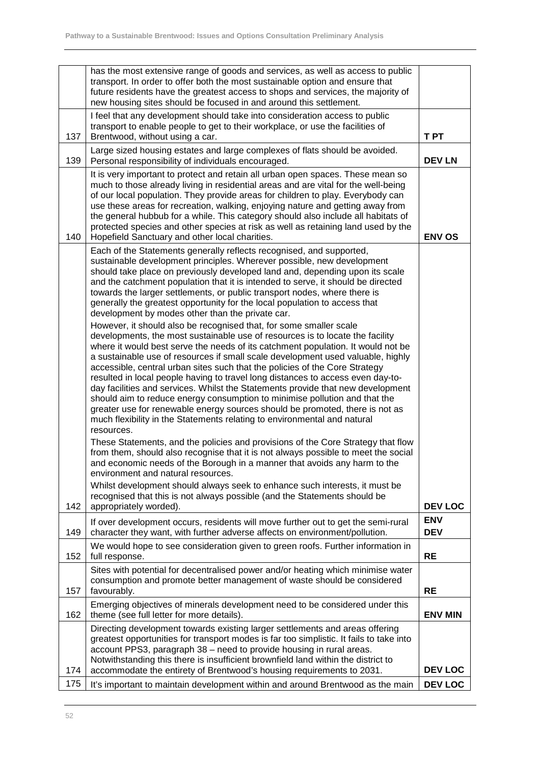|  |  |  |
|---|---|---|
|  | has the most extensive range of goods and services, as well as access to public transport. In order to offer both the most sustainable option and ensure that future residents have the greatest access to shops and services, the majority of new housing sites should be focused in and around this settlement. |  |
| 137 | I feel that any development should take into consideration access to public transport to enable people to get to their workplace, or use the facilities of Brentwood, without using a car. | T PT |
| 139 | Large sized housing estates and large complexes of flats should be avoided. Personal responsibility of individuals encouraged. | DEV LN |
| 140 | It is very important to protect and retain all urban open spaces. These mean so much to those already living in residential areas and are vital for the well-being of our local population. They provide areas for children to play. Everybody can use these areas for recreation, walking, enjoying nature and getting away from the general hubbub for a while. This category should also include all habitats of protected species and other species at risk as well as retaining land used by the Hopefield Sanctuary and other local charities. | ENV OS |
| 142 | Each of the Statements generally reflects recognised, and supported, sustainable development principles. Wherever possible, new development should take place on previously developed land and, depending upon its scale and the catchment population that it is intended to serve, it should be directed towards the larger settlements, or public transport nodes, where there is generally the greatest opportunity for the local population to access that development by modes other than the private car.<br>However, it should also be recognised that, for some smaller scale developments, the most sustainable use of resources is to locate the facility where it would best serve the needs of its catchment population. It would not be a sustainable use of resources if small scale development used valuable, highly accessible, central urban sites such that the policies of the Core Strategy resulted in local people having to travel long distances to access even day-to-day facilities and services. Whilst the Statements provide that new development should aim to reduce energy consumption to minimise pollution and that the greater use for renewable energy sources should be promoted, there is not as much flexibility in the Statements relating to environmental and natural resources.<br>These Statements, and the policies and provisions of the Core Strategy that flow from them, should also recognise that it is not always possible to meet the social and economic needs of the Borough in a manner that avoids any harm to the environment and natural resources.<br>Whilst development should always seek to enhance such interests, it must be recognised that this is not always possible (and the Statements should be appropriately worded). | DEV LOC |
| 149 | If over development occurs, residents will move further out to get the semi-rural character they want, with further adverse affects on environment/pollution. | ENV<br>DEV |
| 152 | We would hope to see consideration given to green roofs. Further information in full response. | RE |
| 157 | Sites with potential for decentralised power and/or heating which minimise water consumption and promote better management of waste should be considered favourably. | RE |
| 162 | Emerging objectives of minerals development need to be considered under this theme (see full letter for more details). | ENV MIN |
| 174 | Directing development towards existing larger settlements and areas offering greatest opportunities for transport modes is far too simplistic. It fails to take into account PPS3, paragraph 38 – need to provide housing in rural areas. Notwithstanding this there is insufficient brownfield land within the district to accommodate the entirety of Brentwood's housing requirements to 2031. | DEV LOC |
| 175 | It's important to maintain development within and around Brentwood as the main | DEV LOC |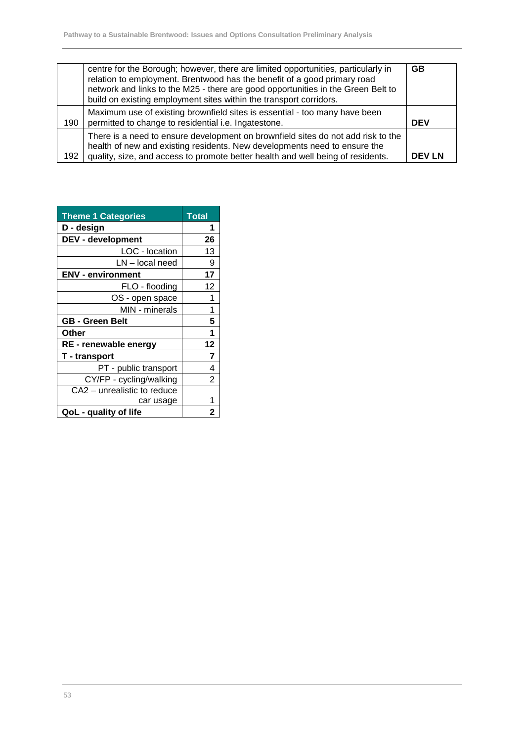|  |  |  |
|---|---|---|
|  | centre for the Borough; however, there are limited opportunities, particularly in relation to employment. Brentwood has the benefit of a good primary road network and links to the M25 - there are good opportunities in the Green Belt to build on existing employment sites within the transport corridors. | **GB** |
| 190 | Maximum use of existing brownfield sites is essential - too many have been permitted to change to residential i.e. Ingatestone. | **DEV** |
| 192 | There is a need to ensure development on brownfield sites do not add risk to the health of new and existing residents. New developments need to ensure the quality, size, and access to promote better health and well being of residents. | **DEV LN** |

| Theme 1 Categories | Total |
|---|---|
| **D - design** | **1** |
| **DEV - development** | **26** |
| LOC - location | 13 |
| LN – local need | 9 |
| **ENV - environment** | **17** |
| FLO - flooding | 12 |
| OS - open space | 1 |
| MIN - minerals | 1 |
| **GB - Green Belt** | **5** |
| **Other** | **1** |
| **RE - renewable energy** | **12** |
| **T - transport** | **7** |
| PT - public transport | 4 |
| CY/FP - cycling/walking | 2 |
| CA2 – unrealistic to reduce car usage | 1 |
| **QoL - quality of life** | **2** |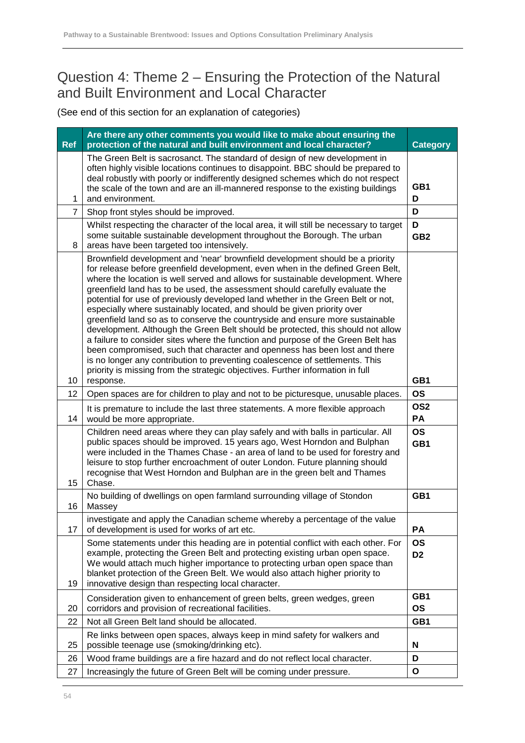## Question 4: Theme 2 – Ensuring the Protection of the Natural and Built Environment and Local Character

(See end of this section for an explanation of categories)

| Ref | Are there any other comments you would like to make about ensuring the protection of the natural and built environment and local character? | Category |
|---|---|---|
| 1 | The Green Belt is sacrosanct. The standard of design of new development in often highly visible locations continues to disappoint. BBC should be prepared to deal robustly with poorly or indifferently designed schemes which do not respect the scale of the town and are an ill-mannered response to the existing buildings and environment. | GB1 D |
| 7 | Shop front styles should be improved. | D |
| 8 | Whilst respecting the character of the local area, it will still be necessary to target some suitable sustainable development throughout the Borough. The urban areas have been targeted too intensively. | D GB2 |
| 10 | Brownfield development and 'near' brownfield development should be a priority for release before greenfield development, even when in the defined Green Belt, where the location is well served and allows for sustainable development. Where greenfield land has to be used, the assessment should carefully evaluate the potential for use of previously developed land whether in the Green Belt or not, especially where sustainably located, and should be given priority over greenfield land so as to conserve the countryside and ensure more sustainable development. Although the Green Belt should be protected, this should not allow a failure to consider sites where the function and purpose of the Green Belt has been compromised, such that character and openness has been lost and there is no longer any contribution to preventing coalescence of settlements. This priority is missing from the strategic objectives. Further information in full response. | GB1 |
| 12 | Open spaces are for children to play and not to be picturesque, unusable places. | OS |
| 14 | It is premature to include the last three statements. A more flexible approach would be more appropriate. | OS2 PA |
| 15 | Children need areas where they can play safely and with balls in particular. All public spaces should be improved. 15 years ago, West Horndon and Bulphan were included in the Thames Chase - an area of land to be used for forestry and leisure to stop further encroachment of outer London. Future planning should recognise that West Horndon and Bulphan are in the green belt and Thames Chase. | OS GB1 |
| 16 | No building of dwellings on open farmland surrounding village of Stondon Massey | GB1 |
| 17 | investigate and apply the Canadian scheme whereby a percentage of the value of development is used for works of art etc. | PA |
| 19 | Some statements under this heading are in potential conflict with each other. For example, protecting the Green Belt and protecting existing urban open space. We would attach much higher importance to protecting urban open space than blanket protection of the Green Belt. We would also attach higher priority to innovative design than respecting local character. | OS D2 |
| 20 | Consideration given to enhancement of green belts, green wedges, green corridors and provision of recreational facilities. | GB1 OS |
| 22 | Not all Green Belt land should be allocated. | GB1 |
| 25 | Re links between open spaces, always keep in mind safety for walkers and possible teenage use (smoking/drinking etc). | N |
| 26 | Wood frame buildings are a fire hazard and do not reflect local character. | D |
| 27 | Increasingly the future of Green Belt will be coming under pressure. | O |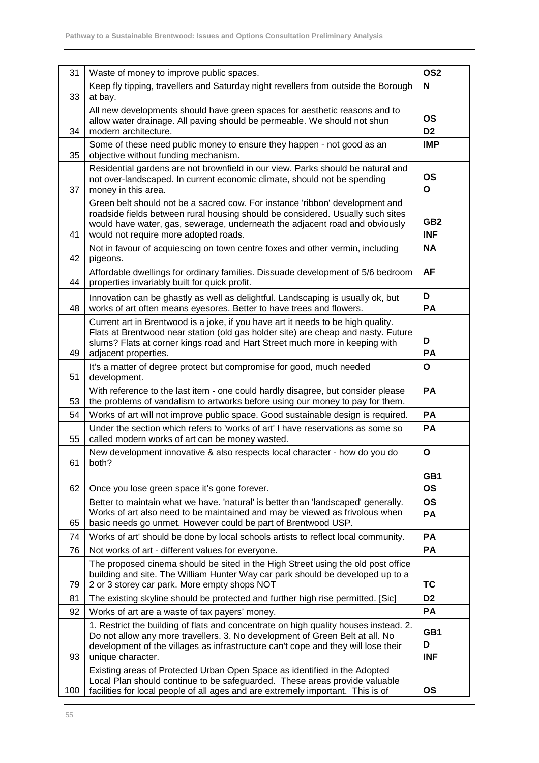| | | |
|---|---|---|
| 31 | Waste of money to improve public spaces. | **OS2** |
| 33 | Keep fly tipping, travellers and Saturday night revellers from outside the Borough at bay. | **N** |
| 34 | All new developments should have green spaces for aesthetic reasons and to allow water drainage. All paving should be permeable. We should not shun modern architecture. | **OS**<br>**D2** |
| 35 | Some of these need public money to ensure they happen - not good as an objective without funding mechanism. | **IMP** |
| 37 | Residential gardens are not brownfield in our view. Parks should be natural and not over-landscaped. In current economic climate, should not be spending money in this area. | **OS**<br>**O** |
| 41 | Green belt should not be a sacred cow. For instance 'ribbon' development and roadside fields between rural housing should be considered. Usually such sites would have water, gas, sewerage, underneath the adjacent road and obviously would not require more adopted roads. | **GB2**<br>**INF** |
| 42 | Not in favour of acquiescing on town centre foxes and other vermin, including pigeons. | **NA** |
| 44 | Affordable dwellings for ordinary families. Dissuade development of 5/6 bedroom properties invariably built for quick profit. | **AF** |
| 48 | Innovation can be ghastly as well as delightful. Landscaping is usually ok, but works of art often means eyesores. Better to have trees and flowers. | **D**<br>**PA** |
| 49 | Current art in Brentwood is a joke, if you have art it needs to be high quality. Flats at Brentwood near station (old gas holder site) are cheap and nasty. Future slums? Flats at corner kings road and Hart Street much more in keeping with adjacent properties. | **D**<br>**PA** |
| 51 | It's a matter of degree protect but compromise for good, much needed development. | **O** |
| 53 | With reference to the last item - one could hardly disagree, but consider please the problems of vandalism to artworks before using our money to pay for them. | **PA** |
| 54 | Works of art will not improve public space. Good sustainable design is required. | **PA** |
| 55 | Under the section which refers to 'works of art' I have reservations as some so called modern works of art can be money wasted. | **PA** |
| 61 | New development innovative & also respects local character - how do you do both? | **O** |
| 62 | Once you lose green space it's gone forever. | **GB1**<br>**OS** |
| 65 | Better to maintain what we have. 'natural' is better than 'landscaped' generally. Works of art also need to be maintained and may be viewed as frivolous when basic needs go unmet. However could be part of Brentwood USP. | **OS**<br>**PA** |
| 74 | Works of art' should be done by local schools artists to reflect local community. | **PA** |
| 76 | Not works of art - different values for everyone. | **PA** |
| 79 | The proposed cinema should be sited in the High Street using the old post office building and site. The William Hunter Way car park should be developed up to a 2 or 3 storey car park. More empty shops NOT | **TC** |
| 81 | The existing skyline should be protected and further high rise permitted. [Sic] | **D2** |
| 92 | Works of art are a waste of tax payers' money. | **PA** |
| 93 | 1. Restrict the building of flats and concentrate on high quality houses instead. 2. Do not allow any more travellers. 3. No development of Green Belt at all. No development of the villages as infrastructure can't cope and they will lose their unique character. | **GB1**<br>**D**<br>**INF** |
| 100 | Existing areas of Protected Urban Open Space as identified in the Adopted Local Plan should continue to be safeguarded. These areas provide valuable facilities for local people of all ages and are extremely important. This is of | **OS** |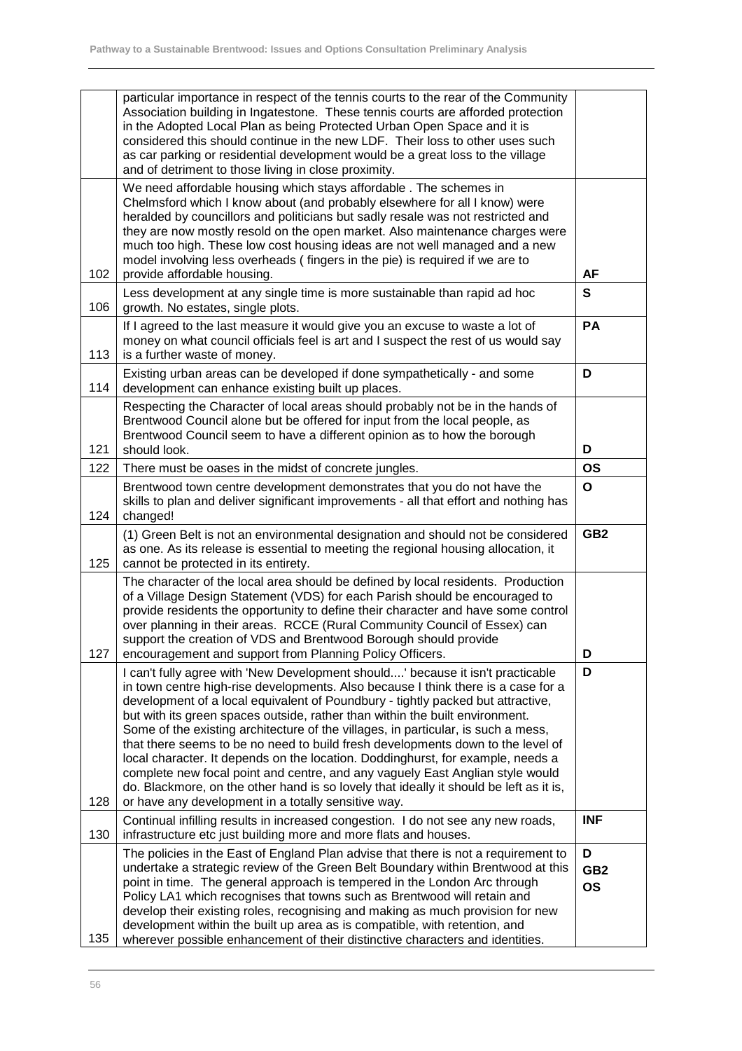| | | |
|---|---|---|
| | particular importance in respect of the tennis courts to the rear of the Community Association building in Ingatestone. These tennis courts are afforded protection in the Adopted Local Plan as being Protected Urban Open Space and it is considered this should continue in the new LDF. Their loss to other uses such as car parking or residential development would be a great loss to the village and of detriment to those living in close proximity. | |
| 102 | We need affordable housing which stays affordable . The schemes in Chelmsford which I know about (and probably elsewhere for all I know) were heralded by councillors and politicians but sadly resale was not restricted and they are now mostly resold on the open market. Also maintenance charges were much too high. These low cost housing ideas are not well managed and a new model involving less overheads ( fingers in the pie) is required if we are to provide affordable housing. | **AF** |
| 106 | Less development at any single time is more sustainable than rapid ad hoc growth. No estates, single plots. | **S** |
| 113 | If I agreed to the last measure it would give you an excuse to waste a lot of money on what council officials feel is art and I suspect the rest of us would say is a further waste of money. | **PA** |
| 114 | Existing urban areas can be developed if done sympathetically - and some development can enhance existing built up places. | **D** |
| 121 | Respecting the Character of local areas should probably not be in the hands of Brentwood Council alone but be offered for input from the local people, as Brentwood Council seem to have a different opinion as to how the borough should look. | **D** |
| 122 | There must be oases in the midst of concrete jungles. | **OS** |
| 124 | Brentwood town centre development demonstrates that you do not have the skills to plan and deliver significant improvements - all that effort and nothing has changed! | **O** |
| 125 | (1) Green Belt is not an environmental designation and should not be considered as one. As its release is essential to meeting the regional housing allocation, it cannot be protected in its entirety. | **GB2** |
| 127 | The character of the local area should be defined by local residents. Production of a Village Design Statement (VDS) for each Parish should be encouraged to provide residents the opportunity to define their character and have some control over planning in their areas. RCCE (Rural Community Council of Essex) can support the creation of VDS and Brentwood Borough should provide encouragement and support from Planning Policy Officers. | **D** |
| 128 | I can't fully agree with 'New Development should....' because it isn't practicable in town centre high-rise developments. Also because I think there is a case for a development of a local equivalent of Poundbury - tightly packed but attractive, but with its green spaces outside, rather than within the built environment. Some of the existing architecture of the villages, in particular, is such a mess, that there seems to be no need to build fresh developments down to the level of local character. It depends on the location. Doddinghurst, for example, needs a complete new focal point and centre, and any vaguely East Anglian style would do. Blackmore, on the other hand is so lovely that ideally it should be left as it is, or have any development in a totally sensitive way. | **D** |
| 130 | Continual infilling results in increased congestion. I do not see any new roads, infrastructure etc just building more and more flats and houses. | **INF** |
| 135 | The policies in the East of England Plan advise that there is not a requirement to undertake a strategic review of the Green Belt Boundary within Brentwood at this point in time. The general approach is tempered in the London Arc through Policy LA1 which recognises that towns such as Brentwood will retain and develop their existing roles, recognising and making as much provision for new development within the built up area as is compatible, with retention, and wherever possible enhancement of their distinctive characters and identities. | **D**<br>**GB2**<br>**OS** |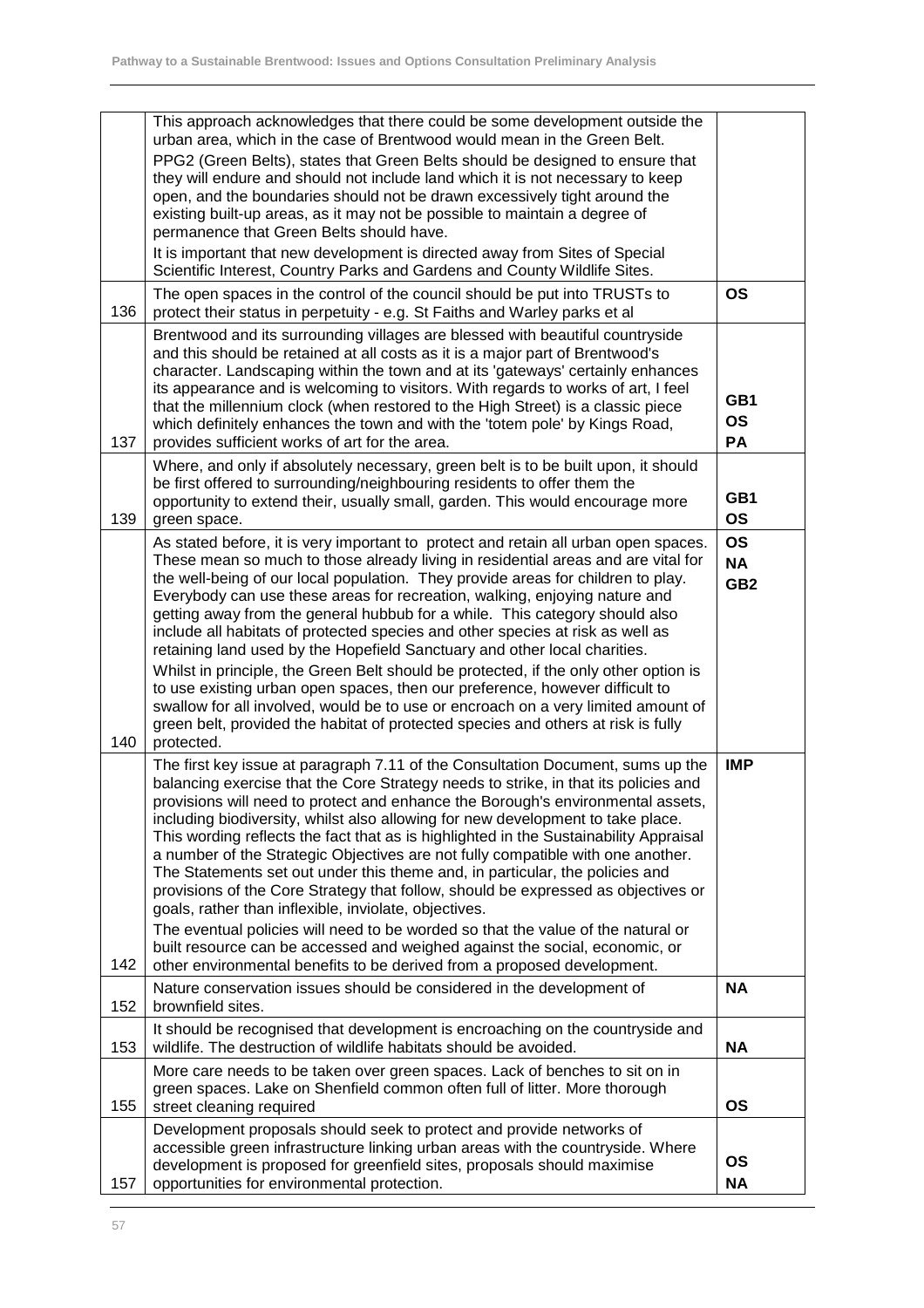| | | |
|---|---|---|
| | This approach acknowledges that there could be some development outside the urban area, which in the case of Brentwood would mean in the Green Belt. PPG2 (Green Belts), states that Green Belts should be designed to ensure that they will endure and should not include land which it is not necessary to keep open, and the boundaries should not be drawn excessively tight around the existing built-up areas, as it may not be possible to maintain a degree of permanence that Green Belts should have. It is important that new development is directed away from Sites of Special Scientific Interest, Country Parks and Gardens and County Wildlife Sites. | |
| 136 | The open spaces in the control of the council should be put into TRUSTs to protect their status in perpetuity - e.g. St Faiths and Warley parks et al | **OS** |
| 137 | Brentwood and its surrounding villages are blessed with beautiful countryside and this should be retained at all costs as it is a major part of Brentwood's character. Landscaping within the town and at its 'gateways' certainly enhances its appearance and is welcoming to visitors. With regards to works of art, I feel that the millennium clock (when restored to the High Street) is a classic piece which definitely enhances the town and with the 'totem pole' by Kings Road, provides sufficient works of art for the area. | **GB1** **OS** **PA** |
| 139 | Where, and only if absolutely necessary, green belt is to be built upon, it should be first offered to surrounding/neighbouring residents to offer them the opportunity to extend their, usually small, garden. This would encourage more green space. | **GB1** **OS** |
| 140 | As stated before, it is very important to protect and retain all urban open spaces. These mean so much to those already living in residential areas and are vital for the well-being of our local population. They provide areas for children to play. Everybody can use these areas for recreation, walking, enjoying nature and getting away from the general hubbub for a while. This category should also include all habitats of protected species and other species at risk as well as retaining land used by the Hopefield Sanctuary and other local charities. Whilst in principle, the Green Belt should be protected, if the only other option is to use existing urban open spaces, then our preference, however difficult to swallow for all involved, would be to use or encroach on a very limited amount of green belt, provided the habitat of protected species and others at risk is fully protected. | **OS** **NA** **GB2** |
| 142 | The first key issue at paragraph 7.11 of the Consultation Document, sums up the balancing exercise that the Core Strategy needs to strike, in that its policies and provisions will need to protect and enhance the Borough's environmental assets, including biodiversity, whilst also allowing for new development to take place. This wording reflects the fact that as is highlighted in the Sustainability Appraisal a number of the Strategic Objectives are not fully compatible with one another. The Statements set out under this theme and, in particular, the policies and provisions of the Core Strategy that follow, should be expressed as objectives or goals, rather than inflexible, inviolate, objectives. The eventual policies will need to be worded so that the value of the natural or built resource can be accessed and weighed against the social, economic, or other environmental benefits to be derived from a proposed development. | **IMP** |
| 152 | Nature conservation issues should be considered in the development of brownfield sites. | **NA** |
| 153 | It should be recognised that development is encroaching on the countryside and wildlife. The destruction of wildlife habitats should be avoided. | **NA** |
| 155 | More care needs to be taken over green spaces. Lack of benches to sit on in green spaces. Lake on Shenfield common often full of litter. More thorough street cleaning required | **OS** |
| 157 | Development proposals should seek to protect and provide networks of accessible green infrastructure linking urban areas with the countryside. Where development is proposed for greenfield sites, proposals should maximise opportunities for environmental protection. | **OS** **NA** |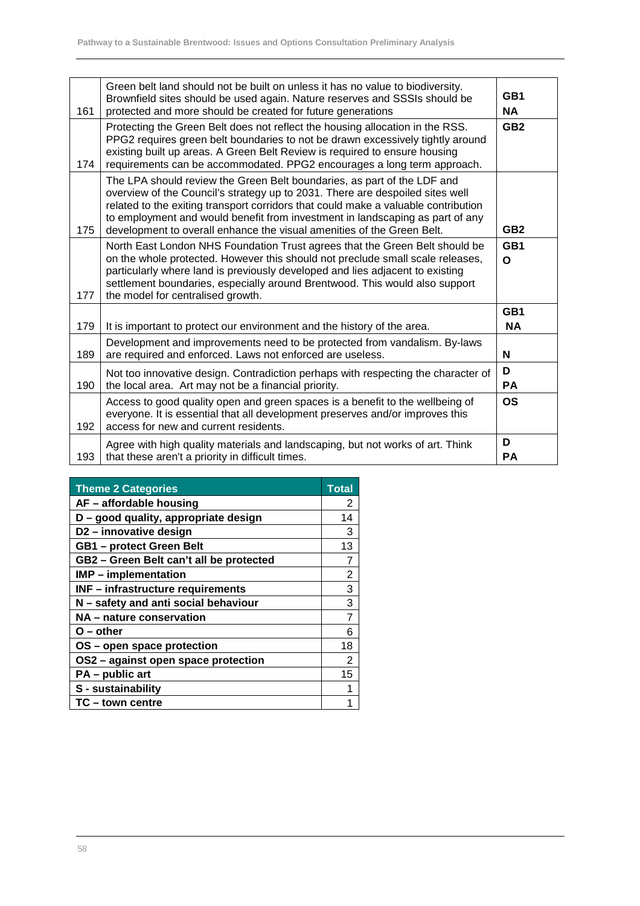| | | |
|---|---|---|
| 161 | Green belt land should not be built on unless it has no value to biodiversity. Brownfield sites should be used again. Nature reserves and SSSIs should be protected and more should be created for future generations | **GB1** **NA** |
| 174 | Protecting the Green Belt does not reflect the housing allocation in the RSS. PPG2 requires green belt boundaries to not be drawn excessively tightly around existing built up areas. A Green Belt Review is required to ensure housing requirements can be accommodated. PPG2 encourages a long term approach. | **GB2** |
| 175 | The LPA should review the Green Belt boundaries, as part of the LDF and overview of the Council's strategy up to 2031. There are despoiled sites well related to the exiting transport corridors that could make a valuable contribution to employment and would benefit from investment in landscaping as part of any development to overall enhance the visual amenities of the Green Belt. | **GB2** |
| 177 | North East London NHS Foundation Trust agrees that the Green Belt should be on the whole protected. However this should not preclude small scale releases, particularly where land is previously developed and lies adjacent to existing settlement boundaries, especially around Brentwood. This would also support the model for centralised growth. | **GB1** **O** |
| 179 | It is important to protect our environment and the history of the area. | **GB1** **NA** |
| 189 | Development and improvements need to be protected from vandalism. By-laws are required and enforced. Laws not enforced are useless. | **N** |
| 190 | Not too innovative design. Contradiction perhaps with respecting the character of the local area. Art may not be a financial priority. | **D** **PA** |
| 192 | Access to good quality open and green spaces is a benefit to the wellbeing of everyone. It is essential that all development preserves and/or improves this access for new and current residents. | **OS** |
| 193 | Agree with high quality materials and landscaping, but not works of art. Think that these aren't a priority in difficult times. | **D** **PA** |

| Theme 2 Categories | Total |
|---|---|
| **AF – affordable housing** | 2 |
| **D – good quality, appropriate design** | 14 |
| **D2 – innovative design** | 3 |
| **GB1 – protect Green Belt** | 13 |
| **GB2 – Green Belt can't all be protected** | 7 |
| **IMP – implementation** | 2 |
| **INF – infrastructure requirements** | 3 |
| **N – safety and anti social behaviour** | 3 |
| **NA – nature conservation** | 7 |
| **O – other** | 6 |
| **OS – open space protection** | 18 |
| **OS2 – against open space protection** | 2 |
| **PA – public art** | 15 |
| **S - sustainability** | 1 |
| **TC – town centre** | 1 |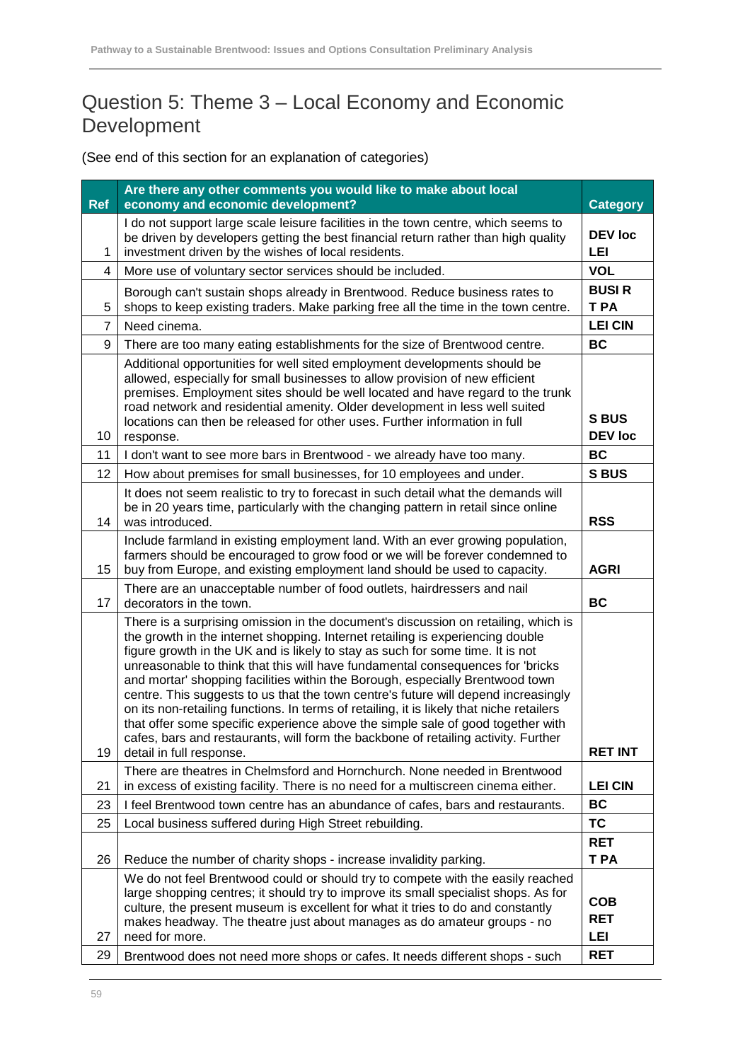# Question 5: Theme 3 – Local Economy and Economic Development

(See end of this section for an explanation of categories)

| Ref | Are there any other comments you would like to make about local economy and economic development? | Category |
|---|---|---|
| 1 | I do not support large scale leisure facilities in the town centre, which seems to be driven by developers getting the best financial return rather than high quality investment driven by the wishes of local residents. | DEV loc LEI |
| 4 | More use of voluntary sector services should be included. | VOL |
| 5 | Borough can't sustain shops already in Brentwood. Reduce business rates to shops to keep existing traders. Make parking free all the time in the town centre. | BUSI R T PA |
| 7 | Need cinema. | LEI CIN |
| 9 | There are too many eating establishments for the size of Brentwood centre. | BC |
| 10 | Additional opportunities for well sited employment developments should be allowed, especially for small businesses to allow provision of new efficient premises. Employment sites should be well located and have regard to the trunk road network and residential amenity. Older development in less well suited locations can then be released for other uses. Further information in full response. | S BUS DEV loc |
| 11 | I don't want to see more bars in Brentwood - we already have too many. | BC |
| 12 | How about premises for small businesses, for 10 employees and under. | S BUS |
| 14 | It does not seem realistic to try to forecast in such detail what the demands will be in 20 years time, particularly with the changing pattern in retail since online was introduced. | RSS |
| 15 | Include farmland in existing employment land. With an ever growing population, farmers should be encouraged to grow food or we will be forever condemned to buy from Europe, and existing employment land should be used to capacity. | AGRI |
| 17 | There are an unacceptable number of food outlets, hairdressers and nail decorators in the town. | BC |
| 19 | There is a surprising omission in the document's discussion on retailing, which is the growth in the internet shopping. Internet retailing is experiencing double figure growth in the UK and is likely to stay as such for some time. It is not unreasonable to think that this will have fundamental consequences for 'bricks and mortar' shopping facilities within the Borough, especially Brentwood town centre. This suggests to us that the town centre's future will depend increasingly on its non-retailing functions. In terms of retailing, it is likely that niche retailers that offer some specific experience above the simple sale of good together with cafes, bars and restaurants, will form the backbone of retailing activity. Further detail in full response. | RET INT |
| 21 | There are theatres in Chelmsford and Hornchurch. None needed in Brentwood in excess of existing facility. There is no need for a multiscreen cinema either. | LEI CIN |
| 23 | I feel Brentwood town centre has an abundance of cafes, bars and restaurants. | BC |
| 25 | Local business suffered during High Street rebuilding. | TC |
| 26 | Reduce the number of charity shops - increase invalidity parking. | RET T PA |
| 27 | We do not feel Brentwood could or should try to compete with the easily reached large shopping centres; it should try to improve its small specialist shops. As for culture, the present museum is excellent for what it tries to do and constantly makes headway. The theatre just about manages as do amateur groups - no need for more. | COB RET LEI |
| 29 | Brentwood does not need more shops or cafes. It needs different shops - such | RET |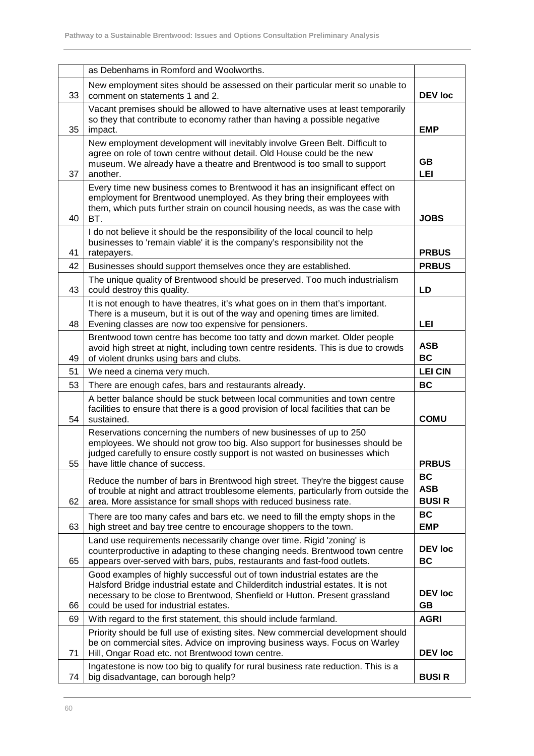| | | |
|---|---|---|
| | as Debenhams in Romford and Woolworths. | |
| 33 | New employment sites should be assessed on their particular merit so unable to comment on statements 1 and 2. | **DEV loc** |
| 35 | Vacant premises should be allowed to have alternative uses at least temporarily so they that contribute to economy rather than having a possible negative impact. | **EMP** |
| 37 | New employment development will inevitably involve Green Belt. Difficult to agree on role of town centre without detail. Old House could be the new museum. We already have a theatre and Brentwood is too small to support another. | **GB**<br>**LEI** |
| 40 | Every time new business comes to Brentwood it has an insignificant effect on employment for Brentwood unemployed. As they bring their employees with them, which puts further strain on council housing needs, as was the case with BT. | **JOBS** |
| 41 | I do not believe it should be the responsibility of the local council to help businesses to 'remain viable' it is the company's responsibility not the ratepayers. | **PRBUS** |
| 42 | Businesses should support themselves once they are established. | **PRBUS** |
| 43 | The unique quality of Brentwood should be preserved. Too much industrialism could destroy this quality. | **LD** |
| 48 | It is not enough to have theatres, it's what goes on in them that's important. There is a museum, but it is out of the way and opening times are limited. Evening classes are now too expensive for pensioners. | **LEI** |
| 49 | Brentwood town centre has become too tatty and down market. Older people avoid high street at night, including town centre residents. This is due to crowds of violent drunks using bars and clubs. | **ASB**<br>**BC** |
| 51 | We need a cinema very much. | **LEI CIN** |
| 53 | There are enough cafes, bars and restaurants already. | **BC** |
| 54 | A better balance should be stuck between local communities and town centre facilities to ensure that there is a good provision of local facilities that can be sustained. | **COMU** |
| 55 | Reservations concerning the numbers of new businesses of up to 250 employees. We should not grow too big. Also support for businesses should be judged carefully to ensure costly support is not wasted on businesses which have little chance of success. | **PRBUS** |
| 62 | Reduce the number of bars in Brentwood high street. They're the biggest cause of trouble at night and attract troublesome elements, particularly from outside the area. More assistance for small shops with reduced business rate. | **BC**<br>**ASB**<br>**BUSI R** |
| 63 | There are too many cafes and bars etc. we need to fill the empty shops in the high street and bay tree centre to encourage shoppers to the town. | **BC**<br>**EMP** |
| 65 | Land use requirements necessarily change over time. Rigid 'zoning' is counterproductive in adapting to these changing needs. Brentwood town centre appears over-served with bars, pubs, restaurants and fast-food outlets. | **DEV loc**<br>**BC** |
| 66 | Good examples of highly successful out of town industrial estates are the Halsford Bridge industrial estate and Childerditch industrial estates. It is not necessary to be close to Brentwood, Shenfield or Hutton. Present grassland could be used for industrial estates. | **DEV loc**<br>**GB** |
| 69 | With regard to the first statement, this should include farmland. | **AGRI** |
| 71 | Priority should be full use of existing sites. New commercial development should be on commercial sites. Advice on improving business ways. Focus on Warley Hill, Ongar Road etc. not Brentwood town centre. | **DEV loc** |
| 74 | Ingatestone is now too big to qualify for rural business rate reduction. This is a big disadvantage, can borough help? | **BUSI R** |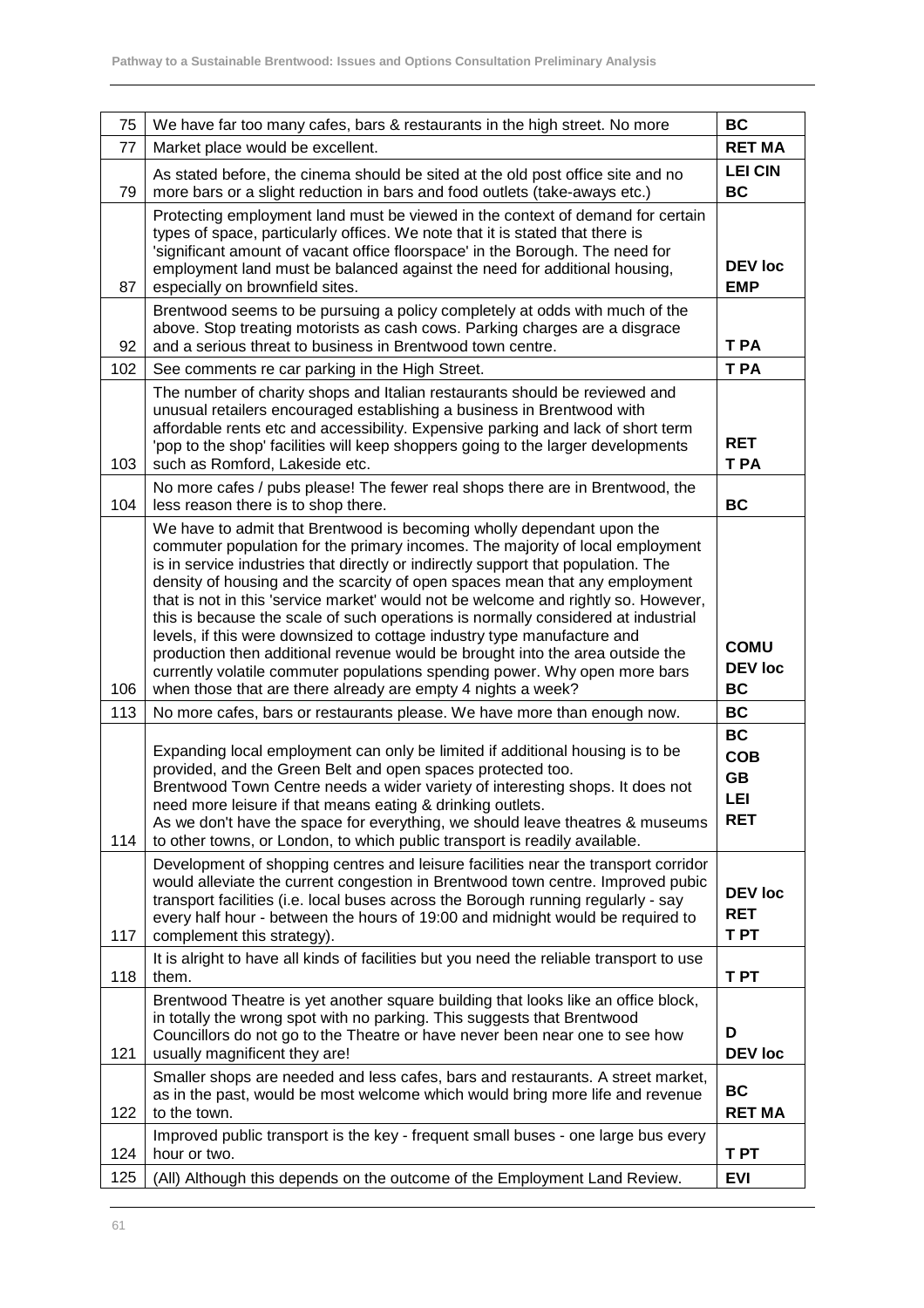| | | |
|---|---|---|
| 75 | We have far too many cafes, bars & restaurants in the high street. No more | **BC** |
| 77 | Market place would be excellent. | **RET MA** |
| 79 | As stated before, the cinema should be sited at the old post office site and no more bars or a slight reduction in bars and food outlets (take-aways etc.) | **LEI CIN**<br>**BC** |
| 87 | Protecting employment land must be viewed in the context of demand for certain types of space, particularly offices. We note that it is stated that there is 'significant amount of vacant office floorspace' in the Borough. The need for employment land must be balanced against the need for additional housing, especially on brownfield sites. | **DEV loc**<br>**EMP** |
| 92 | Brentwood seems to be pursuing a policy completely at odds with much of the above. Stop treating motorists as cash cows. Parking charges are a disgrace and a serious threat to business in Brentwood town centre. | **T PA** |
| 102 | See comments re car parking in the High Street. | **T PA** |
| 103 | The number of charity shops and Italian restaurants should be reviewed and unusual retailers encouraged establishing a business in Brentwood with affordable rents etc and accessibility. Expensive parking and lack of short term 'pop to the shop' facilities will keep shoppers going to the larger developments such as Romford, Lakeside etc. | **RET**<br>**T PA** |
| 104 | No more cafes / pubs please! The fewer real shops there are in Brentwood, the less reason there is to shop there. | **BC** |
| 106 | We have to admit that Brentwood is becoming wholly dependant upon the commuter population for the primary incomes. The majority of local employment is in service industries that directly or indirectly support that population. The density of housing and the scarcity of open spaces mean that any employment that is not in this 'service market' would not be welcome and rightly so. However, this is because the scale of such operations is normally considered at industrial levels, if this were downsized to cottage industry type manufacture and production then additional revenue would be brought into the area outside the currently volatile commuter populations spending power. Why open more bars when those that are there already are empty 4 nights a week? | **COMU**<br>**DEV loc**<br>**BC** |
| 113 | No more cafes, bars or restaurants please. We have more than enough now. | **BC** |
| 114 | Expanding local employment can only be limited if additional housing is to be provided, and the Green Belt and open spaces protected too.<br>Brentwood Town Centre needs a wider variety of interesting shops. It does not need more leisure if that means eating & drinking outlets.<br>As we don't have the space for everything, we should leave theatres & museums to other towns, or London, to which public transport is readily available. | **BC**<br>**COB**<br>**GB**<br>**LEI**<br>**RET** |
| 117 | Development of shopping centres and leisure facilities near the transport corridor would alleviate the current congestion in Brentwood town centre. Improved pubic transport facilities (i.e. local buses across the Borough running regularly - say every half hour - between the hours of 19:00 and midnight would be required to complement this strategy). | **DEV loc**<br>**RET**<br>**T PT** |
| 118 | It is alright to have all kinds of facilities but you need the reliable transport to use them. | **T PT** |
| 121 | Brentwood Theatre is yet another square building that looks like an office block, in totally the wrong spot with no parking. This suggests that Brentwood Councillors do not go to the Theatre or have never been near one to see how usually magnificent they are! | **D**<br>**DEV loc** |
| 122 | Smaller shops are needed and less cafes, bars and restaurants. A street market, as in the past, would be most welcome which would bring more life and revenue to the town. | **BC**<br>**RET MA** |
| 124 | Improved public transport is the key - frequent small buses - one large bus every hour or two. | **T PT** |
| 125 | (All) Although this depends on the outcome of the Employment Land Review. | **EVI** |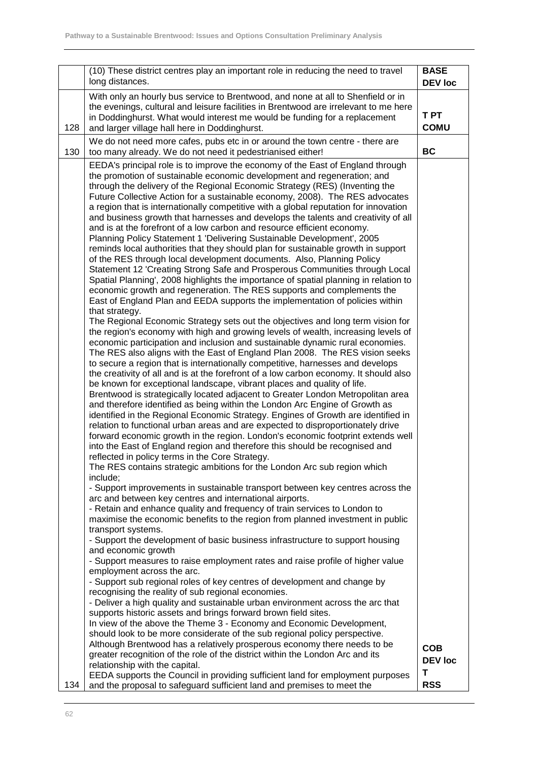| | | |
|---|---|---|
| | (10) These district centres play an important role in reducing the need to travel long distances. | **BASE DEV loc** |
| 128 | With only an hourly bus service to Brentwood, and none at all to Shenfield or in the evenings, cultural and leisure facilities in Brentwood are irrelevant to me here in Doddinghurst. What would interest me would be funding for a replacement and larger village hall here in Doddinghurst. | **T PT COMU** |
| 130 | We do not need more cafes, pubs etc in or around the town centre - there are too many already. We do not need it pedestrianised either! | **BC** |
| 134 | EEDA's principal role is to improve the economy of the East of England through the promotion of sustainable economic development and regeneration; and through the delivery of the Regional Economic Strategy (RES) (Inventing the Future Collective Action for a sustainable economy, 2008). The RES advocates a region that is internationally competitive with a global reputation for innovation and business growth that harnesses and develops the talents and creativity of all and is at the forefront of a low carbon and resource efficient economy.<br>Planning Policy Statement 1 'Delivering Sustainable Development', 2005 reminds local authorities that they should plan for sustainable growth in support of the RES through local development documents. Also, Planning Policy Statement 12 'Creating Strong Safe and Prosperous Communities through Local Spatial Planning', 2008 highlights the importance of spatial planning in relation to economic growth and regeneration. The RES supports and complements the East of England Plan and EEDA supports the implementation of policies within that strategy.<br>The Regional Economic Strategy sets out the objectives and long term vision for the region's economy with high and growing levels of wealth, increasing levels of economic participation and inclusion and sustainable dynamic rural economies. The RES also aligns with the East of England Plan 2008. The RES vision seeks to secure a region that is internationally competitive, harnesses and develops the creativity of all and is at the forefront of a low carbon economy. It should also be known for exceptional landscape, vibrant places and quality of life.<br>Brentwood is strategically located adjacent to Greater London Metropolitan area and therefore identified as being within the London Arc Engine of Growth as identified in the Regional Economic Strategy. Engines of Growth are identified in relation to functional urban areas and are expected to disproportionately drive forward economic growth in the region. London's economic footprint extends well into the East of England region and therefore this should be recognised and reflected in policy terms in the Core Strategy.<br>The RES contains strategic ambitions for the London Arc sub region which include;<br>- Support improvements in sustainable transport between key centres across the arc and between key centres and international airports.<br>- Retain and enhance quality and frequency of train services to London to maximise the economic benefits to the region from planned investment in public transport systems.<br>- Support the development of basic business infrastructure to support housing and economic growth<br>- Support measures to raise employment rates and raise profile of higher value employment across the arc.<br>- Support sub regional roles of key centres of development and change by recognising the reality of sub regional economies.<br>- Deliver a high quality and sustainable urban environment across the arc that supports historic assets and brings forward brown field sites.<br>In view of the above the Theme 3 - Economy and Economic Development, should look to be more considerate of the sub regional policy perspective. Although Brentwood has a relatively prosperous economy there needs to be greater recognition of the role of the district within the London Arc and its relationship with the capital.<br>EEDA supports the Council in providing sufficient land for employment purposes and the proposal to safeguard sufficient land and premises to meet the | **COB DEV loc T RSS** |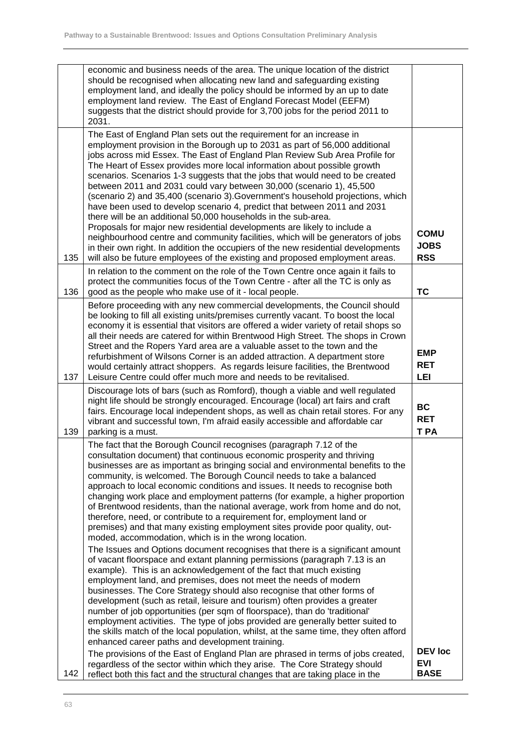| | | |
|---|---|---|
| | economic and business needs of the area. The unique location of the district should be recognised when allocating new land and safeguarding existing employment land, and ideally the policy should be informed by an up to date employment land review. The East of England Forecast Model (EEFM) suggests that the district should provide for 3,700 jobs for the period 2011 to 2031. | |
| 135 | The East of England Plan sets out the requirement for an increase in employment provision in the Borough up to 2031 as part of 56,000 additional jobs across mid Essex. The East of England Plan Review Sub Area Profile for The Heart of Essex provides more local information about possible growth scenarios. Scenarios 1-3 suggests that the jobs that would need to be created between 2011 and 2031 could vary between 30,000 (scenario 1), 45,500 (scenario 2) and 35,400 (scenario 3).Government's household projections, which have been used to develop scenario 4, predict that between 2011 and 2031 there will be an additional 50,000 households in the sub-area.<br>Proposals for major new residential developments are likely to include a neighbourhood centre and community facilities, which will be generators of jobs in their own right. In addition the occupiers of the new residential developments will also be future employees of the existing and proposed employment areas. | **COMU**<br>**JOBS**<br>**RSS** |
| 136 | In relation to the comment on the role of the Town Centre once again it fails to protect the communities focus of the Town Centre - after all the TC is only as good as the people who make use of it - local people. | **TC** |
| 137 | Before proceeding with any new commercial developments, the Council should be looking to fill all existing units/premises currently vacant. To boost the local economy it is essential that visitors are offered a wider variety of retail shops so all their needs are catered for within Brentwood High Street. The shops in Crown Street and the Ropers Yard area are a valuable asset to the town and the refurbishment of Wilsons Corner is an added attraction. A department store would certainly attract shoppers. As regards leisure facilities, the Brentwood Leisure Centre could offer much more and needs to be revitalised. | **EMP**<br>**RET**<br>**LEI** |
| 139 | Discourage lots of bars (such as Romford), though a viable and well regulated night life should be strongly encouraged. Encourage (local) art fairs and craft fairs. Encourage local independent shops, as well as chain retail stores. For any vibrant and successful town, I'm afraid easily accessible and affordable car parking is a must. | **BC**<br>**RET**<br>**T PA** |
| 142 | The fact that the Borough Council recognises (paragraph 7.12 of the consultation document) that continuous economic prosperity and thriving businesses are as important as bringing social and environmental benefits to the community, is welcomed. The Borough Council needs to take a balanced approach to local economic conditions and issues. It needs to recognise both changing work place and employment patterns (for example, a higher proportion of Brentwood residents, than the national average, work from home and do not, therefore, need, or contribute to a requirement for, employment land or premises) and that many existing employment sites provide poor quality, out-moded, accommodation, which is in the wrong location.<br>The Issues and Options document recognises that there is a significant amount of vacant floorspace and extant planning permissions (paragraph 7.13 is an example). This is an acknowledgement of the fact that much existing employment land, and premises, does not meet the needs of modern businesses. The Core Strategy should also recognise that other forms of development (such as retail, leisure and tourism) often provides a greater number of job opportunities (per sqm of floorspace), than do 'traditional' employment activities. The type of jobs provided are generally better suited to the skills match of the local population, whilst, at the same time, they often afford enhanced career paths and development training.<br>The provisions of the East of England Plan are phrased in terms of jobs created, regardless of the sector within which they arise. The Core Strategy should reflect both this fact and the structural changes that are taking place in the | **DEV loc**<br>**EVI**<br>**BASE** |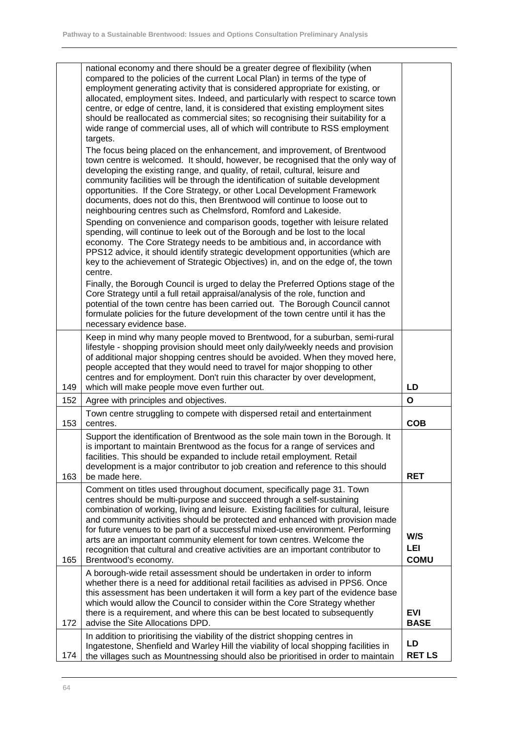| | | |
|---|---|---|
| | national economy and there should be a greater degree of flexibility (when compared to the policies of the current Local Plan) in terms of the type of employment generating activity that is considered appropriate for existing, or allocated, employment sites. Indeed, and particularly with respect to scarce town centre, or edge of centre, land, it is considered that existing employment sites should be reallocated as commercial sites; so recognising their suitability for a wide range of commercial uses, all of which will contribute to RSS employment targets.<br>The focus being placed on the enhancement, and improvement, of Brentwood town centre is welcomed. It should, however, be recognised that the only way of developing the existing range, and quality, of retail, cultural, leisure and community facilities will be through the identification of suitable development opportunities. If the Core Strategy, or other Local Development Framework documents, does not do this, then Brentwood will continue to loose out to neighbouring centres such as Chelmsford, Romford and Lakeside.<br>Spending on convenience and comparison goods, together with leisure related spending, will continue to leek out of the Borough and be lost to the local economy. The Core Strategy needs to be ambitious and, in accordance with PPS12 advice, it should identify strategic development opportunities (which are key to the achievement of Strategic Objectives) in, and on the edge of, the town centre.<br>Finally, the Borough Council is urged to delay the Preferred Options stage of the Core Strategy until a full retail appraisal/analysis of the role, function and potential of the town centre has been carried out. The Borough Council cannot formulate policies for the future development of the town centre until it has the necessary evidence base. | |
| 149 | Keep in mind why many people moved to Brentwood, for a suburban, semi-rural lifestyle - shopping provision should meet only daily/weekly needs and provision of additional major shopping centres should be avoided. When they moved here, people accepted that they would need to travel for major shopping to other centres and for employment. Don't ruin this character by over development, which will make people move even further out. | **LD** |
| 152 | Agree with principles and objectives. | **O** |
| 153 | Town centre struggling to compete with dispersed retail and entertainment centres. | **COB** |
| 163 | Support the identification of Brentwood as the sole main town in the Borough. It is important to maintain Brentwood as the focus for a range of services and facilities. This should be expanded to include retail employment. Retail development is a major contributor to job creation and reference to this should be made here. | **RET** |
| 165 | Comment on titles used throughout document, specifically page 31. Town centres should be multi-purpose and succeed through a self-sustaining combination of working, living and leisure. Existing facilities for cultural, leisure and community activities should be protected and enhanced with provision made for future venues to be part of a successful mixed-use environment. Performing arts are an important community element for town centres. Welcome the recognition that cultural and creative activities are an important contributor to Brentwood's economy. | **W/S**<br>**LEI**<br>**COMU** |
| 172 | A borough-wide retail assessment should be undertaken in order to inform whether there is a need for additional retail facilities as advised in PPS6. Once this assessment has been undertaken it will form a key part of the evidence base which would allow the Council to consider within the Core Strategy whether there is a requirement, and where this can be best located to subsequently advise the Site Allocations DPD. | **EVI BASE** |
| 174 | In addition to prioritising the viability of the district shopping centres in Ingatestone, Shenfield and Warley Hill the viability of local shopping facilities in the villages such as Mountnessing should also be prioritised in order to maintain | **LD**<br>**RET LS** |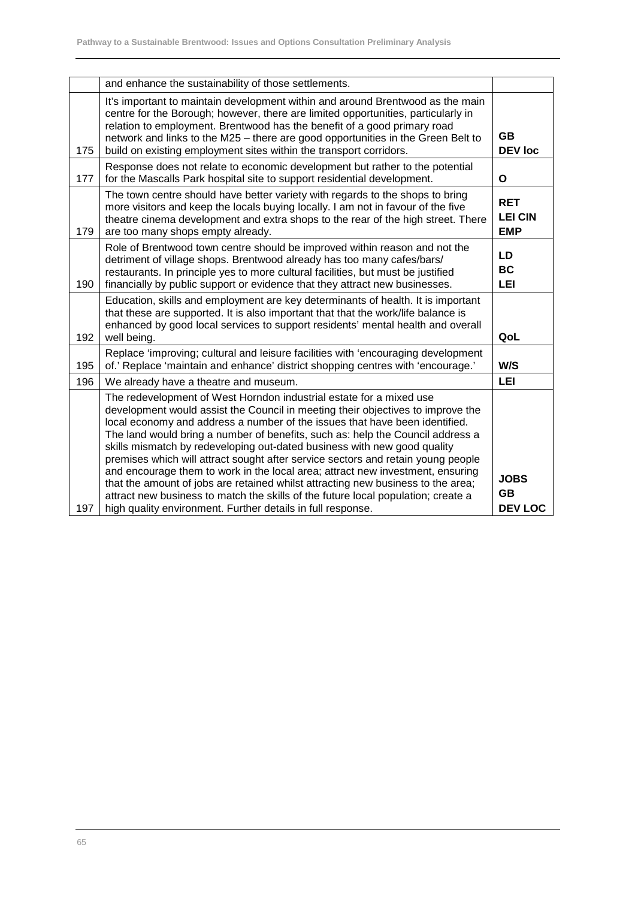| | | |
|---|---|---|
| | and enhance the sustainability of those settlements. | |
| 175 | It's important to maintain development within and around Brentwood as the main centre for the Borough; however, there are limited opportunities, particularly in relation to employment. Brentwood has the benefit of a good primary road network and links to the M25 – there are good opportunities in the Green Belt to build on existing employment sites within the transport corridors. | **GB DEV loc** |
| 177 | Response does not relate to economic development but rather to the potential for the Mascalls Park hospital site to support residential development. | **O** |
| 179 | The town centre should have better variety with regards to the shops to bring more visitors and keep the locals buying locally. I am not in favour of the five theatre cinema development and extra shops to the rear of the high street. There are too many shops empty already. | **RET LEI CIN EMP** |
| 190 | Role of Brentwood town centre should be improved within reason and not the detriment of village shops. Brentwood already has too many cafes/bars/ restaurants. In principle yes to more cultural facilities, but must be justified financially by public support or evidence that they attract new businesses. | **LD BC LEI** |
| 192 | Education, skills and employment are key determinants of health. It is important that these are supported. It is also important that that the work/life balance is enhanced by good local services to support residents' mental health and overall well being. | **QoL** |
| 195 | Replace 'improving; cultural and leisure facilities with 'encouraging development of.' Replace 'maintain and enhance' district shopping centres with 'encourage.' | **W/S** |
| 196 | We already have a theatre and museum. | **LEI** |
| 197 | The redevelopment of West Horndon industrial estate for a mixed use development would assist the Council in meeting their objectives to improve the local economy and address a number of the issues that have been identified. The land would bring a number of benefits, such as: help the Council address a skills mismatch by redeveloping out-dated business with new good quality premises which will attract sought after service sectors and retain young people and encourage them to work in the local area; attract new investment, ensuring that the amount of jobs are retained whilst attracting new business to the area; attract new business to match the skills of the future local population; create a high quality environment. Further details in full response. | **JOBS GB DEV LOC** |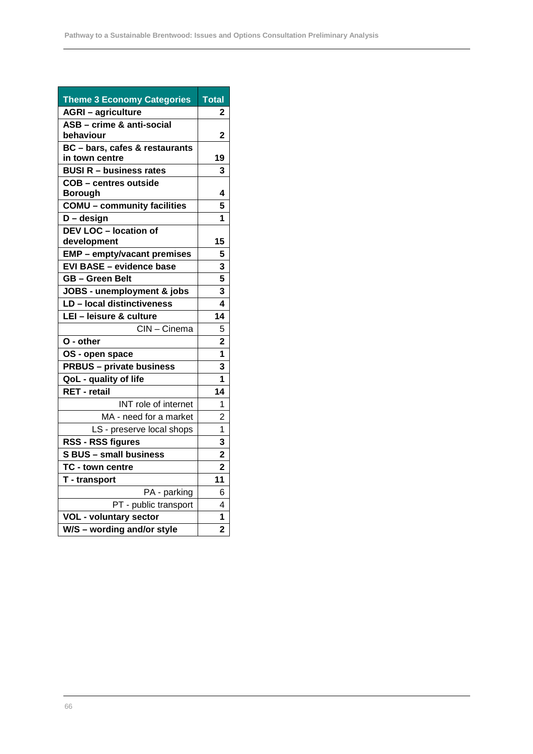| Theme 3 Economy Categories | Total |
|---|---|
| **AGRI – agriculture** | **2** |
| **ASB – crime & anti-social behaviour** | **2** |
| **BC – bars, cafes & restaurants in town centre** | **19** |
| **BUSI R – business rates** | **3** |
| **COB – centres outside Borough** | **4** |
| **COMU – community facilities** | **5** |
| **D – design** | **1** |
| **DEV LOC – location of development** | **15** |
| **EMP – empty/vacant premises** | **5** |
| **EVI BASE – evidence base** | **3** |
| **GB – Green Belt** | **5** |
| **JOBS - unemployment & jobs** | **3** |
| **LD – local distinctiveness** | **4** |
| **LEI – leisure & culture** | **14** |
| CIN – Cinema | 5 |
| **O - other** | **2** |
| **OS - open space** | **1** |
| **PRBUS – private business** | **3** |
| **QoL - quality of life** | **1** |
| **RET - retail** | **14** |
| INT role of internet | 1 |
| MA - need for a market | 2 |
| LS - preserve local shops | 1 |
| **RSS - RSS figures** | **3** |
| **S BUS – small business** | **2** |
| **TC - town centre** | **2** |
| **T - transport** | **11** |
| PA - parking | 6 |
| PT - public transport | 4 |
| **VOL - voluntary sector** | **1** |
| **W/S – wording and/or style** | **2** |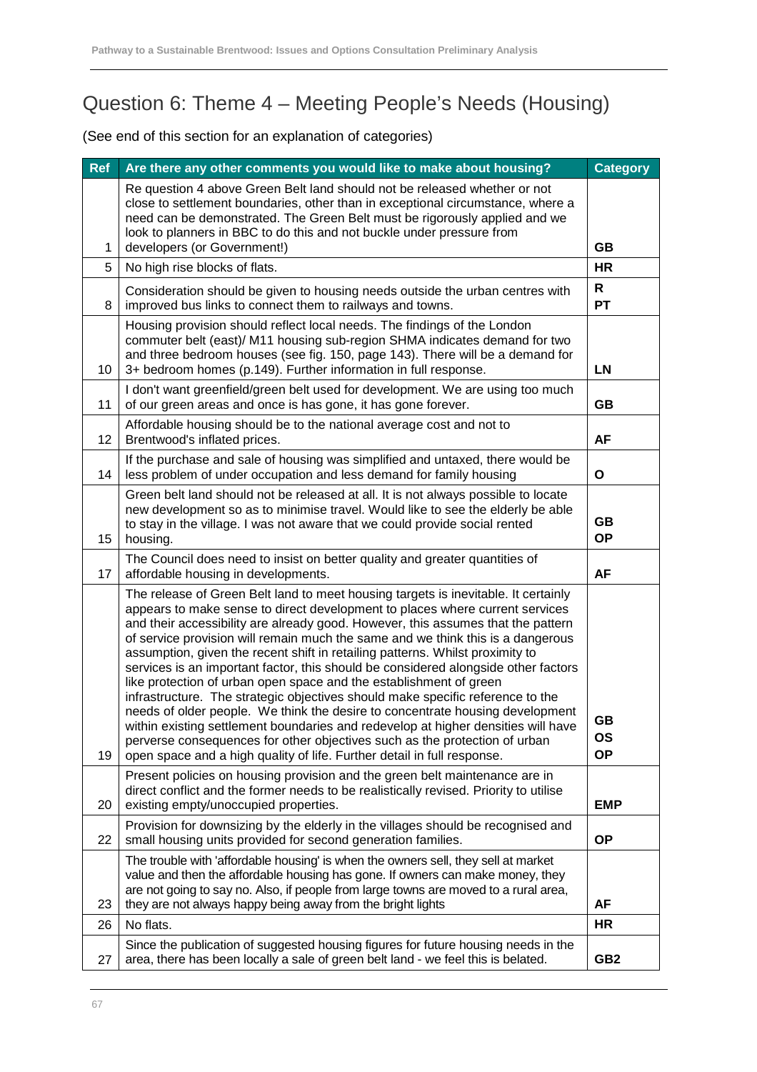## Question 6: Theme 4 – Meeting People's Needs (Housing)

(See end of this section for an explanation of categories)

| Ref | Are there any other comments you would like to make about housing? | Category |
|---|---|---|
| 1 | Re question 4 above Green Belt land should not be released whether or not close to settlement boundaries, other than in exceptional circumstance, where a need can be demonstrated. The Green Belt must be rigorously applied and we look to planners in BBC to do this and not buckle under pressure from developers (or Government!) | **GB** |
| 5 | No high rise blocks of flats. | **HR** |
| 8 | Consideration should be given to housing needs outside the urban centres with improved bus links to connect them to railways and towns. | **R** **PT** |
| 10 | Housing provision should reflect local needs. The findings of the London commuter belt (east)/ M11 housing sub-region SHMA indicates demand for two and three bedroom houses (see fig. 150, page 143). There will be a demand for 3+ bedroom homes (p.149). Further information in full response. | **LN** |
| 11 | I don't want greenfield/green belt used for development. We are using too much of our green areas and once is has gone, it has gone forever. | **GB** |
| 12 | Affordable housing should be to the national average cost and not to Brentwood's inflated prices. | **AF** |
| 14 | If the purchase and sale of housing was simplified and untaxed, there would be less problem of under occupation and less demand for family housing | **O** |
| 15 | Green belt land should not be released at all. It is not always possible to locate new development so as to minimise travel. Would like to see the elderly be able to stay in the village. I was not aware that we could provide social rented housing. | **GB** **OP** |
| 17 | The Council does need to insist on better quality and greater quantities of affordable housing in developments. | **AF** |
| 19 | The release of Green Belt land to meet housing targets is inevitable. It certainly appears to make sense to direct development to places where current services and their accessibility are already good. However, this assumes that the pattern of service provision will remain much the same and we think this is a dangerous assumption, given the recent shift in retailing patterns. Whilst proximity to services is an important factor, this should be considered alongside other factors like protection of urban open space and the establishment of green infrastructure. The strategic objectives should make specific reference to the needs of older people. We think the desire to concentrate housing development within existing settlement boundaries and redevelop at higher densities will have perverse consequences for other objectives such as the protection of urban open space and a high quality of life. Further detail in full response. | **GB** **OS** **OP** |
| 20 | Present policies on housing provision and the green belt maintenance are in direct conflict and the former needs to be realistically revised. Priority to utilise existing empty/unoccupied properties. | **EMP** |
| 22 | Provision for downsizing by the elderly in the villages should be recognised and small housing units provided for second generation families. | **OP** |
| 23 | The trouble with 'affordable housing' is when the owners sell, they sell at market value and then the affordable housing has gone. If owners can make money, they are not going to say no. Also, if people from large towns are moved to a rural area, they are not always happy being away from the bright lights | **AF** |
| 26 | No flats. | **HR** |
| 27 | Since the publication of suggested housing figures for future housing needs in the area, there has been locally a sale of green belt land - we feel this is belated. | **GB2** |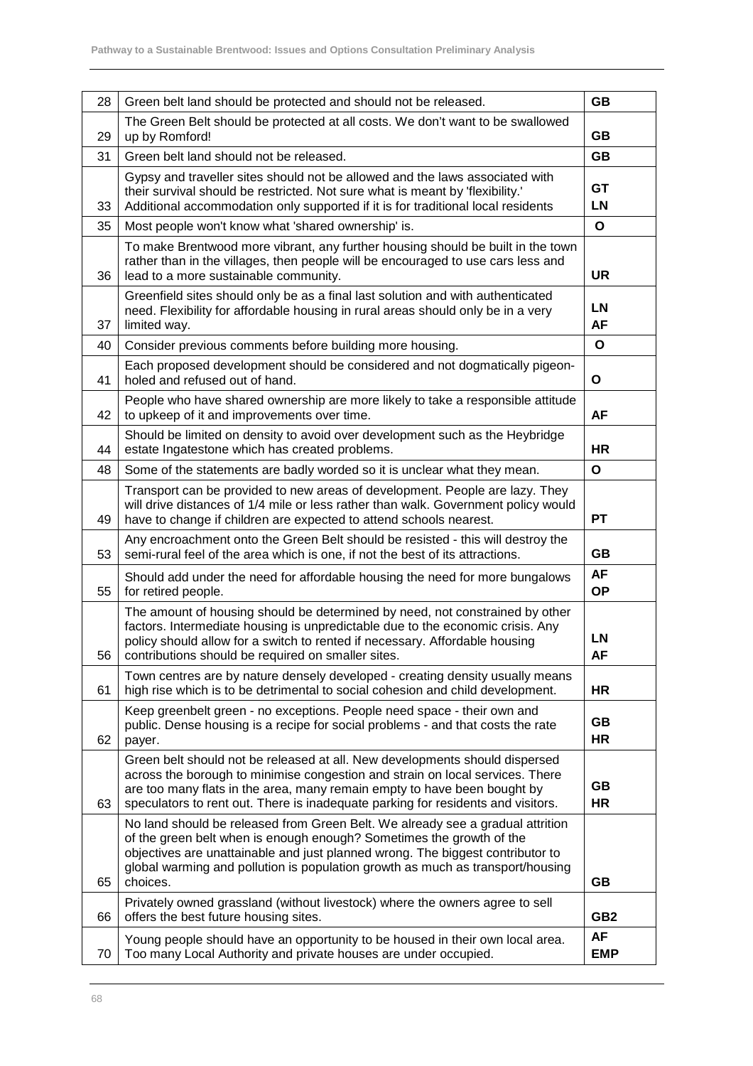| | | |
|---|---|---|
| 28 | Green belt land should be protected and should not be released. | **GB** |
| 29 | The Green Belt should be protected at all costs. We don't want to be swallowed up by Romford! | **GB** |
| 31 | Green belt land should not be released. | **GB** |
| 33 | Gypsy and traveller sites should not be allowed and the laws associated with their survival should be restricted. Not sure what is meant by 'flexibility.' Additional accommodation only supported if it is for traditional local residents | **GT**<br>**LN** |
| 35 | Most people won't know what 'shared ownership' is. | **O** |
| 36 | To make Brentwood more vibrant, any further housing should be built in the town rather than in the villages, then people will be encouraged to use cars less and lead to a more sustainable community. | **UR** |
| 37 | Greenfield sites should only be as a final last solution and with authenticated need. Flexibility for affordable housing in rural areas should only be in a very limited way. | **LN**<br>**AF** |
| 40 | Consider previous comments before building more housing. | **O** |
| 41 | Each proposed development should be considered and not dogmatically pigeon-holed and refused out of hand. | **O** |
| 42 | People who have shared ownership are more likely to take a responsible attitude to upkeep of it and improvements over time. | **AF** |
| 44 | Should be limited on density to avoid over development such as the Heybridge estate Ingatestone which has created problems. | **HR** |
| 48 | Some of the statements are badly worded so it is unclear what they mean. | **O** |
| 49 | Transport can be provided to new areas of development. People are lazy. They will drive distances of 1/4 mile or less rather than walk. Government policy would have to change if children are expected to attend schools nearest. | **PT** |
| 53 | Any encroachment onto the Green Belt should be resisted - this will destroy the semi-rural feel of the area which is one, if not the best of its attractions. | **GB** |
| 55 | Should add under the need for affordable housing the need for more bungalows for retired people. | **AF**<br>**OP** |
| 56 | The amount of housing should be determined by need, not constrained by other factors. Intermediate housing is unpredictable due to the economic crisis. Any policy should allow for a switch to rented if necessary. Affordable housing contributions should be required on smaller sites. | **LN**<br>**AF** |
| 61 | Town centres are by nature densely developed - creating density usually means high rise which is to be detrimental to social cohesion and child development. | **HR** |
| 62 | Keep greenbelt green - no exceptions. People need space - their own and public. Dense housing is a recipe for social problems - and that costs the rate payer. | **GB**<br>**HR** |
| 63 | Green belt should not be released at all. New developments should dispersed across the borough to minimise congestion and strain on local services. There are too many flats in the area, many remain empty to have been bought by speculators to rent out. There is inadequate parking for residents and visitors. | **GB**<br>**HR** |
| 65 | No land should be released from Green Belt. We already see a gradual attrition of the green belt when is enough enough? Sometimes the growth of the objectives are unattainable and just planned wrong. The biggest contributor to global warming and pollution is population growth as much as transport/housing choices. | **GB** |
| 66 | Privately owned grassland (without livestock) where the owners agree to sell offers the best future housing sites. | **GB2** |
| 70 | Young people should have an opportunity to be housed in their own local area. Too many Local Authority and private houses are under occupied. | **AF**<br>**EMP** |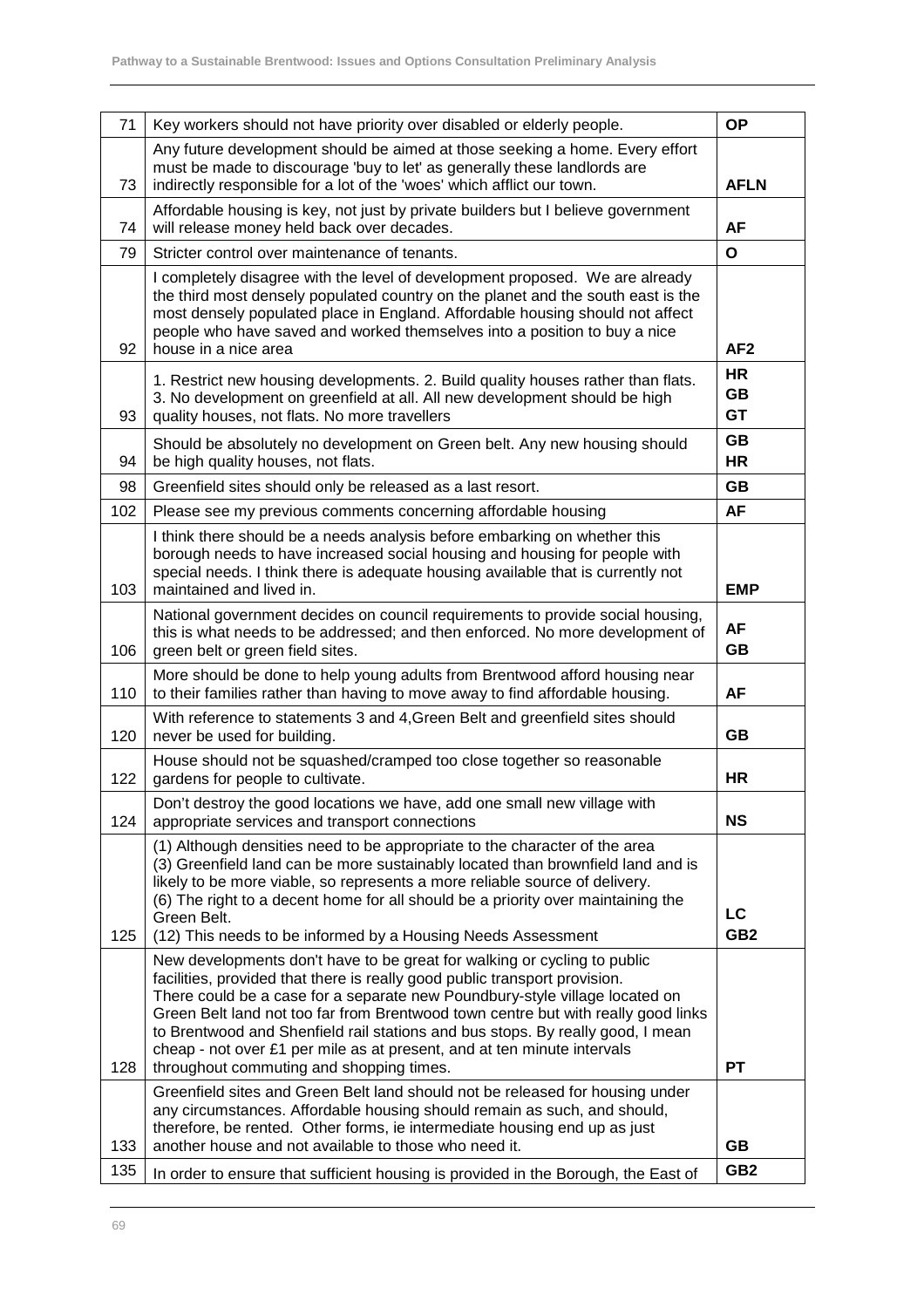| | | |
|---|---|---|
| 71 | Key workers should not have priority over disabled or elderly people. | OP |
| 73 | Any future development should be aimed at those seeking a home. Every effort must be made to discourage 'buy to let' as generally these landlords are indirectly responsible for a lot of the 'woes' which afflict our town. | AFLN |
| 74 | Affordable housing is key, not just by private builders but I believe government will release money held back over decades. | AF |
| 79 | Stricter control over maintenance of tenants. | O |
| 92 | I completely disagree with the level of development proposed. We are already the third most densely populated country on the planet and the south east is the most densely populated place in England. Affordable housing should not affect people who have saved and worked themselves into a position to buy a nice house in a nice area | AF2 |
| 93 | 1. Restrict new housing developments. 2. Build quality houses rather than flats. 3. No development on greenfield at all. All new development should be high quality houses, not flats. No more travellers | HR<br>GB<br>GT |
| 94 | Should be absolutely no development on Green belt. Any new housing should be high quality houses, not flats. | GB<br>HR |
| 98 | Greenfield sites should only be released as a last resort. | GB |
| 102 | Please see my previous comments concerning affordable housing | AF |
| 103 | I think there should be a needs analysis before embarking on whether this borough needs to have increased social housing and housing for people with special needs. I think there is adequate housing available that is currently not maintained and lived in. | EMP |
| 106 | National government decides on council requirements to provide social housing, this is what needs to be addressed; and then enforced. No more development of green belt or green field sites. | AF<br>GB |
| 110 | More should be done to help young adults from Brentwood afford housing near to their families rather than having to move away to find affordable housing. | AF |
| 120 | With reference to statements 3 and 4,Green Belt and greenfield sites should never be used for building. | GB |
| 122 | House should not be squashed/cramped too close together so reasonable gardens for people to cultivate. | HR |
| 124 | Don't destroy the good locations we have, add one small new village with appropriate services and transport connections | NS |
| 125 | (1) Although densities need to be appropriate to the character of the area<br>(3) Greenfield land can be more sustainably located than brownfield land and is likely to be more viable, so represents a more reliable source of delivery.<br>(6) The right to a decent home for all should be a priority over maintaining the Green Belt.<br>(12) This needs to be informed by a Housing Needs Assessment | LC<br>GB2 |
| 128 | New developments don't have to be great for walking or cycling to public facilities, provided that there is really good public transport provision.<br>There could be a case for a separate new Poundbury-style village located on Green Belt land not too far from Brentwood town centre but with really good links to Brentwood and Shenfield rail stations and bus stops. By really good, I mean cheap - not over £1 per mile as at present, and at ten minute intervals throughout commuting and shopping times. | PT |
| 133 | Greenfield sites and Green Belt land should not be released for housing under any circumstances. Affordable housing should remain as such, and should, therefore, be rented. Other forms, ie intermediate housing end up as just another house and not available to those who need it. | GB |
| 135 | In order to ensure that sufficient housing is provided in the Borough, the East of | GB2 |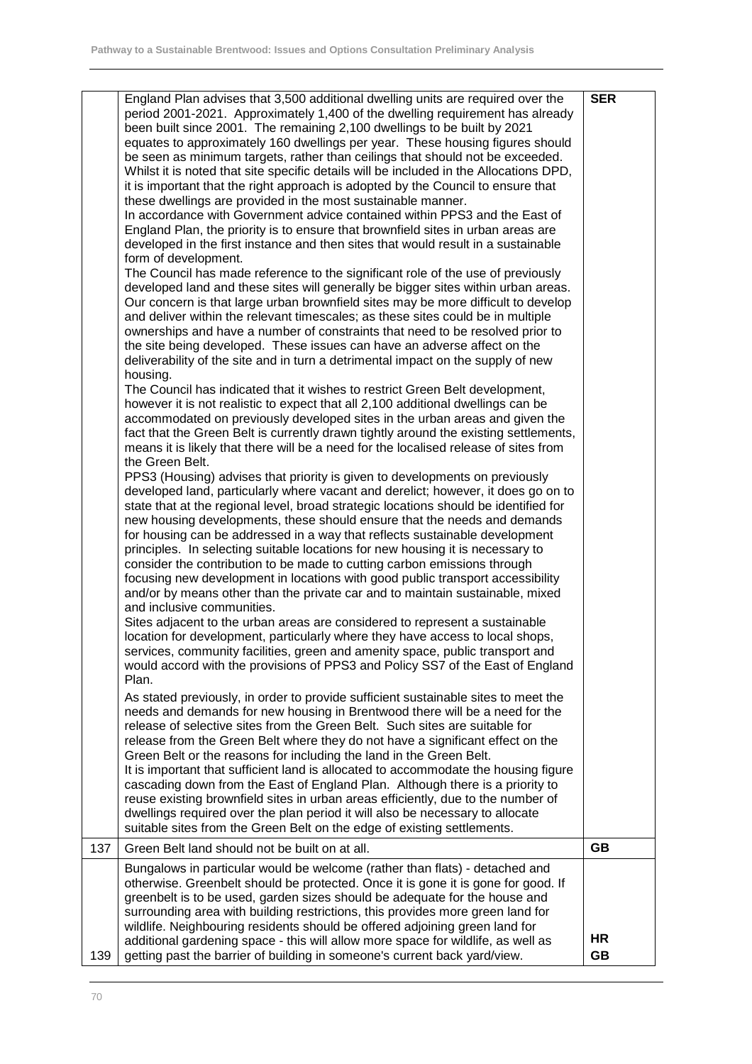| | | |
|---|---|---|
| | England Plan advises that 3,500 additional dwelling units are required over the period 2001-2021. Approximately 1,400 of the dwelling requirement has already been built since 2001. The remaining 2,100 dwellings to be built by 2021 equates to approximately 160 dwellings per year. These housing figures should be seen as minimum targets, rather than ceilings that should not be exceeded. Whilst it is noted that site specific details will be included in the Allocations DPD, it is important that the right approach is adopted by the Council to ensure that these dwellings are provided in the most sustainable manner.<br>In accordance with Government advice contained within PPS3 and the East of England Plan, the priority is to ensure that brownfield sites in urban areas are developed in the first instance and then sites that would result in a sustainable form of development.<br>The Council has made reference to the significant role of the use of previously developed land and these sites will generally be bigger sites within urban areas. Our concern is that large urban brownfield sites may be more difficult to develop and deliver within the relevant timescales; as these sites could be in multiple ownerships and have a number of constraints that need to be resolved prior to the site being developed. These issues can have an adverse affect on the deliverability of the site and in turn a detrimental impact on the supply of new housing.<br>The Council has indicated that it wishes to restrict Green Belt development, however it is not realistic to expect that all 2,100 additional dwellings can be accommodated on previously developed sites in the urban areas and given the fact that the Green Belt is currently drawn tightly around the existing settlements, means it is likely that there will be a need for the localised release of sites from the Green Belt.<br>PPS3 (Housing) advises that priority is given to developments on previously developed land, particularly where vacant and derelict; however, it does go on to state that at the regional level, broad strategic locations should be identified for new housing developments, these should ensure that the needs and demands for housing can be addressed in a way that reflects sustainable development principles. In selecting suitable locations for new housing it is necessary to consider the contribution to be made to cutting carbon emissions through focusing new development in locations with good public transport accessibility and/or by means other than the private car and to maintain sustainable, mixed and inclusive communities.<br>Sites adjacent to the urban areas are considered to represent a sustainable location for development, particularly where they have access to local shops, services, community facilities, green and amenity space, public transport and would accord with the provisions of PPS3 and Policy SS7 of the East of England Plan.<br>As stated previously, in order to provide sufficient sustainable sites to meet the needs and demands for new housing in Brentwood there will be a need for the release of selective sites from the Green Belt. Such sites are suitable for release from the Green Belt where they do not have a significant effect on the Green Belt or the reasons for including the land in the Green Belt.<br>It is important that sufficient land is allocated to accommodate the housing figure cascading down from the East of England Plan. Although there is a priority to reuse existing brownfield sites in urban areas efficiently, due to the number of dwellings required over the plan period it will also be necessary to allocate suitable sites from the Green Belt on the edge of existing settlements. | **SER** |
| 137 | Green Belt land should not be built on at all. | **GB** |
| 139 | Bungalows in particular would be welcome (rather than flats) - detached and otherwise. Greenbelt should be protected. Once it is gone it is gone for good. If greenbelt is to be used, garden sizes should be adequate for the house and surrounding area with building restrictions, this provides more green land for wildlife. Neighbouring residents should be offered adjoining green land for additional gardening space - this will allow more space for wildlife, as well as getting past the barrier of building in someone's current back yard/view. | **HR**<br>**GB** |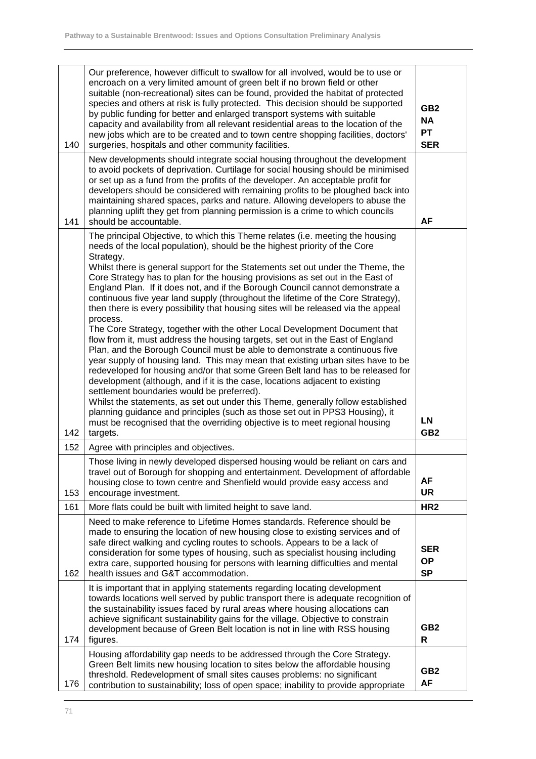| | | |
|---|---|---|
| 140 | Our preference, however difficult to swallow for all involved, would be to use or encroach on a very limited amount of green belt if no brown field or other suitable (non-recreational) sites can be found, provided the habitat of protected species and others at risk is fully protected. This decision should be supported by public funding for better and enlarged transport systems with suitable capacity and availability from all relevant residential areas to the location of the new jobs which are to be created and to town centre shopping facilities, doctors' surgeries, hospitals and other community facilities. | **GB2**<br>**NA**<br>**PT**<br>**SER** |
| 141 | New developments should integrate social housing throughout the development to avoid pockets of deprivation. Curtilage for social housing should be minimised or set up as a fund from the profits of the developer. An acceptable profit for developers should be considered with remaining profits to be ploughed back into maintaining shared spaces, parks and nature. Allowing developers to abuse the planning uplift they get from planning permission is a crime to which councils should be accountable. | **AF** |
| 142 | The principal Objective, to which this Theme relates (i.e. meeting the housing needs of the local population), should be the highest priority of the Core Strategy.<br>Whilst there is general support for the Statements set out under the Theme, the Core Strategy has to plan for the housing provisions as set out in the East of England Plan. If it does not, and if the Borough Council cannot demonstrate a continuous five year land supply (throughout the lifetime of the Core Strategy), then there is every possibility that housing sites will be released via the appeal process.<br>The Core Strategy, together with the other Local Development Document that flow from it, must address the housing targets, set out in the East of England Plan, and the Borough Council must be able to demonstrate a continuous five year supply of housing land. This may mean that existing urban sites have to be redeveloped for housing and/or that some Green Belt land has to be released for development (although, and if it is the case, locations adjacent to existing settlement boundaries would be preferred).<br>Whilst the statements, as set out under this Theme, generally follow established planning guidance and principles (such as those set out in PPS3 Housing), it must be recognised that the overriding objective is to meet regional housing targets. | **LN**<br>**GB2** |
| 152 | Agree with principles and objectives. | |
| 153 | Those living in newly developed dispersed housing would be reliant on cars and travel out of Borough for shopping and entertainment. Development of affordable housing close to town centre and Shenfield would provide easy access and encourage investment. | **AF**<br>**UR** |
| 161 | More flats could be built with limited height to save land. | **HR2** |
| 162 | Need to make reference to Lifetime Homes standards. Reference should be made to ensuring the location of new housing close to existing services and of safe direct walking and cycling routes to schools. Appears to be a lack of consideration for some types of housing, such as specialist housing including extra care, supported housing for persons with learning difficulties and mental health issues and G&T accommodation. | **SER**<br>**OP**<br>**SP** |
| 174 | It is important that in applying statements regarding locating development towards locations well served by public transport there is adequate recognition of the sustainability issues faced by rural areas where housing allocations can achieve significant sustainability gains for the village. Objective to constrain development because of Green Belt location is not in line with RSS housing figures. | **GB2**<br>**R** |
| 176 | Housing affordability gap needs to be addressed through the Core Strategy. Green Belt limits new housing location to sites below the affordable housing threshold. Redevelopment of small sites causes problems: no significant contribution to sustainability; loss of open space; inability to provide appropriate | **GB2**<br>**AF** |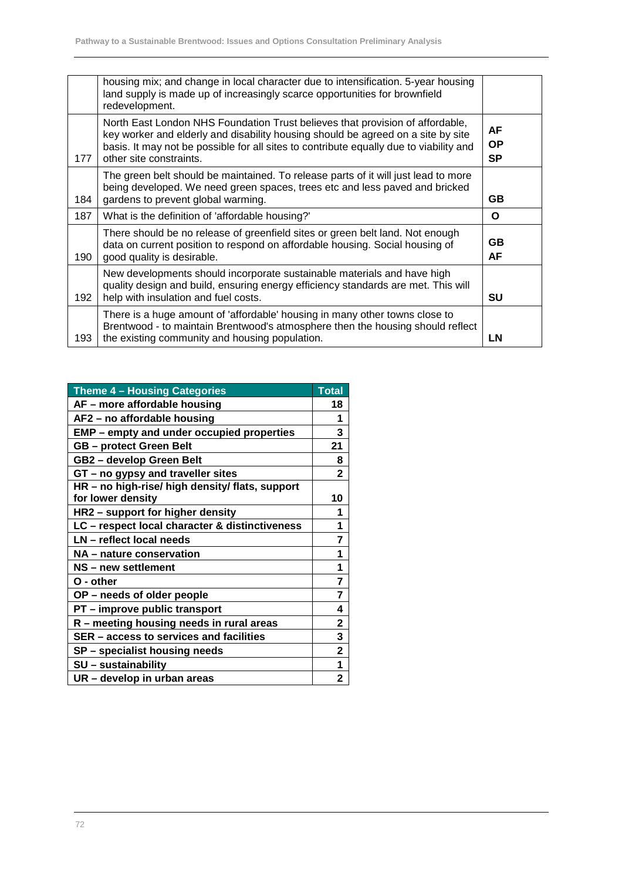| | | |
|---|---|---|
| | housing mix; and change in local character due to intensification. 5-year housing land supply is made up of increasingly scarce opportunities for brownfield redevelopment. | |
| 177 | North East London NHS Foundation Trust believes that provision of affordable, key worker and elderly and disability housing should be agreed on a site by site basis. It may not be possible for all sites to contribute equally due to viability and other site constraints. | **AF OP SP** |
| 184 | The green belt should be maintained. To release parts of it will just lead to more being developed. We need green spaces, trees etc and less paved and bricked gardens to prevent global warming. | **GB** |
| 187 | What is the definition of 'affordable housing?' | **O** |
| 190 | There should be no release of greenfield sites or green belt land. Not enough data on current position to respond on affordable housing. Social housing of good quality is desirable. | **GB AF** |
| 192 | New developments should incorporate sustainable materials and have high quality design and build, ensuring energy efficiency standards are met. This will help with insulation and fuel costs. | **SU** |
| 193 | There is a huge amount of 'affordable' housing in many other towns close to Brentwood - to maintain Brentwood's atmosphere then the housing should reflect the existing community and housing population. | **LN** |

| Theme 4 – Housing Categories | Total |
|---|---|
| **AF – more affordable housing** | **18** |
| **AF2 – no affordable housing** | **1** |
| **EMP – empty and under occupied properties** | **3** |
| **GB – protect Green Belt** | **21** |
| **GB2 – develop Green Belt** | **8** |
| **GT – no gypsy and traveller sites** | **2** |
| **HR – no high-rise/ high density/ flats, support for lower density** | **10** |
| **HR2 – support for higher density** | **1** |
| **LC – respect local character & distinctiveness** | **1** |
| **LN – reflect local needs** | **7** |
| **NA – nature conservation** | **1** |
| **NS – new settlement** | **1** |
| **O - other** | **7** |
| **OP – needs of older people** | **7** |
| **PT – improve public transport** | **4** |
| **R – meeting housing needs in rural areas** | **2** |
| **SER – access to services and facilities** | **3** |
| **SP – specialist housing needs** | **2** |
| **SU – sustainability** | **1** |
| **UR – develop in urban areas** | **2** |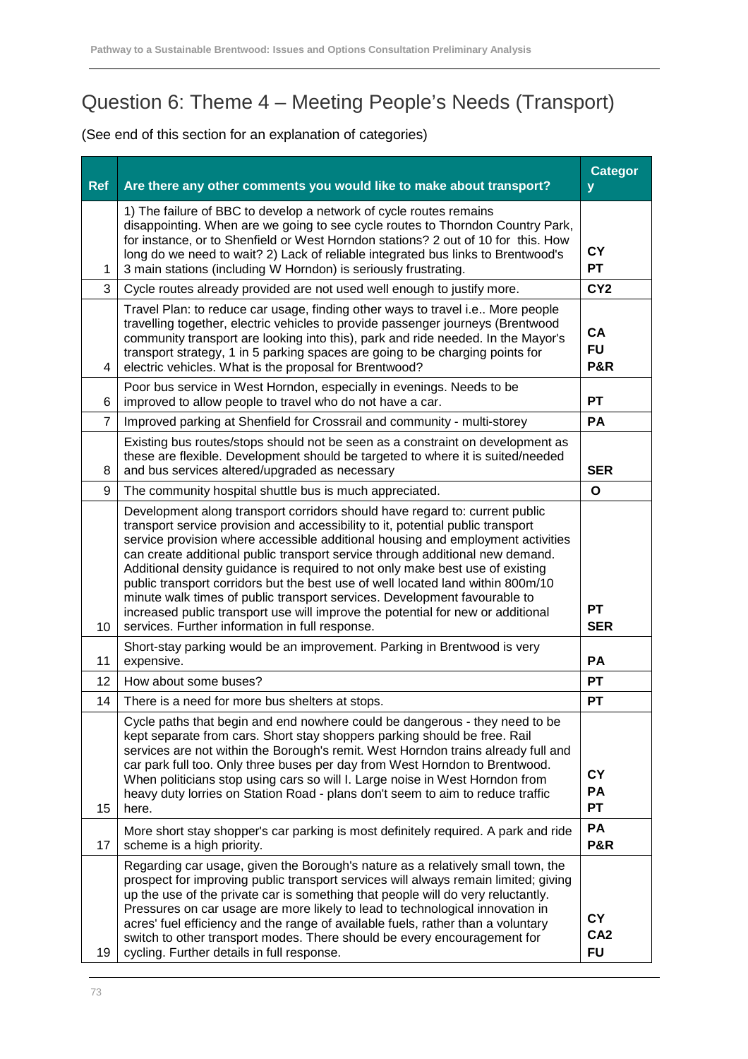# Question 6: Theme 4 – Meeting People's Needs (Transport)

(See end of this section for an explanation of categories)

| Ref | Are there any other comments you would like to make about transport? | Category |
|---|---|---|
| 1 | 1) The failure of BBC to develop a network of cycle routes remains disappointing. When are we going to see cycle routes to Thorndon Country Park, for instance, or to Shenfield or West Horndon stations? 2 out of 10 for this. How long do we need to wait? 2) Lack of reliable integrated bus links to Brentwood's 3 main stations (including W Horndon) is seriously frustrating. | CY PT |
| 3 | Cycle routes already provided are not used well enough to justify more. | CY2 |
| 4 | Travel Plan: to reduce car usage, finding other ways to travel i.e.. More people travelling together, electric vehicles to provide passenger journeys (Brentwood community transport are looking into this), park and ride needed. In the Mayor's transport strategy, 1 in 5 parking spaces are going to be charging points for electric vehicles. What is the proposal for Brentwood? | CA FU P&R |
| 6 | Poor bus service in West Horndon, especially in evenings. Needs to be improved to allow people to travel who do not have a car. | PT |
| 7 | Improved parking at Shenfield for Crossrail and community - multi-storey | PA |
| 8 | Existing bus routes/stops should not be seen as a constraint on development as these are flexible. Development should be targeted to where it is suited/needed and bus services altered/upgraded as necessary | SER |
| 9 | The community hospital shuttle bus is much appreciated. | O |
| 10 | Development along transport corridors should have regard to: current public transport service provision and accessibility to it, potential public transport service provision where accessible additional housing and employment activities can create additional public transport service through additional new demand. Additional density guidance is required to not only make best use of existing public transport corridors but the best use of well located land within 800m/10 minute walk times of public transport services. Development favourable to increased public transport use will improve the potential for new or additional services. Further information in full response. | PT SER |
| 11 | Short-stay parking would be an improvement. Parking in Brentwood is very expensive. | PA |
| 12 | How about some buses? | PT |
| 14 | There is a need for more bus shelters at stops. | PT |
| 15 | Cycle paths that begin and end nowhere could be dangerous - they need to be kept separate from cars. Short stay shoppers parking should be free. Rail services are not within the Borough's remit. West Horndon trains already full and car park full too. Only three buses per day from West Horndon to Brentwood. When politicians stop using cars so will I. Large noise in West Horndon from heavy duty lorries on Station Road - plans don't seem to aim to reduce traffic here. | CY PA PT |
| 17 | More short stay shopper's car parking is most definitely required. A park and ride scheme is a high priority. | PA P&R |
| 19 | Regarding car usage, given the Borough's nature as a relatively small town, the prospect for improving public transport services will always remain limited; giving up the use of the private car is something that people will do very reluctantly. Pressures on car usage are more likely to lead to technological innovation in acres' fuel efficiency and the range of available fuels, rather than a voluntary switch to other transport modes. There should be every encouragement for cycling. Further details in full response. | CY CA2 FU |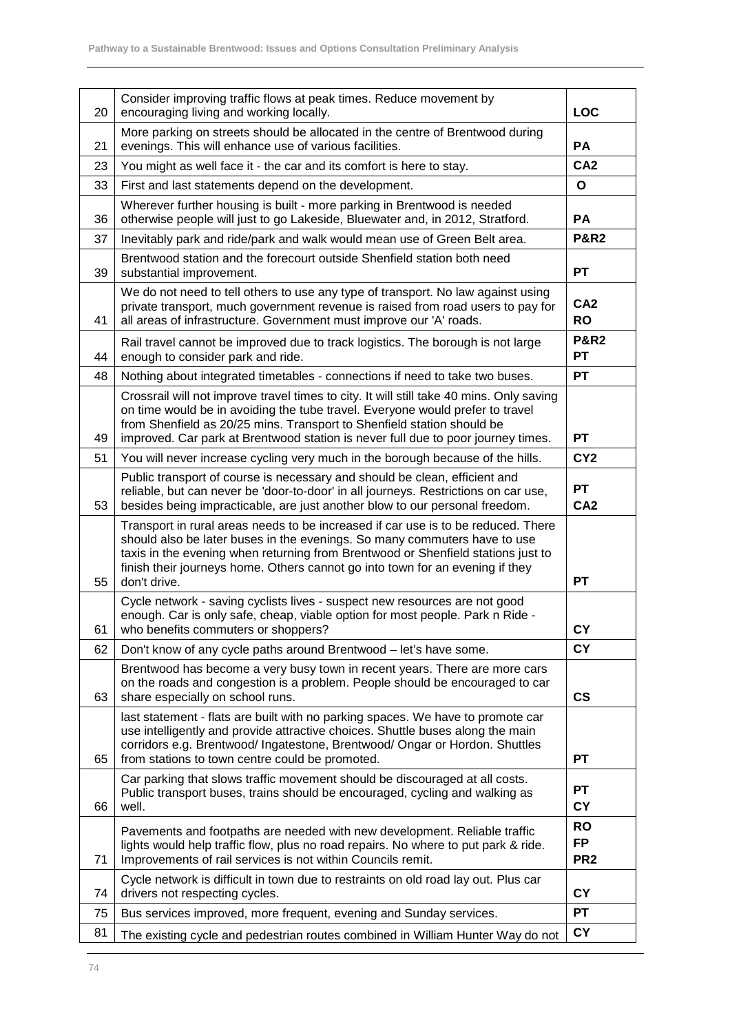| | | |
|---|---|---|
| 20 | Consider improving traffic flows at peak times. Reduce movement by encouraging living and working locally. | **LOC** |
| 21 | More parking on streets should be allocated in the centre of Brentwood during evenings. This will enhance use of various facilities. | **PA** |
| 23 | You might as well face it - the car and its comfort is here to stay. | **CA2** |
| 33 | First and last statements depend on the development. | **O** |
| 36 | Wherever further housing is built - more parking in Brentwood is needed otherwise people will just to go Lakeside, Bluewater and, in 2012, Stratford. | **PA** |
| 37 | Inevitably park and ride/park and walk would mean use of Green Belt area. | **P&R2** |
| 39 | Brentwood station and the forecourt outside Shenfield station both need substantial improvement. | **PT** |
| 41 | We do not need to tell others to use any type of transport. No law against using private transport, much government revenue is raised from road users to pay for all areas of infrastructure. Government must improve our 'A' roads. | **CA2**<br>**RO** |
| 44 | Rail travel cannot be improved due to track logistics. The borough is not large enough to consider park and ride. | **P&R2**<br>**PT** |
| 48 | Nothing about integrated timetables - connections if need to take two buses. | **PT** |
| 49 | Crossrail will not improve travel times to city. It will still take 40 mins. Only saving on time would be in avoiding the tube travel. Everyone would prefer to travel from Shenfield as 20/25 mins. Transport to Shenfield station should be improved. Car park at Brentwood station is never full due to poor journey times. | **PT** |
| 51 | You will never increase cycling very much in the borough because of the hills. | **CY2** |
| 53 | Public transport of course is necessary and should be clean, efficient and reliable, but can never be 'door-to-door' in all journeys. Restrictions on car use, besides being impracticable, are just another blow to our personal freedom. | **PT**<br>**CA2** |
| 55 | Transport in rural areas needs to be increased if car use is to be reduced. There should also be later buses in the evenings. So many commuters have to use taxis in the evening when returning from Brentwood or Shenfield stations just to finish their journeys home. Others cannot go into town for an evening if they don't drive. | **PT** |
| 61 | Cycle network - saving cyclists lives - suspect new resources are not good enough. Car is only safe, cheap, viable option for most people. Park n Ride - who benefits commuters or shoppers? | **CY** |
| 62 | Don't know of any cycle paths around Brentwood – let's have some. | **CY** |
| 63 | Brentwood has become a very busy town in recent years. There are more cars on the roads and congestion is a problem. People should be encouraged to car share especially on school runs. | **CS** |
| 65 | last statement - flats are built with no parking spaces. We have to promote car use intelligently and provide attractive choices. Shuttle buses along the main corridors e.g. Brentwood/ Ingatestone, Brentwood/ Ongar or Hordon. Shuttles from stations to town centre could be promoted. | **PT** |
| 66 | Car parking that slows traffic movement should be discouraged at all costs. Public transport buses, trains should be encouraged, cycling and walking as well. | **PT**<br>**CY** |
| 71 | Pavements and footpaths are needed with new development. Reliable traffic lights would help traffic flow, plus no road repairs. No where to put park & ride. Improvements of rail services is not within Councils remit. | **RO**<br>**FP**<br>**PR2** |
| 74 | Cycle network is difficult in town due to restraints on old road lay out. Plus car drivers not respecting cycles. | **CY** |
| 75 | Bus services improved, more frequent, evening and Sunday services. | **PT** |
| 81 | The existing cycle and pedestrian routes combined in William Hunter Way do not | **CY** |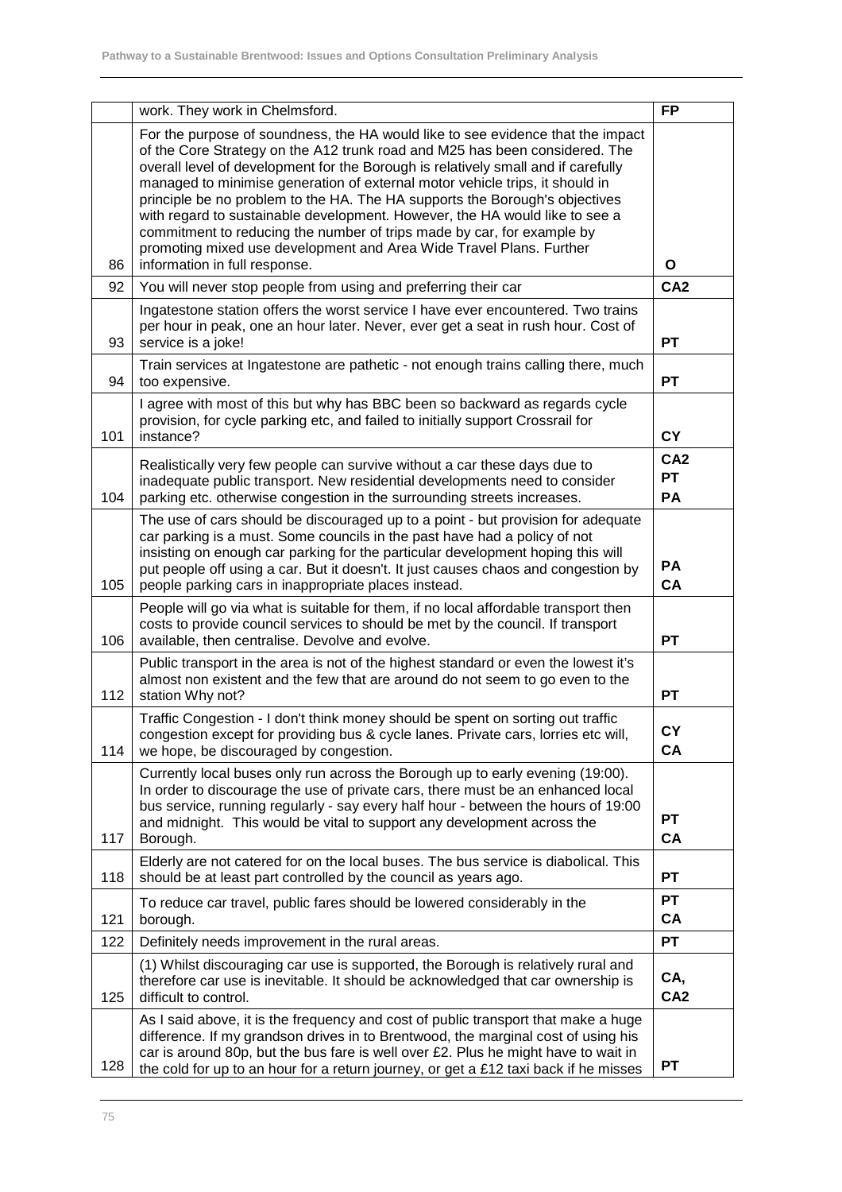| | | |
|---|---|---|
| | work. They work in Chelmsford. | FP |
| 86 | For the purpose of soundness, the HA would like to see evidence that the impact of the Core Strategy on the A12 trunk road and M25 has been considered. The overall level of development for the Borough is relatively small and if carefully managed to minimise generation of external motor vehicle trips, it should in principle be no problem to the HA. The HA supports the Borough's objectives with regard to sustainable development. However, the HA would like to see a commitment to reducing the number of trips made by car, for example by promoting mixed use development and Area Wide Travel Plans. Further information in full response. | O |
| 92 | You will never stop people from using and preferring their car | CA2 |
| 93 | Ingatestone station offers the worst service I have ever encountered. Two trains per hour in peak, one an hour later. Never, ever get a seat in rush hour. Cost of service is a joke! | PT |
| 94 | Train services at Ingatestone are pathetic - not enough trains calling there, much too expensive. | PT |
| 101 | I agree with most of this but why has BBC been so backward as regards cycle provision, for cycle parking etc, and failed to initially support Crossrail for instance? | CY |
| 104 | Realistically very few people can survive without a car these days due to inadequate public transport. New residential developments need to consider parking etc. otherwise congestion in the surrounding streets increases. | CA2<br>PT<br>PA |
| 105 | The use of cars should be discouraged up to a point - but provision for adequate car parking is a must. Some councils in the past have had a policy of not insisting on enough car parking for the particular development hoping this will put people off using a car. But it doesn't. It just causes chaos and congestion by people parking cars in inappropriate places instead. | PA<br>CA |
| 106 | People will go via what is suitable for them, if no local affordable transport then costs to provide council services to should be met by the council. If transport available, then centralise. Devolve and evolve. | PT |
| 112 | Public transport in the area is not of the highest standard or even the lowest it's almost non existent and the few that are around do not seem to go even to the station Why not? | PT |
| 114 | Traffic Congestion - I don't think money should be spent on sorting out traffic congestion except for providing bus & cycle lanes. Private cars, lorries etc will, we hope, be discouraged by congestion. | CY<br>CA |
| 117 | Currently local buses only run across the Borough up to early evening (19:00). In order to discourage the use of private cars, there must be an enhanced local bus service, running regularly - say every half hour - between the hours of 19:00 and midnight. This would be vital to support any development across the Borough. | PT<br>CA |
| 118 | Elderly are not catered for on the local buses. The bus service is diabolical. This should be at least part controlled by the council as years ago. | PT |
| 121 | To reduce car travel, public fares should be lowered considerably in the borough. | PT<br>CA |
| 122 | Definitely needs improvement in the rural areas. | PT |
| 125 | (1) Whilst discouraging car use is supported, the Borough is relatively rural and therefore car use is inevitable. It should be acknowledged that car ownership is difficult to control. | CA,<br>CA2 |
| 128 | As I said above, it is the frequency and cost of public transport that make a huge difference. If my grandson drives in to Brentwood, the marginal cost of using his car is around 80p, but the bus fare is well over £2. Plus he might have to wait in the cold for up to an hour for a return journey, or get a £12 taxi back if he misses | PT |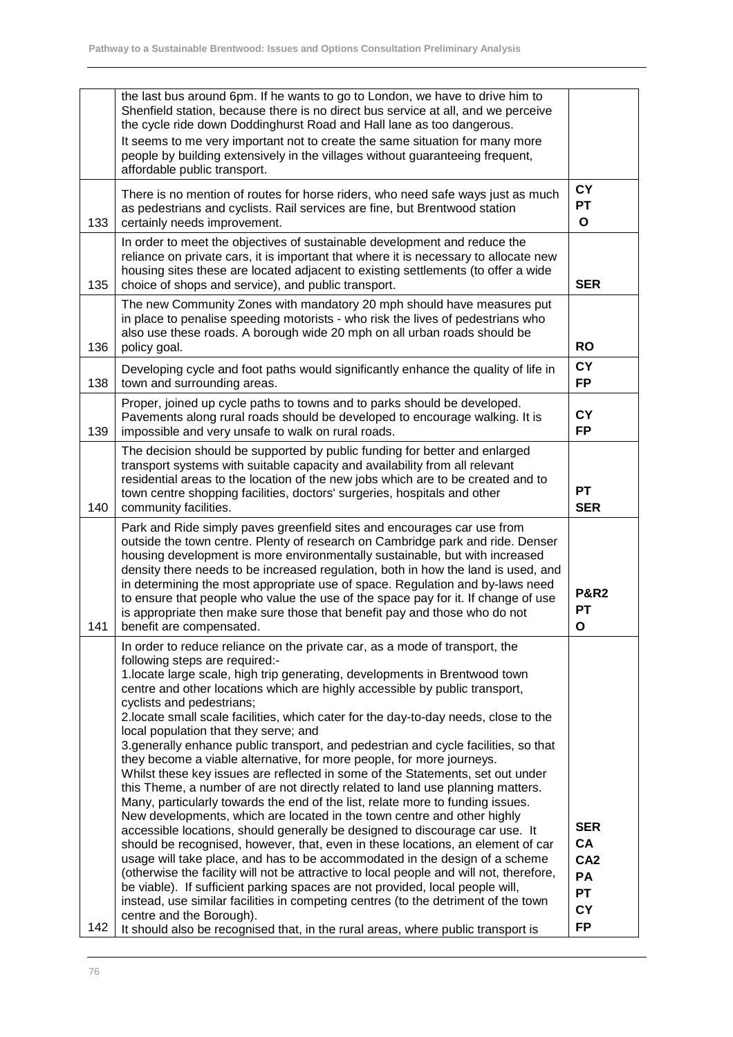| | | |
|---|---|---|
| | the last bus around 6pm. If he wants to go to London, we have to drive him to Shenfield station, because there is no direct bus service at all, and we perceive the cycle ride down Doddinghurst Road and Hall lane as too dangerous.<br>It seems to me very important not to create the same situation for many more people by building extensively in the villages without guaranteeing frequent, affordable public transport. | |
| 133 | There is no mention of routes for horse riders, who need safe ways just as much as pedestrians and cyclists. Rail services are fine, but Brentwood station certainly needs improvement. | **CY**<br>**PT**<br>**O** |
| 135 | In order to meet the objectives of sustainable development and reduce the reliance on private cars, it is important that where it is necessary to allocate new housing sites these are located adjacent to existing settlements (to offer a wide choice of shops and service), and public transport. | **SER** |
| 136 | The new Community Zones with mandatory 20 mph should have measures put in place to penalise speeding motorists - who risk the lives of pedestrians who also use these roads. A borough wide 20 mph on all urban roads should be policy goal. | **RO** |
| 138 | Developing cycle and foot paths would significantly enhance the quality of life in town and surrounding areas. | **CY**<br>**FP** |
| 139 | Proper, joined up cycle paths to towns and to parks should be developed. Pavements along rural roads should be developed to encourage walking. It is impossible and very unsafe to walk on rural roads. | **CY**<br>**FP** |
| 140 | The decision should be supported by public funding for better and enlarged transport systems with suitable capacity and availability from all relevant residential areas to the location of the new jobs which are to be created and to town centre shopping facilities, doctors' surgeries, hospitals and other community facilities. | **PT**<br>**SER** |
| 141 | Park and Ride simply paves greenfield sites and encourages car use from outside the town centre. Plenty of research on Cambridge park and ride. Denser housing development is more environmentally sustainable, but with increased density there needs to be increased regulation, both in how the land is used, and in determining the most appropriate use of space. Regulation and by-laws need to ensure that people who value the use of the space pay for it. If change of use is appropriate then make sure those that benefit pay and those who do not benefit are compensated. | **P&R2**<br>**PT**<br>**O** |
| 142 | In order to reduce reliance on the private car, as a mode of transport, the following steps are required:-<br>1.locate large scale, high trip generating, developments in Brentwood town centre and other locations which are highly accessible by public transport, cyclists and pedestrians;<br>2.locate small scale facilities, which cater for the day-to-day needs, close to the local population that they serve; and<br>3.generally enhance public transport, and pedestrian and cycle facilities, so that they become a viable alternative, for more people, for more journeys.<br>Whilst these key issues are reflected in some of the Statements, set out under this Theme, a number of are not directly related to land use planning matters. Many, particularly towards the end of the list, relate more to funding issues.<br>New developments, which are located in the town centre and other highly accessible locations, should generally be designed to discourage car use. It should be recognised, however, that, even in these locations, an element of car usage will take place, and has to be accommodated in the design of a scheme (otherwise the facility will not be attractive to local people and will not, therefore, be viable). If sufficient parking spaces are not provided, local people will, instead, use similar facilities in competing centres (to the detriment of the town centre and the Borough).<br>It should also be recognised that, in the rural areas, where public transport is | **SER**<br>**CA**<br>**CA2**<br>**PA**<br>**PT**<br>**CY**<br>**FP** |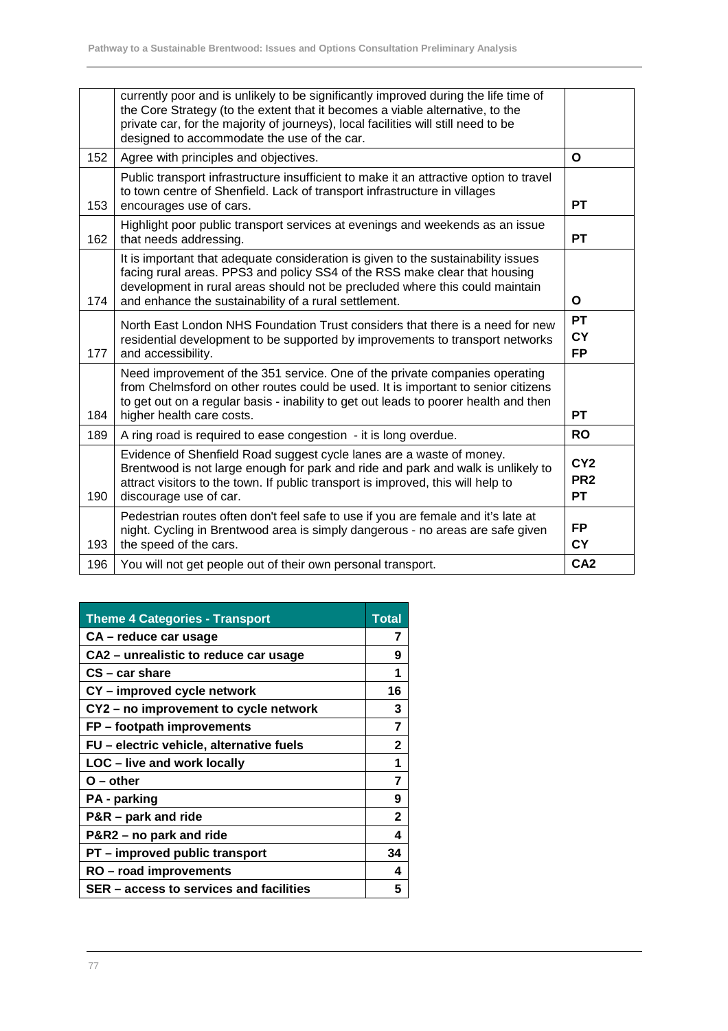| | | |
|---|---|---|
| | currently poor and is unlikely to be significantly improved during the life time of the Core Strategy (to the extent that it becomes a viable alternative, to the private car, for the majority of journeys), local facilities will still need to be designed to accommodate the use of the car. | |
| 152 | Agree with principles and objectives. | **O** |
| 153 | Public transport infrastructure insufficient to make it an attractive option to travel to town centre of Shenfield. Lack of transport infrastructure in villages encourages use of cars. | **PT** |
| 162 | Highlight poor public transport services at evenings and weekends as an issue that needs addressing. | **PT** |
| 174 | It is important that adequate consideration is given to the sustainability issues facing rural areas. PPS3 and policy SS4 of the RSS make clear that housing development in rural areas should not be precluded where this could maintain and enhance the sustainability of a rural settlement. | **O** |
| 177 | North East London NHS Foundation Trust considers that there is a need for new residential development to be supported by improvements to transport networks and accessibility. | **PT** **CY** **FP** |
| 184 | Need improvement of the 351 service. One of the private companies operating from Chelmsford on other routes could be used. It is important to senior citizens to get out on a regular basis - inability to get out leads to poorer health and then higher health care costs. | **PT** |
| 189 | A ring road is required to ease congestion - it is long overdue. | **RO** |
| 190 | Evidence of Shenfield Road suggest cycle lanes are a waste of money. Brentwood is not large enough for park and ride and park and walk is unlikely to attract visitors to the town. If public transport is improved, this will help to discourage use of car. | **CY2** **PR2** **PT** |
| 193 | Pedestrian routes often don't feel safe to use if you are female and it's late at night. Cycling in Brentwood area is simply dangerous - no areas are safe given the speed of the cars. | **FP** **CY** |
| 196 | You will not get people out of their own personal transport. | **CA2** |

| Theme 4 Categories - Transport | Total |
|---|---|
| **CA – reduce car usage** | **7** |
| **CA2 – unrealistic to reduce car usage** | **9** |
| **CS – car share** | **1** |
| **CY – improved cycle network** | **16** |
| **CY2 – no improvement to cycle network** | **3** |
| **FP – footpath improvements** | **7** |
| **FU – electric vehicle, alternative fuels** | **2** |
| **LOC – live and work locally** | **1** |
| **O – other** | **7** |
| **PA - parking** | **9** |
| **P&R – park and ride** | **2** |
| **P&R2 – no park and ride** | **4** |
| **PT – improved public transport** | **34** |
| **RO – road improvements** | **4** |
| **SER – access to services and facilities** | **5** |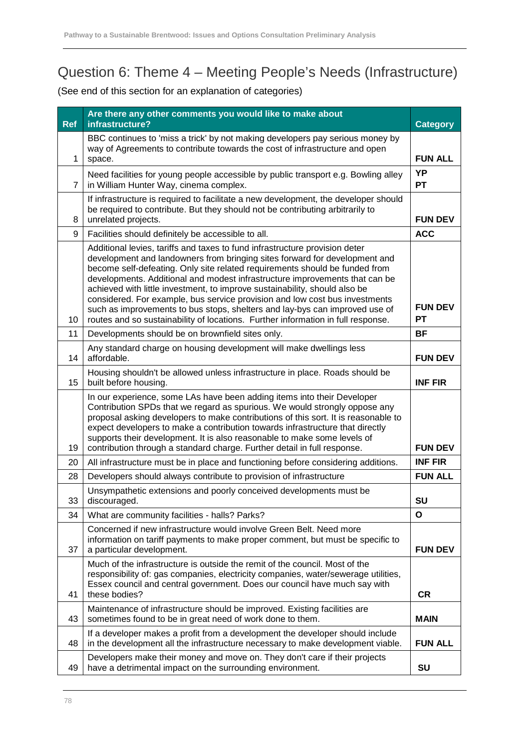## Question 6: Theme 4 – Meeting People's Needs (Infrastructure)

(See end of this section for an explanation of categories)

| Ref | Are there any other comments you would like to make about infrastructure? | Category |
|---|---|---|
| 1 | BBC continues to 'miss a trick' by not making developers pay serious money by way of Agreements to contribute towards the cost of infrastructure and open space. | **FUN ALL** |
| 7 | Need facilities for young people accessible by public transport e.g. Bowling alley in William Hunter Way, cinema complex. | **YP PT** |
| 8 | If infrastructure is required to facilitate a new development, the developer should be required to contribute. But they should not be contributing arbitrarily to unrelated projects. | **FUN DEV** |
| 9 | Facilities should definitely be accessible to all. | **ACC** |
| 10 | Additional levies, tariffs and taxes to fund infrastructure provision deter development and landowners from bringing sites forward for development and become self-defeating. Only site related requirements should be funded from developments. Additional and modest infrastructure improvements that can be achieved with little investment, to improve sustainability, should also be considered. For example, bus service provision and low cost bus investments such as improvements to bus stops, shelters and lay-bys can improved use of routes and so sustainability of locations. Further information in full response. | **FUN DEV PT** |
| 11 | Developments should be on brownfield sites only. | **BF** |
| 14 | Any standard charge on housing development will make dwellings less affordable. | **FUN DEV** |
| 15 | Housing shouldn't be allowed unless infrastructure in place. Roads should be built before housing. | **INF FIR** |
| 19 | In our experience, some LAs have been adding items into their Developer Contribution SPDs that we regard as spurious. We would strongly oppose any proposal asking developers to make contributions of this sort. It is reasonable to expect developers to make a contribution towards infrastructure that directly supports their development. It is also reasonable to make some levels of contribution through a standard charge. Further detail in full response. | **FUN DEV** |
| 20 | All infrastructure must be in place and functioning before considering additions. | **INF FIR** |
| 28 | Developers should always contribute to provision of infrastructure | **FUN ALL** |
| 33 | Unsympathetic extensions and poorly conceived developments must be discouraged. | **SU** |
| 34 | What are community facilities - halls? Parks? | **O** |
| 37 | Concerned if new infrastructure would involve Green Belt. Need more information on tariff payments to make proper comment, but must be specific to a particular development. | **FUN DEV** |
| 41 | Much of the infrastructure is outside the remit of the council. Most of the responsibility of: gas companies, electricity companies, water/sewerage utilities, Essex council and central government. Does our council have much say with these bodies? | **CR** |
| 43 | Maintenance of infrastructure should be improved. Existing facilities are sometimes found to be in great need of work done to them. | **MAIN** |
| 48 | If a developer makes a profit from a development the developer should include in the development all the infrastructure necessary to make development viable. | **FUN ALL** |
| 49 | Developers make their money and move on. They don't care if their projects have a detrimental impact on the surrounding environment. | **SU** |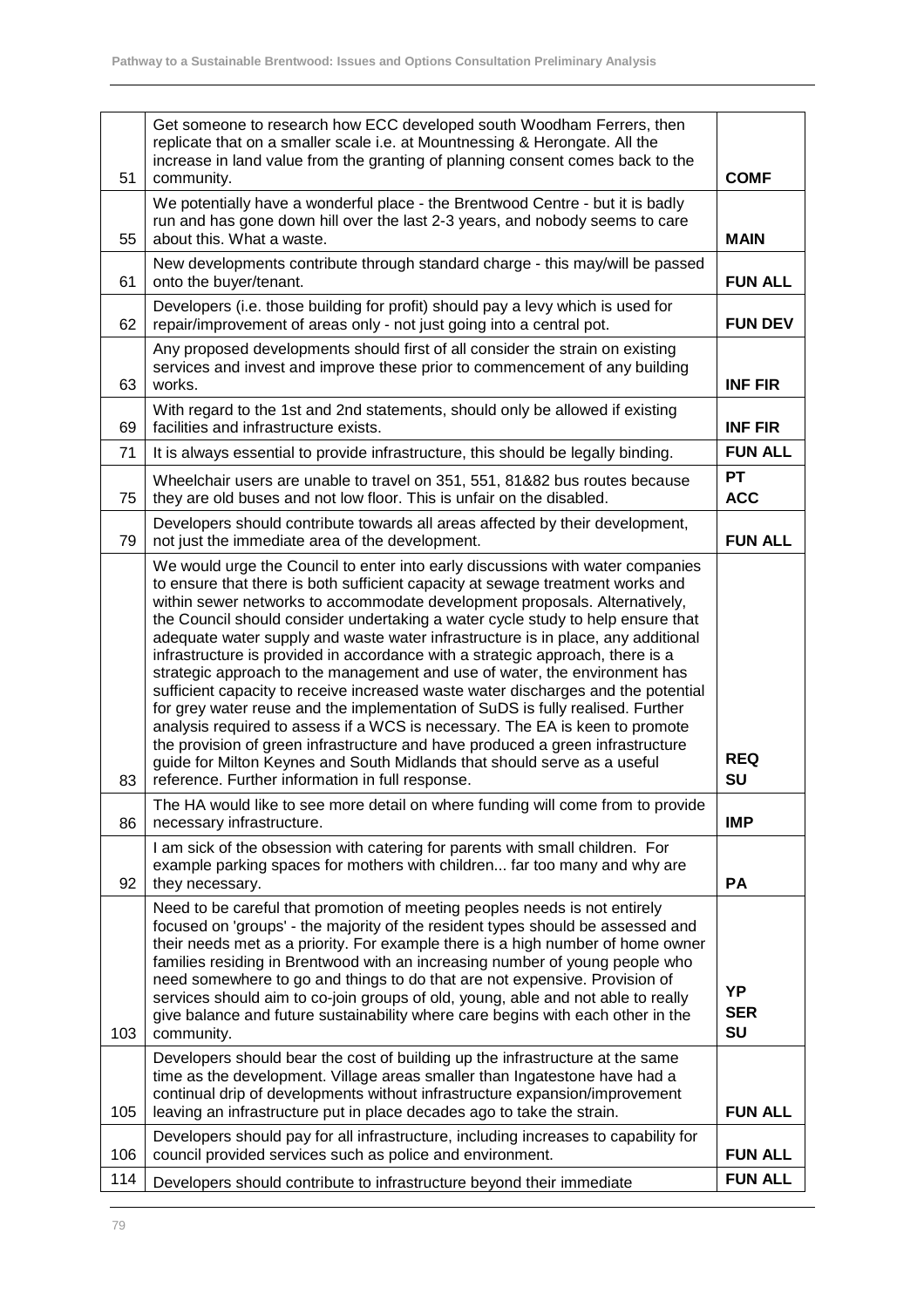| | | |
|---|---|---|
| 51 | Get someone to research how ECC developed south Woodham Ferrers, then replicate that on a smaller scale i.e. at Mountnessing & Herongate. All the increase in land value from the granting of planning consent comes back to the community. | **COMF** |
| 55 | We potentially have a wonderful place - the Brentwood Centre - but it is badly run and has gone down hill over the last 2-3 years, and nobody seems to care about this. What a waste. | **MAIN** |
| 61 | New developments contribute through standard charge - this may/will be passed onto the buyer/tenant. | **FUN ALL** |
| 62 | Developers (i.e. those building for profit) should pay a levy which is used for repair/improvement of areas only - not just going into a central pot. | **FUN DEV** |
| 63 | Any proposed developments should first of all consider the strain on existing services and invest and improve these prior to commencement of any building works. | **INF FIR** |
| 69 | With regard to the 1st and 2nd statements, should only be allowed if existing facilities and infrastructure exists. | **INF FIR** |
| 71 | It is always essential to provide infrastructure, this should be legally binding. | **FUN ALL** |
| 75 | Wheelchair users are unable to travel on 351, 551, 81&82 bus routes because they are old buses and not low floor. This is unfair on the disabled. | **PT ACC** |
| 79 | Developers should contribute towards all areas affected by their development, not just the immediate area of the development. | **FUN ALL** |
| 83 | We would urge the Council to enter into early discussions with water companies to ensure that there is both sufficient capacity at sewage treatment works and within sewer networks to accommodate development proposals. Alternatively, the Council should consider undertaking a water cycle study to help ensure that adequate water supply and waste water infrastructure is in place, any additional infrastructure is provided in accordance with a strategic approach, there is a strategic approach to the management and use of water, the environment has sufficient capacity to receive increased waste water discharges and the potential for grey water reuse and the implementation of SuDS is fully realised. Further analysis required to assess if a WCS is necessary. The EA is keen to promote the provision of green infrastructure and have produced a green infrastructure guide for Milton Keynes and South Midlands that should serve as a useful reference. Further information in full response. | **REQ SU** |
| 86 | The HA would like to see more detail on where funding will come from to provide necessary infrastructure. | **IMP** |
| 92 | I am sick of the obsession with catering for parents with small children. For example parking spaces for mothers with children... far too many and why are they necessary. | **PA** |
| 103 | Need to be careful that promotion of meeting peoples needs is not entirely focused on 'groups' - the majority of the resident types should be assessed and their needs met as a priority. For example there is a high number of home owner families residing in Brentwood with an increasing number of young people who need somewhere to go and things to do that are not expensive. Provision of services should aim to co-join groups of old, young, able and not able to really give balance and future sustainability where care begins with each other in the community. | **YP SER SU** |
| 105 | Developers should bear the cost of building up the infrastructure at the same time as the development. Village areas smaller than Ingatestone have had a continual drip of developments without infrastructure expansion/improvement leaving an infrastructure put in place decades ago to take the strain. | **FUN ALL** |
| 106 | Developers should pay for all infrastructure, including increases to capability for council provided services such as police and environment. | **FUN ALL** |
| 114 | Developers should contribute to infrastructure beyond their immediate | **FUN ALL** |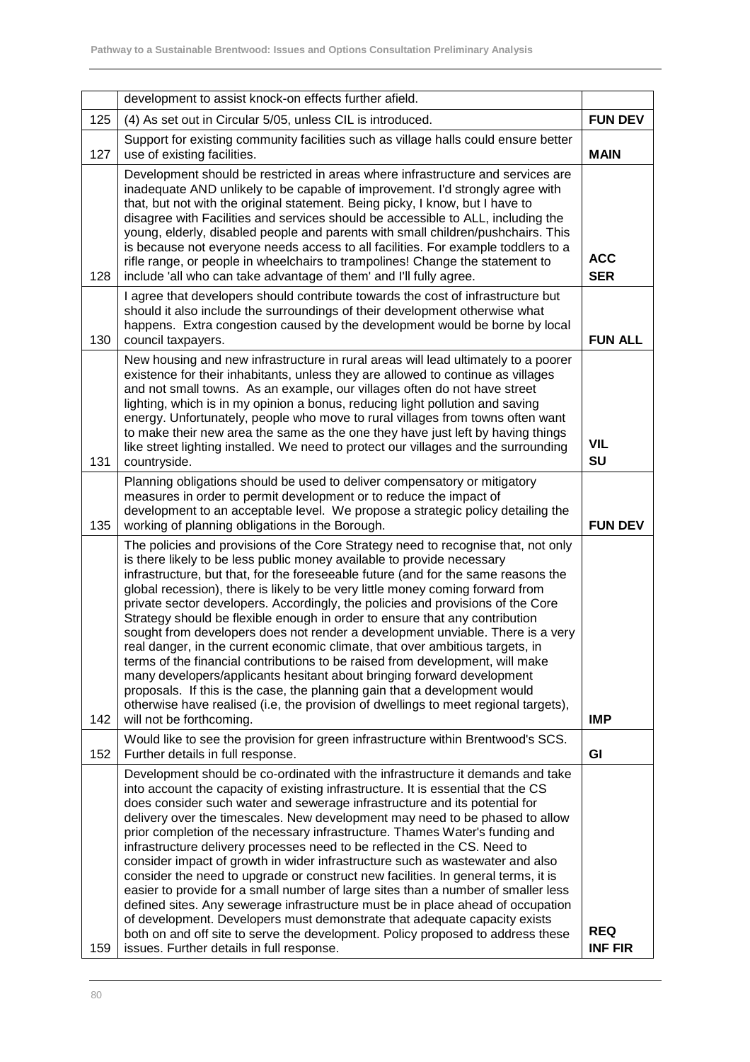| | | |
|---|---|---|
| | development to assist knock-on effects further afield. | |
| 125 | (4) As set out in Circular 5/05, unless CIL is introduced. | **FUN DEV** |
| 127 | Support for existing community facilities such as village halls could ensure better use of existing facilities. | **MAIN** |
| 128 | Development should be restricted in areas where infrastructure and services are inadequate AND unlikely to be capable of improvement. I'd strongly agree with that, but not with the original statement. Being picky, I know, but I have to disagree with Facilities and services should be accessible to ALL, including the young, elderly, disabled people and parents with small children/pushchairs. This is because not everyone needs access to all facilities. For example toddlers to a rifle range, or people in wheelchairs to trampolines! Change the statement to include 'all who can take advantage of them' and I'll fully agree. | **ACC SER** |
| 130 | I agree that developers should contribute towards the cost of infrastructure but should it also include the surroundings of their development otherwise what happens. Extra congestion caused by the development would be borne by local council taxpayers. | **FUN ALL** |
| 131 | New housing and new infrastructure in rural areas will lead ultimately to a poorer existence for their inhabitants, unless they are allowed to continue as villages and not small towns. As an example, our villages often do not have street lighting, which is in my opinion a bonus, reducing light pollution and saving energy. Unfortunately, people who move to rural villages from towns often want to make their new area the same as the one they have just left by having things like street lighting installed. We need to protect our villages and the surrounding countryside. | **VIL SU** |
| 135 | Planning obligations should be used to deliver compensatory or mitigatory measures in order to permit development or to reduce the impact of development to an acceptable level. We propose a strategic policy detailing the working of planning obligations in the Borough. | **FUN DEV** |
| 142 | The policies and provisions of the Core Strategy need to recognise that, not only is there likely to be less public money available to provide necessary infrastructure, but that, for the foreseeable future (and for the same reasons the global recession), there is likely to be very little money coming forward from private sector developers. Accordingly, the policies and provisions of the Core Strategy should be flexible enough in order to ensure that any contribution sought from developers does not render a development unviable. There is a very real danger, in the current economic climate, that over ambitious targets, in terms of the financial contributions to be raised from development, will make many developers/applicants hesitant about bringing forward development proposals. If this is the case, the planning gain that a development would otherwise have realised (i.e, the provision of dwellings to meet regional targets), will not be forthcoming. | **IMP** |
| 152 | Would like to see the provision for green infrastructure within Brentwood's SCS. Further details in full response. | **GI** |
| 159 | Development should be co-ordinated with the infrastructure it demands and take into account the capacity of existing infrastructure. It is essential that the CS does consider such water and sewerage infrastructure and its potential for delivery over the timescales. New development may need to be phased to allow prior completion of the necessary infrastructure. Thames Water's funding and infrastructure delivery processes need to be reflected in the CS. Need to consider impact of growth in wider infrastructure such as wastewater and also consider the need to upgrade or construct new facilities. In general terms, it is easier to provide for a small number of large sites than a number of smaller less defined sites. Any sewerage infrastructure must be in place ahead of occupation of development. Developers must demonstrate that adequate capacity exists both on and off site to serve the development. Policy proposed to address these issues. Further details in full response. | **REQ INF FIR** |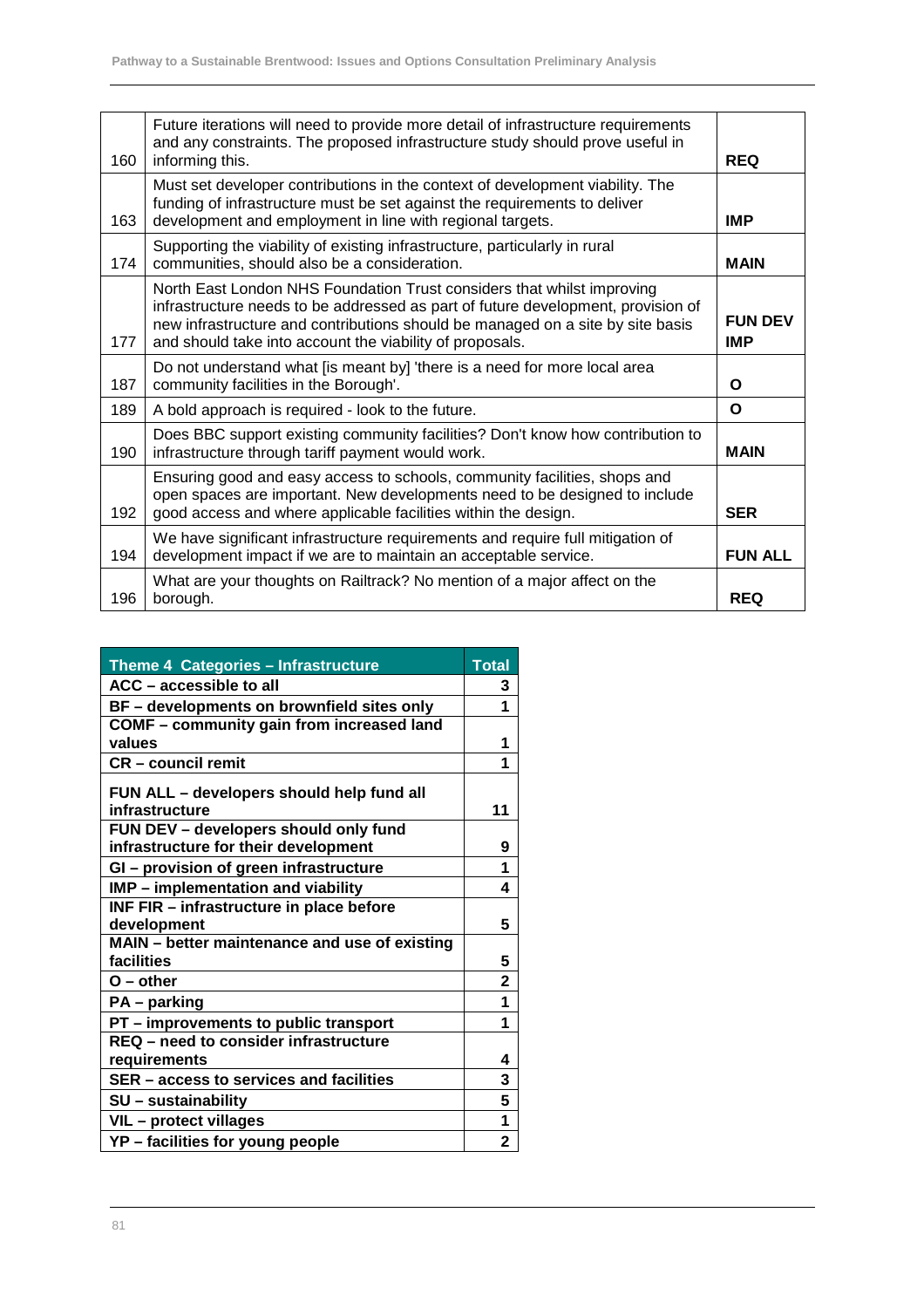| | | |
|---|---|---|
| 160 | Future iterations will need to provide more detail of infrastructure requirements and any constraints. The proposed infrastructure study should prove useful in informing this. | **REQ** |
| 163 | Must set developer contributions in the context of development viability. The funding of infrastructure must be set against the requirements to deliver development and employment in line with regional targets. | **IMP** |
| 174 | Supporting the viability of existing infrastructure, particularly in rural communities, should also be a consideration. | **MAIN** |
| 177 | North East London NHS Foundation Trust considers that whilst improving infrastructure needs to be addressed as part of future development, provision of new infrastructure and contributions should be managed on a site by site basis and should take into account the viability of proposals. | **FUN DEV IMP** |
| 187 | Do not understand what [is meant by] 'there is a need for more local area community facilities in the Borough'. | **O** |
| 189 | A bold approach is required - look to the future. | **O** |
| 190 | Does BBC support existing community facilities? Don't know how contribution to infrastructure through tariff payment would work. | **MAIN** |
| 192 | Ensuring good and easy access to schools, community facilities, shops and open spaces are important. New developments need to be designed to include good access and where applicable facilities within the design. | **SER** |
| 194 | We have significant infrastructure requirements and require full mitigation of development impact if we are to maintain an acceptable service. | **FUN ALL** |
| 196 | What are your thoughts on Railtrack? No mention of a major affect on the borough. | **REQ** |

| Theme 4 Categories – Infrastructure | Total |
|---|---|
| **ACC – accessible to all** | 3 |
| **BF – developments on brownfield sites only** | 1 |
| **COMF – community gain from increased land values** | 1 |
| **CR – council remit** | 1 |
| **FUN ALL – developers should help fund all infrastructure** | 11 |
| **FUN DEV – developers should only fund infrastructure for their development** | 9 |
| **GI – provision of green infrastructure** | 1 |
| **IMP – implementation and viability** | 4 |
| **INF FIR – infrastructure in place before development** | 5 |
| **MAIN – better maintenance and use of existing facilities** | 5 |
| **O – other** | 2 |
| **PA – parking** | 1 |
| **PT – improvements to public transport** | 1 |
| **REQ – need to consider infrastructure requirements** | 4 |
| **SER – access to services and facilities** | 3 |
| **SU – sustainability** | 5 |
| **VIL – protect villages** | 1 |
| **YP – facilities for young people** | 2 |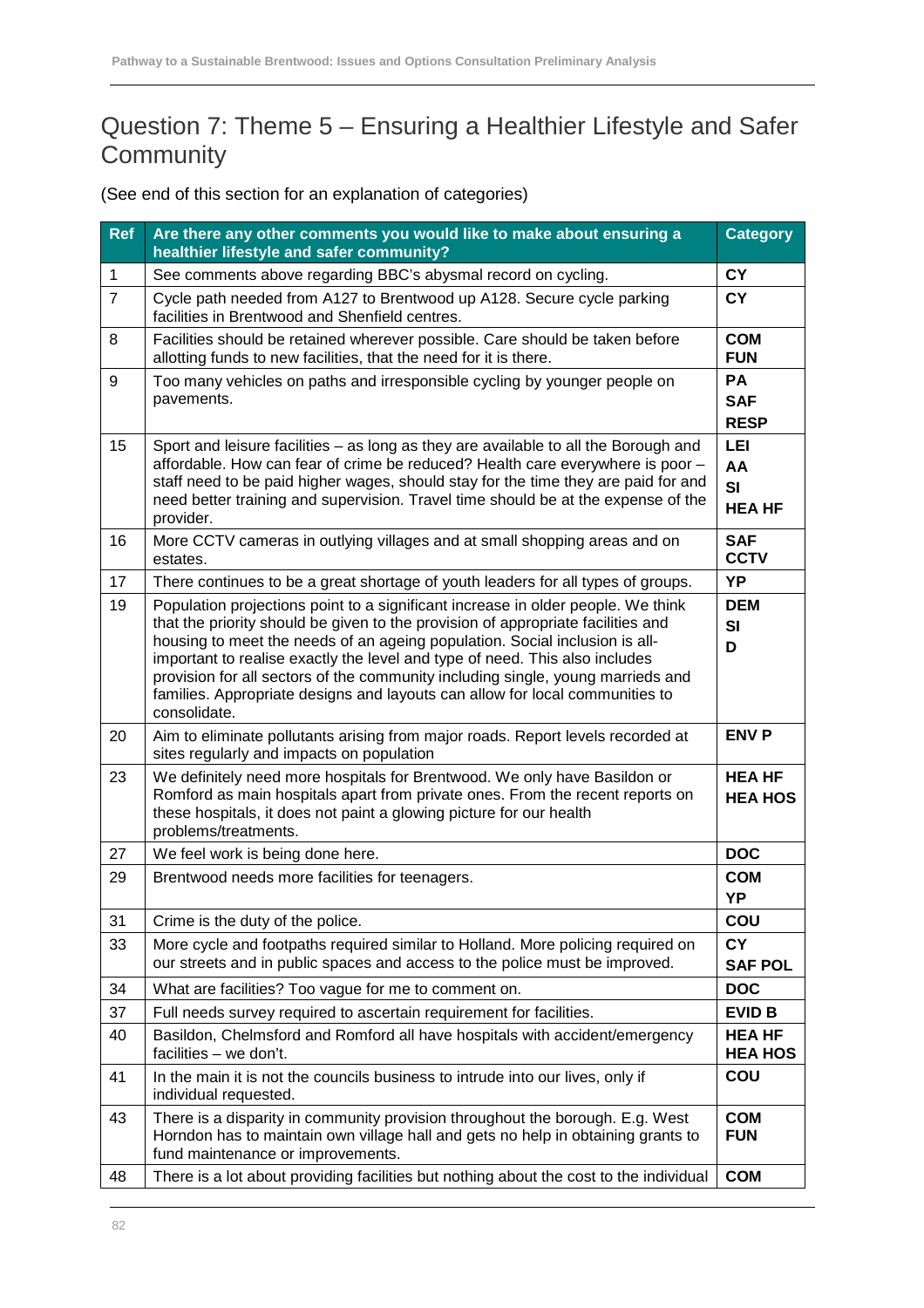## Question 7: Theme 5 – Ensuring a Healthier Lifestyle and Safer Community

(See end of this section for an explanation of categories)

| Ref | Are there any other comments you would like to make about ensuring a healthier lifestyle and safer community? | Category |
|---|---|---|
| 1 | See comments above regarding BBC's abysmal record on cycling. | **CY** |
| 7 | Cycle path needed from A127 to Brentwood up A128. Secure cycle parking facilities in Brentwood and Shenfield centres. | **CY** |
| 8 | Facilities should be retained wherever possible. Care should be taken before allotting funds to new facilities, that the need for it is there. | **COM**<br>**FUN** |
| 9 | Too many vehicles on paths and irresponsible cycling by younger people on pavements. | **PA**<br>**SAF**<br>**RESP** |
| 15 | Sport and leisure facilities – as long as they are available to all the Borough and affordable. How can fear of crime be reduced? Health care everywhere is poor – staff need to be paid higher wages, should stay for the time they are paid for and need better training and supervision. Travel time should be at the expense of the provider. | **LEI**<br>**AA**<br>**SI**<br>**HEA HF** |
| 16 | More CCTV cameras in outlying villages and at small shopping areas and on estates. | **SAF**<br>**CCTV** |
| 17 | There continues to be a great shortage of youth leaders for all types of groups. | **YP** |
| 19 | Population projections point to a significant increase in older people. We think that the priority should be given to the provision of appropriate facilities and housing to meet the needs of an ageing population. Social inclusion is all-important to realise exactly the level and type of need. This also includes provision for all sectors of the community including single, young marrieds and families. Appropriate designs and layouts can allow for local communities to consolidate. | **DEM**<br>**SI**<br>**D** |
| 20 | Aim to eliminate pollutants arising from major roads. Report levels recorded at sites regularly and impacts on population | **ENV P** |
| 23 | We definitely need more hospitals for Brentwood. We only have Basildon or Romford as main hospitals apart from private ones. From the recent reports on these hospitals, it does not paint a glowing picture for our health problems/treatments. | **HEA HF**<br>**HEA HOS** |
| 27 | We feel work is being done here. | **DOC** |
| 29 | Brentwood needs more facilities for teenagers. | **COM**<br>**YP** |
| 31 | Crime is the duty of the police. | **COU** |
| 33 | More cycle and footpaths required similar to Holland. More policing required on our streets and in public spaces and access to the police must be improved. | **CY**<br>**SAF POL** |
| 34 | What are facilities? Too vague for me to comment on. | **DOC** |
| 37 | Full needs survey required to ascertain requirement for facilities. | **EVID B** |
| 40 | Basildon, Chelmsford and Romford all have hospitals with accident/emergency facilities – we don't. | **HEA HF**<br>**HEA HOS** |
| 41 | In the main it is not the councils business to intrude into our lives, only if individual requested. | **COU** |
| 43 | There is a disparity in community provision throughout the borough. E.g. West Horndon has to maintain own village hall and gets no help in obtaining grants to fund maintenance or improvements. | **COM**<br>**FUN** |
| 48 | There is a lot about providing facilities but nothing about the cost to the individual | **COM** |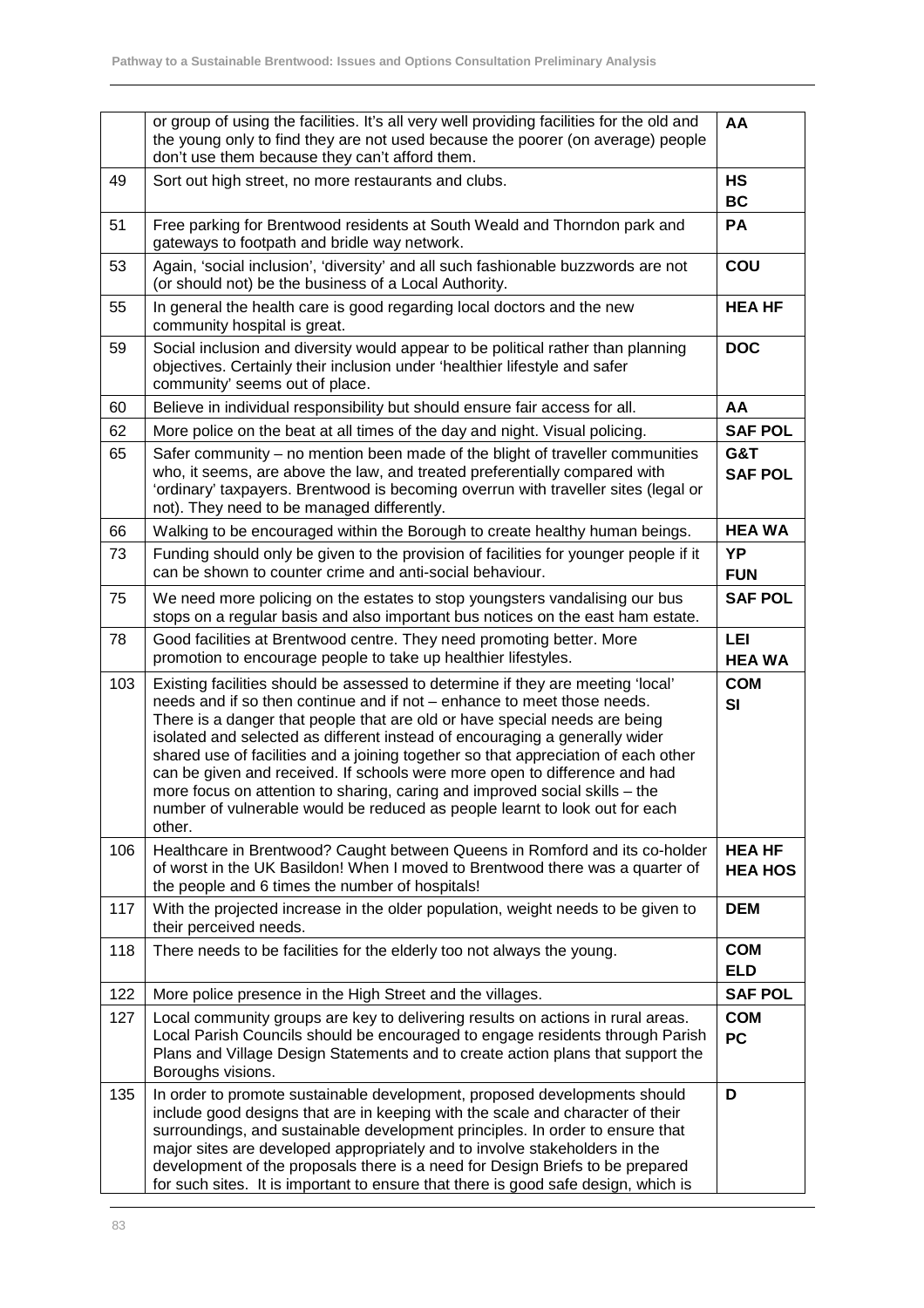| | | |
|---|---|---|
| | or group of using the facilities. It's all very well providing facilities for the old and the young only to find they are not used because the poorer (on average) people don't use them because they can't afford them. | **AA** |
| 49 | Sort out high street, no more restaurants and clubs. | **HS**<br>**BC** |
| 51 | Free parking for Brentwood residents at South Weald and Thorndon park and gateways to footpath and bridle way network. | **PA** |
| 53 | Again, 'social inclusion', 'diversity' and all such fashionable buzzwords are not (or should not) be the business of a Local Authority. | **COU** |
| 55 | In general the health care is good regarding local doctors and the new community hospital is great. | **HEA HF** |
| 59 | Social inclusion and diversity would appear to be political rather than planning objectives. Certainly their inclusion under 'healthier lifestyle and safer community' seems out of place. | **DOC** |
| 60 | Believe in individual responsibility but should ensure fair access for all. | **AA** |
| 62 | More police on the beat at all times of the day and night. Visual policing. | **SAF POL** |
| 65 | Safer community – no mention been made of the blight of traveller communities who, it seems, are above the law, and treated preferentially compared with 'ordinary' taxpayers. Brentwood is becoming overrun with traveller sites (legal or not). They need to be managed differently. | **G&T**<br>**SAF POL** |
| 66 | Walking to be encouraged within the Borough to create healthy human beings. | **HEA WA** |
| 73 | Funding should only be given to the provision of facilities for younger people if it can be shown to counter crime and anti-social behaviour. | **YP**<br>**FUN** |
| 75 | We need more policing on the estates to stop youngsters vandalising our bus stops on a regular basis and also important bus notices on the east ham estate. | **SAF POL** |
| 78 | Good facilities at Brentwood centre. They need promoting better. More promotion to encourage people to take up healthier lifestyles. | **LEI**<br>**HEA WA** |
| 103 | Existing facilities should be assessed to determine if they are meeting 'local' needs and if so then continue and if not – enhance to meet those needs. There is a danger that people that are old or have special needs are being isolated and selected as different instead of encouraging a generally wider shared use of facilities and a joining together so that appreciation of each other can be given and received. If schools were more open to difference and had more focus on attention to sharing, caring and improved social skills – the number of vulnerable would be reduced as people learnt to look out for each other. | **COM**<br>**SI** |
| 106 | Healthcare in Brentwood? Caught between Queens in Romford and its co-holder of worst in the UK Basildon! When I moved to Brentwood there was a quarter of the people and 6 times the number of hospitals! | **HEA HF**<br>**HEA HOS** |
| 117 | With the projected increase in the older population, weight needs to be given to their perceived needs. | **DEM** |
| 118 | There needs to be facilities for the elderly too not always the young. | **COM**<br>**ELD** |
| 122 | More police presence in the High Street and the villages. | **SAF POL** |
| 127 | Local community groups are key to delivering results on actions in rural areas. Local Parish Councils should be encouraged to engage residents through Parish Plans and Village Design Statements and to create action plans that support the Boroughs visions. | **COM**<br>**PC** |
| 135 | In order to promote sustainable development, proposed developments should include good designs that are in keeping with the scale and character of their surroundings, and sustainable development principles. In order to ensure that major sites are developed appropriately and to involve stakeholders in the development of the proposals there is a need for Design Briefs to be prepared for such sites. It is important to ensure that there is good safe design, which is | **D** |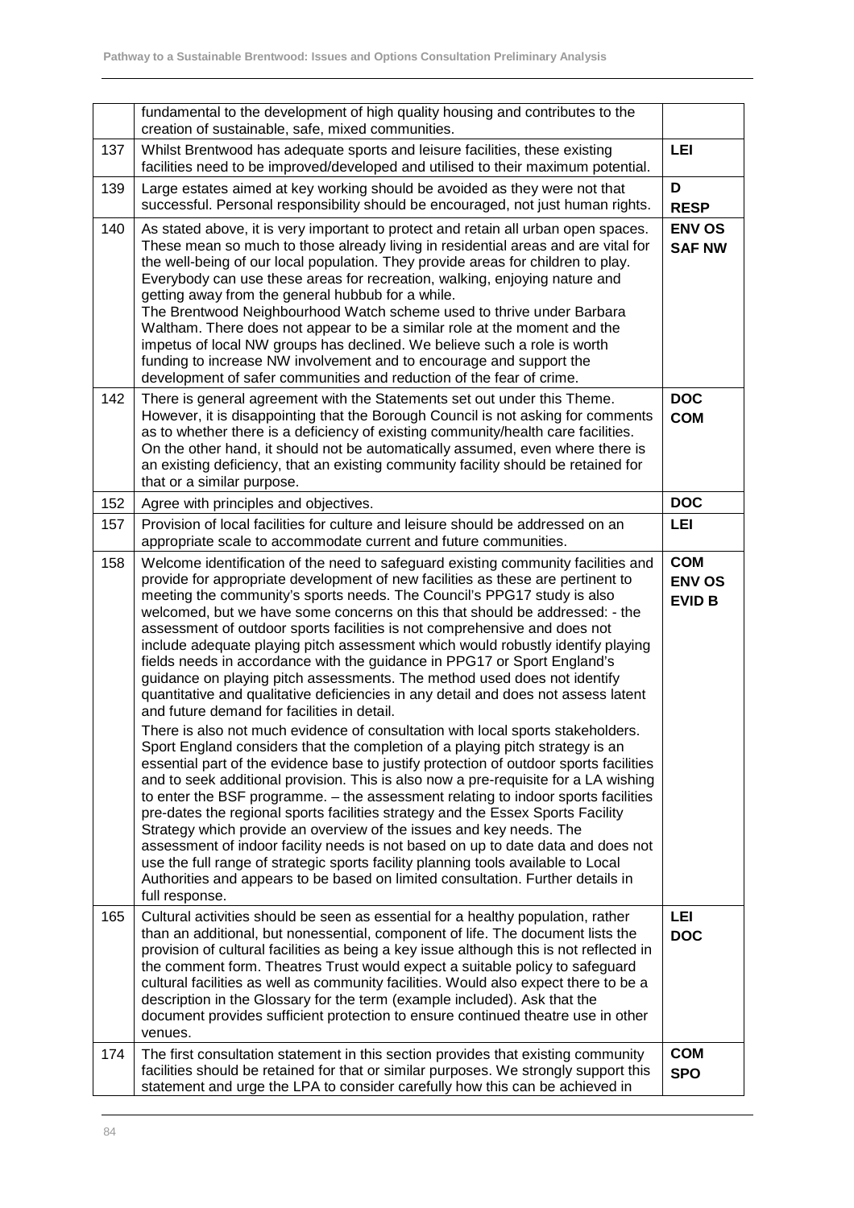| | | |
|---|---|---|
| | fundamental to the development of high quality housing and contributes to the creation of sustainable, safe, mixed communities. | |
| 137 | Whilst Brentwood has adequate sports and leisure facilities, these existing facilities need to be improved/developed and utilised to their maximum potential. | **LEI** |
| 139 | Large estates aimed at key working should be avoided as they were not that successful. Personal responsibility should be encouraged, not just human rights. | **D**<br>**RESP** |
| 140 | As stated above, it is very important to protect and retain all urban open spaces. These mean so much to those already living in residential areas and are vital for the well-being of our local population. They provide areas for children to play. Everybody can use these areas for recreation, walking, enjoying nature and getting away from the general hubbub for a while.<br>The Brentwood Neighbourhood Watch scheme used to thrive under Barbara Waltham. There does not appear to be a similar role at the moment and the impetus of local NW groups has declined. We believe such a role is worth funding to increase NW involvement and to encourage and support the development of safer communities and reduction of the fear of crime. | **ENV OS**<br>**SAF NW** |
| 142 | There is general agreement with the Statements set out under this Theme. However, it is disappointing that the Borough Council is not asking for comments as to whether there is a deficiency of existing community/health care facilities. On the other hand, it should not be automatically assumed, even where there is an existing deficiency, that an existing community facility should be retained for that or a similar purpose. | **DOC**<br>**COM** |
| 152 | Agree with principles and objectives. | **DOC** |
| 157 | Provision of local facilities for culture and leisure should be addressed on an appropriate scale to accommodate current and future communities. | **LEI** |
| 158 | Welcome identification of the need to safeguard existing community facilities and provide for appropriate development of new facilities as these are pertinent to meeting the community's sports needs. The Council's PPG17 study is also welcomed, but we have some concerns on this that should be addressed: - the assessment of outdoor sports facilities is not comprehensive and does not include adequate playing pitch assessment which would robustly identify playing fields needs in accordance with the guidance in PPG17 or Sport England's guidance on playing pitch assessments. The method used does not identify quantitative and qualitative deficiencies in any detail and does not assess latent and future demand for facilities in detail.<br>There is also not much evidence of consultation with local sports stakeholders. Sport England considers that the completion of a playing pitch strategy is an essential part of the evidence base to justify protection of outdoor sports facilities and to seek additional provision. This is also now a pre-requisite for a LA wishing to enter the BSF programme. – the assessment relating to indoor sports facilities pre-dates the regional sports facilities strategy and the Essex Sports Facility Strategy which provide an overview of the issues and key needs. The assessment of indoor facility needs is not based on up to date data and does not use the full range of strategic sports facility planning tools available to Local Authorities and appears to be based on limited consultation. Further details in full response. | **COM**<br>**ENV OS**<br>**EVID B** |
| 165 | Cultural activities should be seen as essential for a healthy population, rather than an additional, but nonessential, component of life. The document lists the provision of cultural facilities as being a key issue although this is not reflected in the comment form. Theatres Trust would expect a suitable policy to safeguard cultural facilities as well as community facilities. Would also expect there to be a description in the Glossary for the term (example included). Ask that the document provides sufficient protection to ensure continued theatre use in other venues. | **LEI**<br>**DOC** |
| 174 | The first consultation statement in this section provides that existing community facilities should be retained for that or similar purposes. We strongly support this statement and urge the LPA to consider carefully how this can be achieved in | **COM**<br>**SPO** |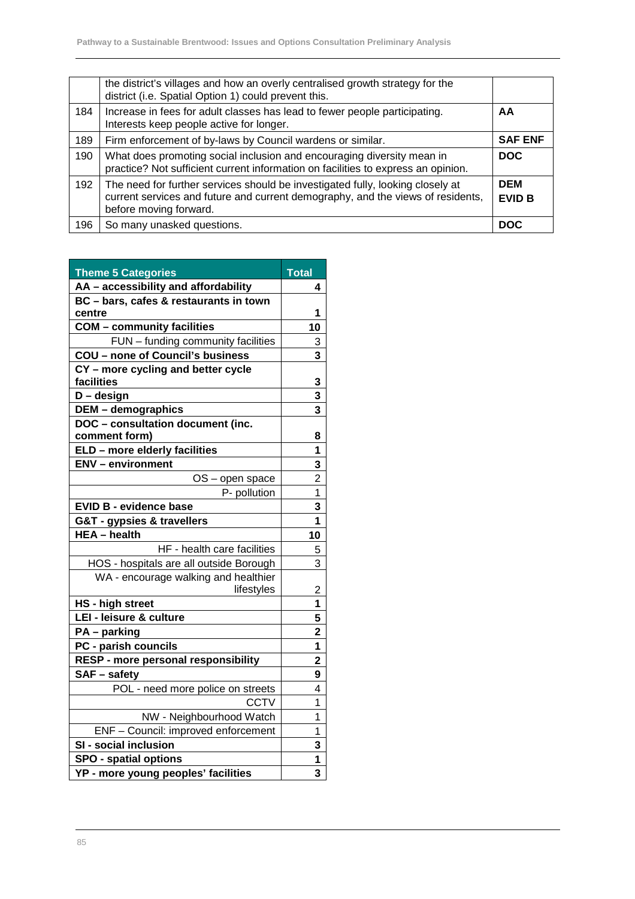| | | |
|---|---|---|
| | the district's villages and how an overly centralised growth strategy for the district (i.e. Spatial Option 1) could prevent this. | |
| 184 | Increase in fees for adult classes has lead to fewer people participating. Interests keep people active for longer. | **AA** |
| 189 | Firm enforcement of by-laws by Council wardens or similar. | **SAF ENF** |
| 190 | What does promoting social inclusion and encouraging diversity mean in practice? Not sufficient current information on facilities to express an opinion. | **DOC** |
| 192 | The need for further services should be investigated fully, looking closely at current services and future and current demography, and the views of residents, before moving forward. | **DEM EVID B** |
| 196 | So many unasked questions. | **DOC** |

| Theme 5 Categories | Total |
|---|---|
| **AA – accessibility and affordability** | **4** |
| **BC – bars, cafes & restaurants in town centre** | **1** |
| **COM – community facilities** | **10** |
| FUN – funding community facilities | 3 |
| **COU – none of Council's business** | **3** |
| **CY – more cycling and better cycle facilities** | **3** |
| **D – design** | **3** |
| **DEM – demographics** | **3** |
| **DOC – consultation document (inc. comment form)** | **8** |
| **ELD – more elderly facilities** | **1** |
| **ENV – environment** | **3** |
| OS – open space | 2 |
| P- pollution | 1 |
| **EVID B - evidence base** | **3** |
| **G&T - gypsies & travellers** | **1** |
| **HEA – health** | **10** |
| HF - health care facilities | 5 |
| HOS - hospitals are all outside Borough | 3 |
| WA - encourage walking and healthier lifestyles | 2 |
| **HS - high street** | **1** |
| **LEI - leisure & culture** | **5** |
| **PA – parking** | **2** |
| **PC - parish councils** | **1** |
| **RESP - more personal responsibility** | **2** |
| **SAF – safety** | **9** |
| POL - need more police on streets | 4 |
| CCTV | 1 |
| NW - Neighbourhood Watch | 1 |
| ENF – Council: improved enforcement | 1 |
| **SI - social inclusion** | **3** |
| **SPO - spatial options** | **1** |
| **YP - more young peoples' facilities** | **3** |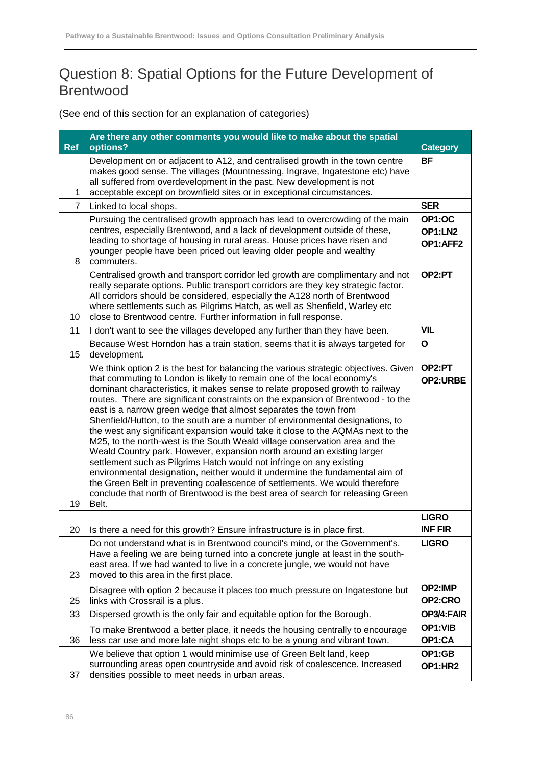# Question 8: Spatial Options for the Future Development of Brentwood

(See end of this section for an explanation of categories)

| Ref | Are there any other comments you would like to make about the spatial options? | Category |
|---|---|---|
| 1 | Development on or adjacent to A12, and centralised growth in the town centre makes good sense. The villages (Mountnessing, Ingrave, Ingatestone etc) have all suffered from overdevelopment in the past. New development is not acceptable except on brownfield sites or in exceptional circumstances. | BF |
| 7 | Linked to local shops. | SER |
| 8 | Pursuing the centralised growth approach has lead to overcrowding of the main centres, especially Brentwood, and a lack of development outside of these, leading to shortage of housing in rural areas. House prices have risen and younger people have been priced out leaving older people and wealthy commuters. | OP1:OC<br>OP1:LN2<br>OP1:AFF2 |
| 10 | Centralised growth and transport corridor led growth are complimentary and not really separate options. Public transport corridors are they key strategic factor. All corridors should be considered, especially the A128 north of Brentwood where settlements such as Pilgrims Hatch, as well as Shenfield, Warley etc close to Brentwood centre. Further information in full response. | OP2:PT |
| 11 | I don't want to see the villages developed any further than they have been. | VIL |
| 15 | Because West Horndon has a train station, seems that it is always targeted for development. | O |
| 19 | We think option 2 is the best for balancing the various strategic objectives. Given that commuting to London is likely to remain one of the local economy's dominant characteristics, it makes sense to relate proposed growth to railway routes. There are significant constraints on the expansion of Brentwood - to the east is a narrow green wedge that almost separates the town from Shenfield/Hutton, to the south are a number of environmental designations, to the west any significant expansion would take it close to the AQMAs next to the M25, to the north-west is the South Weald village conservation area and the Weald Country park. However, expansion north around an existing larger settlement such as Pilgrims Hatch would not infringe on any existing environmental designation, neither would it undermine the fundamental aim of the Green Belt in preventing coalescence of settlements. We would therefore conclude that north of Brentwood is the best area of search for releasing Green Belt. | OP2:PT<br>OP2:URBE |
| 20 | Is there a need for this growth? Ensure infrastructure is in place first. | LIGRO<br>INF FIR |
| 23 | Do not understand what is in Brentwood council's mind, or the Government's. Have a feeling we are being turned into a concrete jungle at least in the south-east area. If we had wanted to live in a concrete jungle, we would not have moved to this area in the first place. | LIGRO |
| 25 | Disagree with option 2 because it places too much pressure on Ingatestone but links with Crossrail is a plus. | OP2:IMP<br>OP2:CRO |
| 33 | Dispersed growth is the only fair and equitable option for the Borough. | OP3/4:FAIR |
| 36 | To make Brentwood a better place, it needs the housing centrally to encourage less car use and more late night shops etc to be a young and vibrant town. | OP1:VIB<br>OP1:CA |
| 37 | We believe that option 1 would minimise use of Green Belt land, keep surrounding areas open countryside and avoid risk of coalescence. Increased densities possible to meet needs in urban areas. | OP1:GB<br>OP1:HR2 |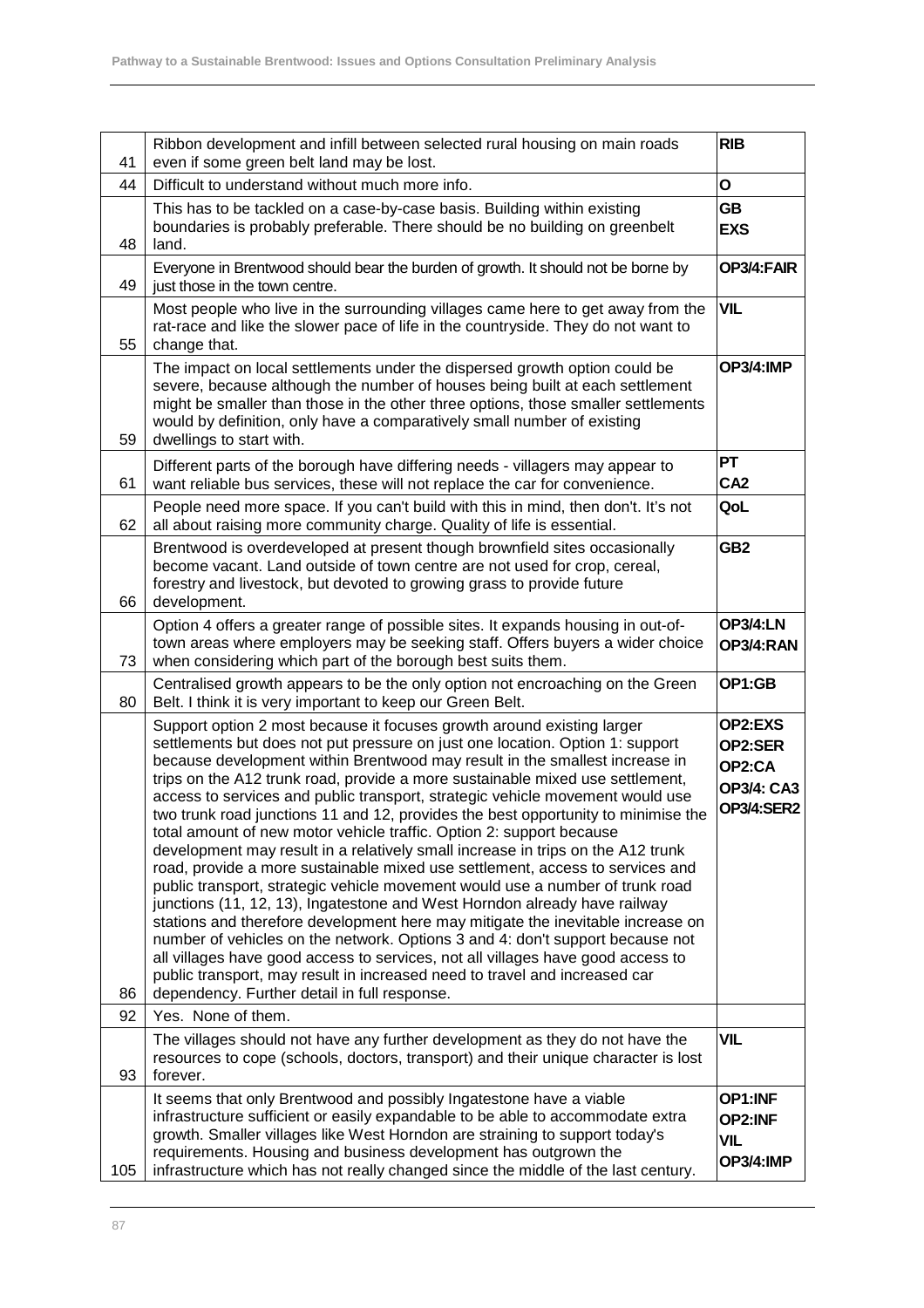| | | |
|---|---|---|
| 41 | Ribbon development and infill between selected rural housing on main roads even if some green belt land may be lost. | **RIB** |
| 44 | Difficult to understand without much more info. | **O** |
| 48 | This has to be tackled on a case-by-case basis. Building within existing boundaries is probably preferable. There should be no building on greenbelt land. | **GB**<br>**EXS** |
| 49 | Everyone in Brentwood should bear the burden of growth. It should not be borne by just those in the town centre. | **OP3/4:FAIR** |
| 55 | Most people who live in the surrounding villages came here to get away from the rat-race and like the slower pace of life in the countryside. They do not want to change that. | **VIL** |
| 59 | The impact on local settlements under the dispersed growth option could be severe, because although the number of houses being built at each settlement might be smaller than those in the other three options, those smaller settlements would by definition, only have a comparatively small number of existing dwellings to start with. | **OP3/4:IMP** |
| 61 | Different parts of the borough have differing needs - villagers may appear to want reliable bus services, these will not replace the car for convenience. | **PT**<br>**CA2** |
| 62 | People need more space. If you can't build with this in mind, then don't. It's not all about raising more community charge. Quality of life is essential. | **QoL** |
| 66 | Brentwood is overdeveloped at present though brownfield sites occasionally become vacant. Land outside of town centre are not used for crop, cereal, forestry and livestock, but devoted to growing grass to provide future development. | **GB2** |
| 73 | Option 4 offers a greater range of possible sites. It expands housing in out-of-town areas where employers may be seeking staff. Offers buyers a wider choice when considering which part of the borough best suits them. | **OP3/4:LN**<br>**OP3/4:RAN** |
| 80 | Centralised growth appears to be the only option not encroaching on the Green Belt. I think it is very important to keep our Green Belt. | **OP1:GB** |
| 86 | Support option 2 most because it focuses growth around existing larger settlements but does not put pressure on just one location. Option 1: support because development within Brentwood may result in the smallest increase in trips on the A12 trunk road, provide a more sustainable mixed use settlement, access to services and public transport, strategic vehicle movement would use two trunk road junctions 11 and 12, provides the best opportunity to minimise the total amount of new motor vehicle traffic. Option 2: support because development may result in a relatively small increase in trips on the A12 trunk road, provide a more sustainable mixed use settlement, access to services and public transport, strategic vehicle movement would use a number of trunk road junctions (11, 12, 13), Ingatestone and West Horndon already have railway stations and therefore development here may mitigate the inevitable increase on number of vehicles on the network. Options 3 and 4: don't support because not all villages have good access to services, not all villages have good access to public transport, may result in increased need to travel and increased car dependency. Further detail in full response. | **OP2:EXS**<br>**OP2:SER**<br>**OP2:CA**<br>**OP3/4: CA3**<br>**OP3/4:SER2** |
| 92 | Yes. None of them. | |
| 93 | The villages should not have any further development as they do not have the resources to cope (schools, doctors, transport) and their unique character is lost forever. | **VIL** |
| 105 | It seems that only Brentwood and possibly Ingatestone have a viable infrastructure sufficient or easily expandable to be able to accommodate extra growth. Smaller villages like West Horndon are straining to support today's requirements. Housing and business development has outgrown the infrastructure which has not really changed since the middle of the last century. | **OP1:INF**<br>**OP2:INF**<br>**VIL**<br>**OP3/4:IMP** |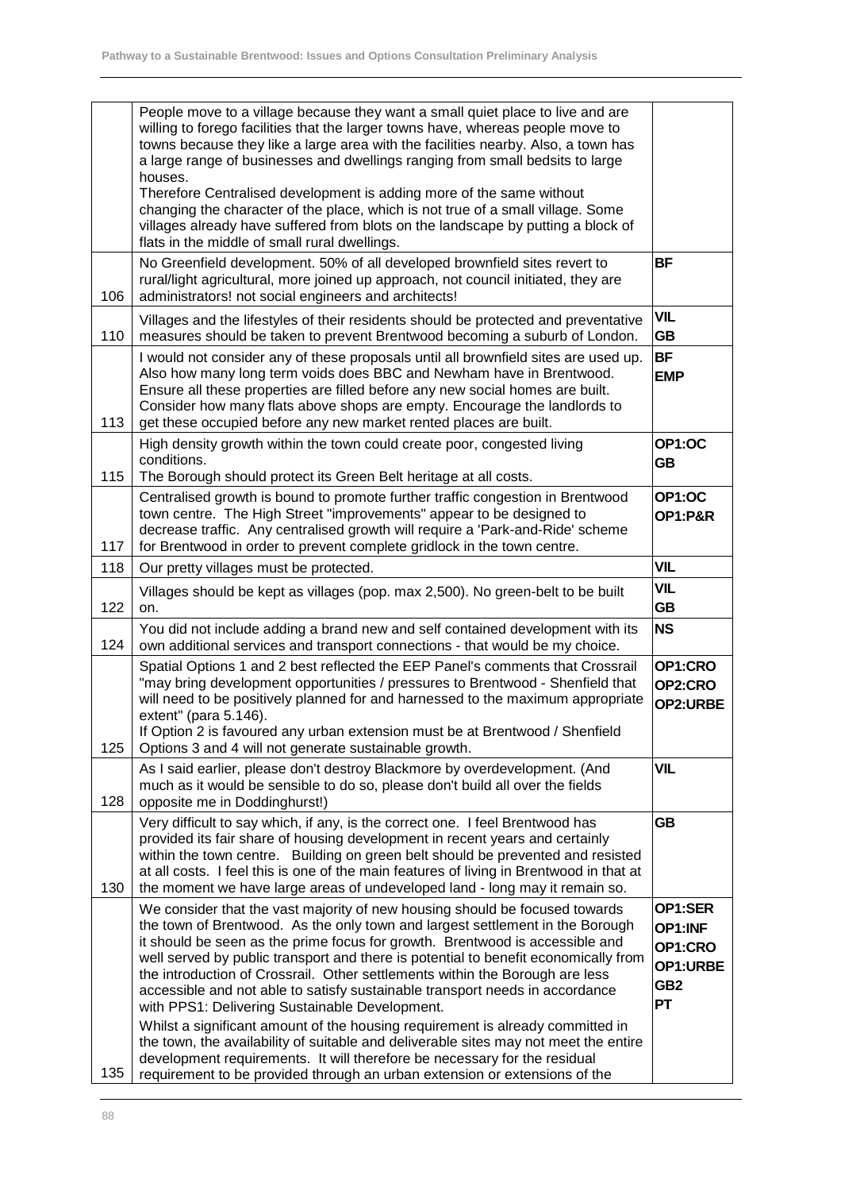| | | |
|---|---|---|
| | People move to a village because they want a small quiet place to live and are willing to forego facilities that the larger towns have, whereas people move to towns because they like a large area with the facilities nearby. Also, a town has a large range of businesses and dwellings ranging from small bedsits to large houses.<br>Therefore Centralised development is adding more of the same without changing the character of the place, which is not true of a small village. Some villages already have suffered from blots on the landscape by putting a block of flats in the middle of small rural dwellings. | |
| 106 | No Greenfield development. 50% of all developed brownfield sites revert to rural/light agricultural, more joined up approach, not council initiated, they are administrators! not social engineers and architects! | **BF** |
| 110 | Villages and the lifestyles of their residents should be protected and preventative measures should be taken to prevent Brentwood becoming a suburb of London. | **VIL**<br>**GB** |
| 113 | I would not consider any of these proposals until all brownfield sites are used up. Also how many long term voids does BBC and Newham have in Brentwood. Ensure all these properties are filled before any new social homes are built. Consider how many flats above shops are empty. Encourage the landlords to get these occupied before any new market rented places are built. | **BF**<br>**EMP** |
| 115 | High density growth within the town could create poor, congested living conditions.<br>The Borough should protect its Green Belt heritage at all costs. | **OP1:OC**<br>**GB** |
| 117 | Centralised growth is bound to promote further traffic congestion in Brentwood town centre. The High Street "improvements" appear to be designed to decrease traffic. Any centralised growth will require a 'Park-and-Ride' scheme for Brentwood in order to prevent complete gridlock in the town centre. | **OP1:OC**<br>**OP1:P&R** |
| 118 | Our pretty villages must be protected. | **VIL** |
| 122 | Villages should be kept as villages (pop. max 2,500). No green-belt to be built on. | **VIL**<br>**GB** |
| 124 | You did not include adding a brand new and self contained development with its own additional services and transport connections - that would be my choice. | **NS** |
| 125 | Spatial Options 1 and 2 best reflected the EEP Panel's comments that Crossrail "may bring development opportunities / pressures to Brentwood - Shenfield that will need to be positively planned for and harnessed to the maximum appropriate extent" (para 5.146).<br>If Option 2 is favoured any urban extension must be at Brentwood / Shenfield<br>Options 3 and 4 will not generate sustainable growth. | **OP1:CRO**<br>**OP2:CRO**<br>**OP2:URBE** |
| 128 | As I said earlier, please don't destroy Blackmore by overdevelopment. (And much as it would be sensible to do so, please don't build all over the fields opposite me in Doddinghurst!) | **VIL** |
| 130 | Very difficult to say which, if any, is the correct one. I feel Brentwood has provided its fair share of housing development in recent years and certainly within the town centre. Building on green belt should be prevented and resisted at all costs. I feel this is one of the main features of living in Brentwood in that at the moment we have large areas of undeveloped land - long may it remain so. | **GB** |
| 135 | We consider that the vast majority of new housing should be focused towards the town of Brentwood. As the only town and largest settlement in the Borough it should be seen as the prime focus for growth. Brentwood is accessible and well served by public transport and there is potential to benefit economically from the introduction of Crossrail. Other settlements within the Borough are less accessible and not able to satisfy sustainable transport needs in accordance with PPS1: Delivering Sustainable Development.<br>Whilst a significant amount of the housing requirement is already committed in the town, the availability of suitable and deliverable sites may not meet the entire development requirements. It will therefore be necessary for the residual requirement to be provided through an urban extension or extensions of the | **OP1:SER**<br>**OP1:INF**<br>**OP1:CRO**<br>**OP1:URBE**<br>**GB2**<br>**PT** |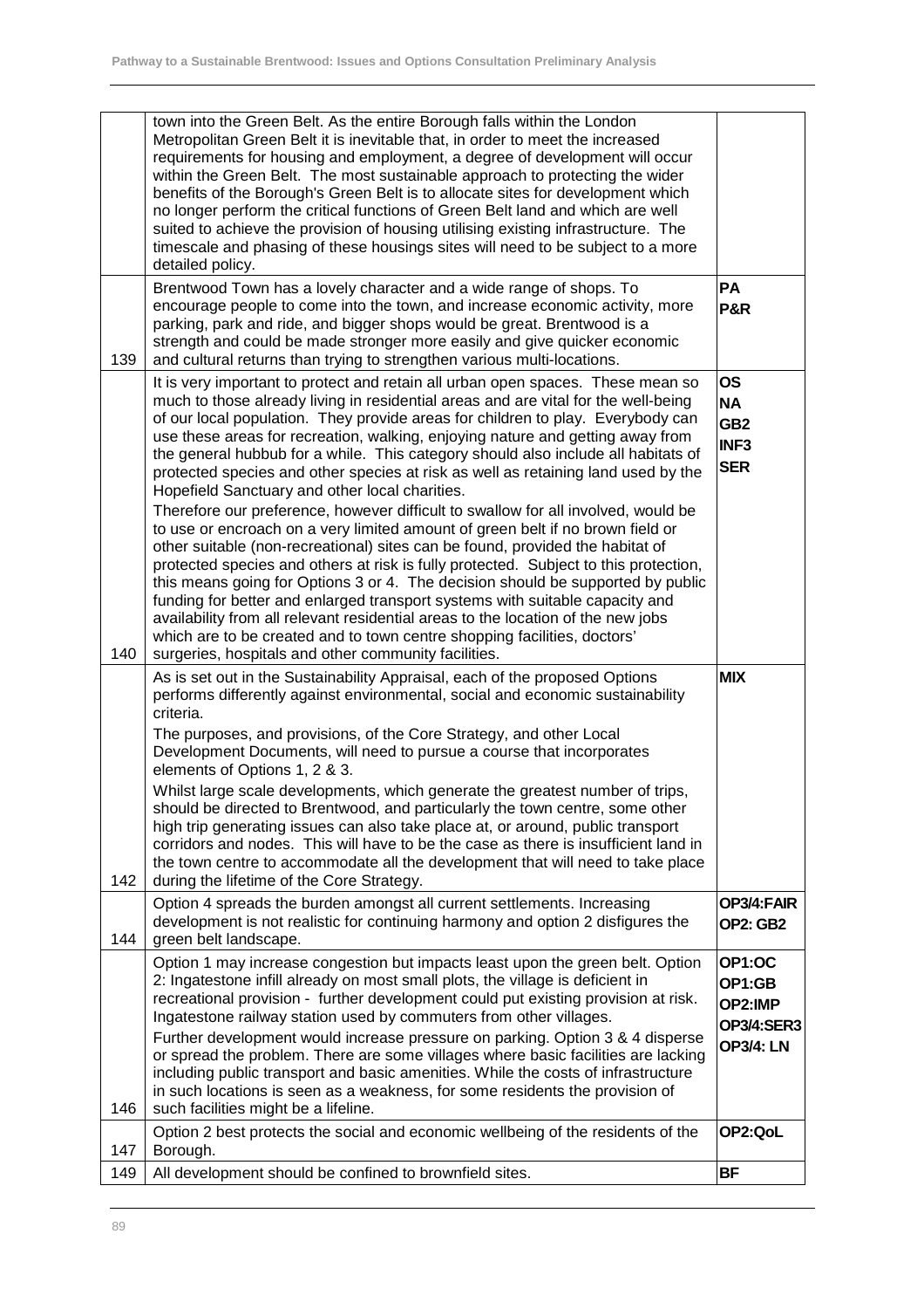| | | |
|---|---|---|
| | town into the Green Belt. As the entire Borough falls within the London Metropolitan Green Belt it is inevitable that, in order to meet the increased requirements for housing and employment, a degree of development will occur within the Green Belt. The most sustainable approach to protecting the wider benefits of the Borough's Green Belt is to allocate sites for development which no longer perform the critical functions of Green Belt land and which are well suited to achieve the provision of housing utilising existing infrastructure. The timescale and phasing of these housings sites will need to be subject to a more detailed policy. | |
| 139 | Brentwood Town has a lovely character and a wide range of shops. To encourage people to come into the town, and increase economic activity, more parking, park and ride, and bigger shops would be great. Brentwood is a strength and could be made stronger more easily and give quicker economic and cultural returns than trying to strengthen various multi-locations. | **PA** **P&R** |
| 140 | It is very important to protect and retain all urban open spaces. These mean so much to those already living in residential areas and are vital for the well-being of our local population. They provide areas for children to play. Everybody can use these areas for recreation, walking, enjoying nature and getting away from the general hubbub for a while. This category should also include all habitats of protected species and other species at risk as well as retaining land used by the Hopefield Sanctuary and other local charities.<br>Therefore our preference, however difficult to swallow for all involved, would be to use or encroach on a very limited amount of green belt if no brown field or other suitable (non-recreational) sites can be found, provided the habitat of protected species and others at risk is fully protected. Subject to this protection, this means going for Options 3 or 4. The decision should be supported by public funding for better and enlarged transport systems with suitable capacity and availability from all relevant residential areas to the location of the new jobs which are to be created and to town centre shopping facilities, doctors' surgeries, hospitals and other community facilities. | **OS** **NA** **GB2** **INF3** **SER** |
| 142 | As is set out in the Sustainability Appraisal, each of the proposed Options performs differently against environmental, social and economic sustainability criteria.<br>The purposes, and provisions, of the Core Strategy, and other Local Development Documents, will need to pursue a course that incorporates elements of Options 1, 2 & 3.<br>Whilst large scale developments, which generate the greatest number of trips, should be directed to Brentwood, and particularly the town centre, some other high trip generating issues can also take place at, or around, public transport corridors and nodes. This will have to be the case as there is insufficient land in the town centre to accommodate all the development that will need to take place during the lifetime of the Core Strategy. | **MIX** |
| 144 | Option 4 spreads the burden amongst all current settlements. Increasing development is not realistic for continuing harmony and option 2 disfigures the green belt landscape. | **OP3/4:FAIR** **OP2: GB2** |
| 146 | Option 1 may increase congestion but impacts least upon the green belt. Option 2: Ingatestone infill already on most small plots, the village is deficient in recreational provision - further development could put existing provision at risk. Ingatestone railway station used by commuters from other villages.<br>Further development would increase pressure on parking. Option 3 & 4 disperse or spread the problem. There are some villages where basic facilities are lacking including public transport and basic amenities. While the costs of infrastructure in such locations is seen as a weakness, for some residents the provision of such facilities might be a lifeline. | **OP1:OC** **OP1:GB** **OP2:IMP** **OP3/4:SER3** **OP3/4: LN** |
| 147 | Option 2 best protects the social and economic wellbeing of the residents of the Borough. | **OP2:QoL** |
| 149 | All development should be confined to brownfield sites. | **BF** |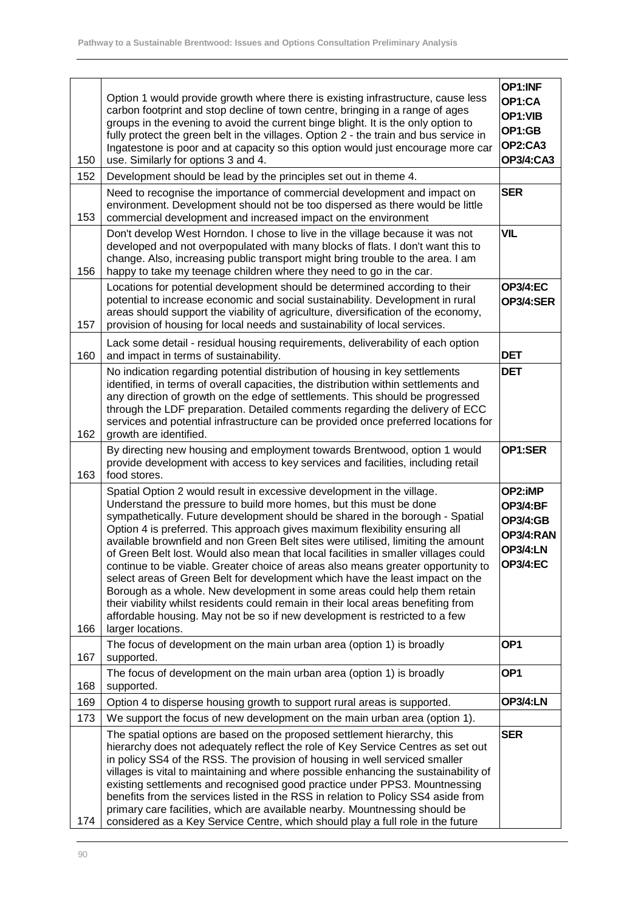| | | |
|---|---|---|
| 150 | Option 1 would provide growth where there is existing infrastructure, cause less carbon footprint and stop decline of town centre, bringing in a range of ages groups in the evening to avoid the current binge blight. It is the only option to fully protect the green belt in the villages. Option 2 - the train and bus service in Ingatestone is poor and at capacity so this option would just encourage more car use. Similarly for options 3 and 4. | **OP1:INF OP1:CA OP1:VIB OP1:GB OP2:CA3 OP3/4:CA3** |
| 152 | Development should be lead by the principles set out in theme 4. | |
| 153 | Need to recognise the importance of commercial development and impact on environment. Development should not be too dispersed as there would be little commercial development and increased impact on the environment | **SER** |
| 156 | Don't develop West Horndon. I chose to live in the village because it was not developed and not overpopulated with many blocks of flats. I don't want this to change. Also, increasing public transport might bring trouble to the area. I am happy to take my teenage children where they need to go in the car. | **VIL** |
| 157 | Locations for potential development should be determined according to their potential to increase economic and social sustainability. Development in rural areas should support the viability of agriculture, diversification of the economy, provision of housing for local needs and sustainability of local services. | **OP3/4:EC OP3/4:SER** |
| 160 | Lack some detail - residual housing requirements, deliverability of each option and impact in terms of sustainability. | **DET** |
| 162 | No indication regarding potential distribution of housing in key settlements identified, in terms of overall capacities, the distribution within settlements and any direction of growth on the edge of settlements. This should be progressed through the LDF preparation. Detailed comments regarding the delivery of ECC services and potential infrastructure can be provided once preferred locations for growth are identified. | **DET** |
| 163 | By directing new housing and employment towards Brentwood, option 1 would provide development with access to key services and facilities, including retail food stores. | **OP1:SER** |
| 166 | Spatial Option 2 would result in excessive development in the village. Understand the pressure to build more homes, but this must be done sympathetically. Future development should be shared in the borough - Spatial Option 4 is preferred. This approach gives maximum flexibility ensuring all available brownfield and non Green Belt sites were utilised, limiting the amount of Green Belt lost. Would also mean that local facilities in smaller villages could continue to be viable. Greater choice of areas also means greater opportunity to select areas of Green Belt for development which have the least impact on the Borough as a whole. New development in some areas could help them retain their viability whilst residents could remain in their local areas benefiting from affordable housing. May not be so if new development is restricted to a few larger locations. | **OP2:iMP OP3/4:BF OP3/4:GB OP3/4:RAN OP3/4:LN OP3/4:EC** |
| 167 | The focus of development on the main urban area (option 1) is broadly supported. | **OP1** |
| 168 | The focus of development on the main urban area (option 1) is broadly supported. | **OP1** |
| 169 | Option 4 to disperse housing growth to support rural areas is supported. | **OP3/4:LN** |
| 173 | We support the focus of new development on the main urban area (option 1). | |
| 174 | The spatial options are based on the proposed settlement hierarchy, this hierarchy does not adequately reflect the role of Key Service Centres as set out in policy SS4 of the RSS. The provision of housing in well serviced smaller villages is vital to maintaining and where possible enhancing the sustainability of existing settlements and recognised good practice under PPS3. Mountnessing benefits from the services listed in the RSS in relation to Policy SS4 aside from primary care facilities, which are available nearby. Mountnessing should be considered as a Key Service Centre, which should play a full role in the future | **SER** |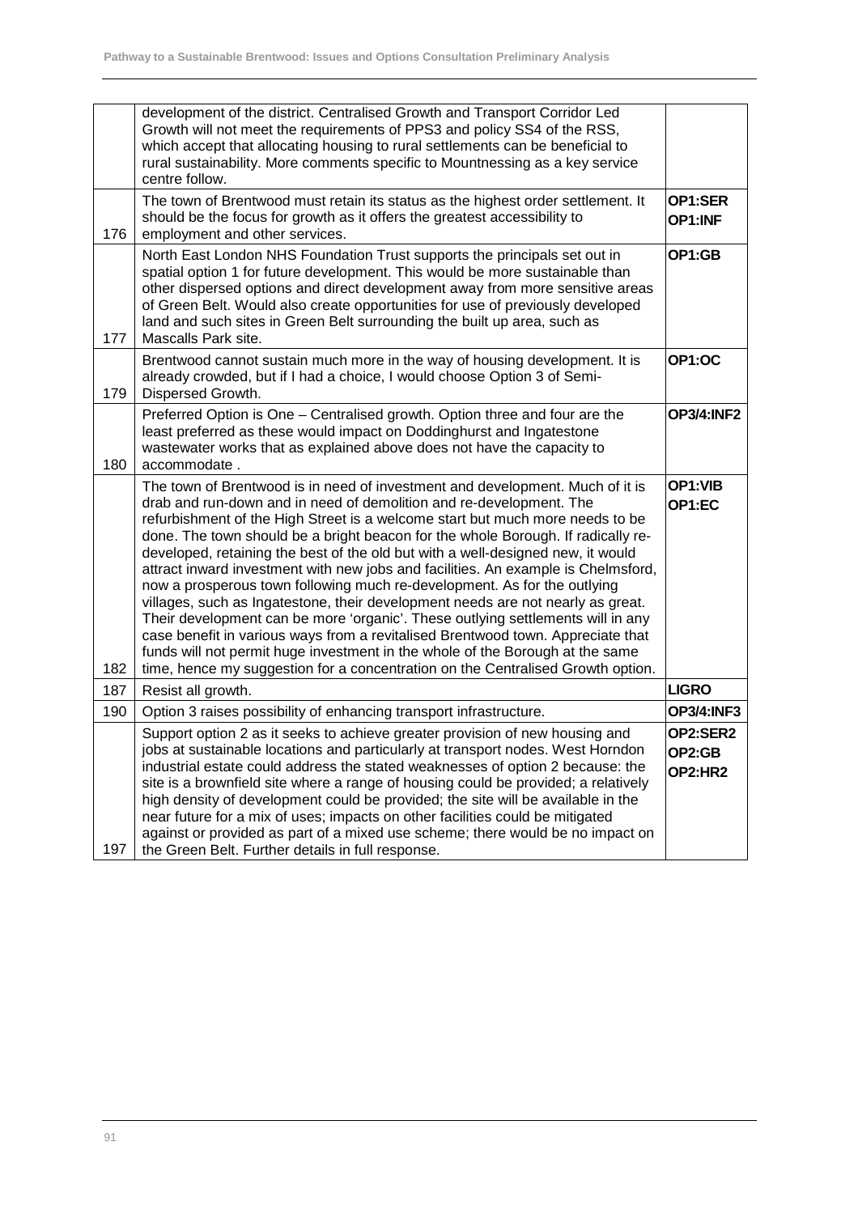| | | |
|---|---|---|
| | development of the district. Centralised Growth and Transport Corridor Led Growth will not meet the requirements of PPS3 and policy SS4 of the RSS, which accept that allocating housing to rural settlements can be beneficial to rural sustainability. More comments specific to Mountnessing as a key service centre follow. | |
| 176 | The town of Brentwood must retain its status as the highest order settlement. It should be the focus for growth as it offers the greatest accessibility to employment and other services. | **OP1:SER** **OP1:INF** |
| 177 | North East London NHS Foundation Trust supports the principals set out in spatial option 1 for future development. This would be more sustainable than other dispersed options and direct development away from more sensitive areas of Green Belt. Would also create opportunities for use of previously developed land and such sites in Green Belt surrounding the built up area, such as Mascalls Park site. | **OP1:GB** |
| 179 | Brentwood cannot sustain much more in the way of housing development. It is already crowded, but if I had a choice, I would choose Option 3 of Semi-Dispersed Growth. | **OP1:OC** |
| 180 | Preferred Option is One – Centralised growth. Option three and four are the least preferred as these would impact on Doddinghurst and Ingatestone wastewater works that as explained above does not have the capacity to accommodate . | **OP3/4:INF2** |
| 182 | The town of Brentwood is in need of investment and development. Much of it is drab and run-down and in need of demolition and re-development. The refurbishment of the High Street is a welcome start but much more needs to be done. The town should be a bright beacon for the whole Borough. If radically re-developed, retaining the best of the old but with a well-designed new, it would attract inward investment with new jobs and facilities. An example is Chelmsford, now a prosperous town following much re-development. As for the outlying villages, such as Ingatestone, their development needs are not nearly as great. Their development can be more 'organic'. These outlying settlements will in any case benefit in various ways from a revitalised Brentwood town. Appreciate that funds will not permit huge investment in the whole of the Borough at the same time, hence my suggestion for a concentration on the Centralised Growth option. | **OP1:VIB** **OP1:EC** |
| 187 | Resist all growth. | **LIGRO** |
| 190 | Option 3 raises possibility of enhancing transport infrastructure. | **OP3/4:INF3** |
| 197 | Support option 2 as it seeks to achieve greater provision of new housing and jobs at sustainable locations and particularly at transport nodes. West Horndon industrial estate could address the stated weaknesses of option 2 because: the site is a brownfield site where a range of housing could be provided; a relatively high density of development could be provided; the site will be available in the near future for a mix of uses; impacts on other facilities could be mitigated against or provided as part of a mixed use scheme; there would be no impact on the Green Belt. Further details in full response. | **OP2:SER2** **OP2:GB** **OP2:HR2** |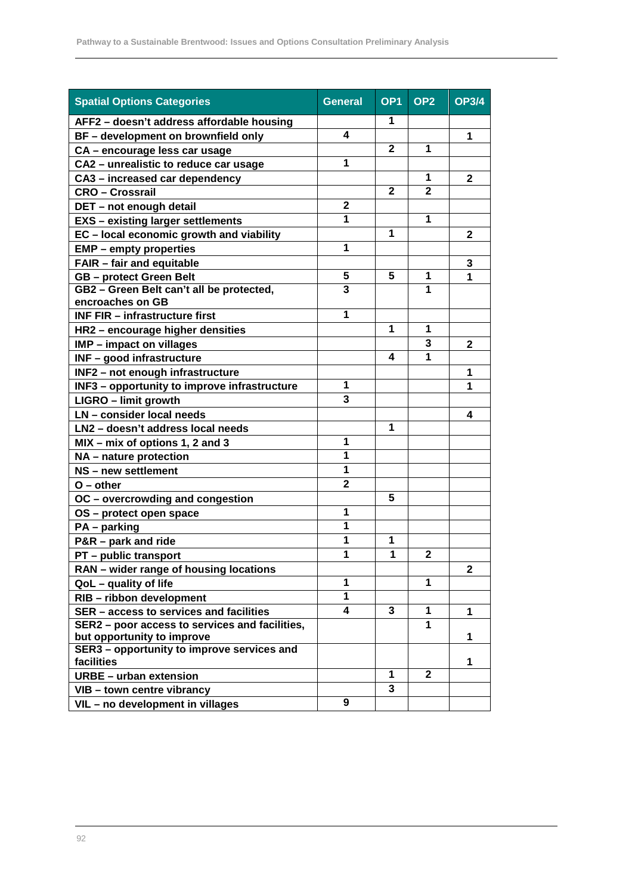| Spatial Options Categories | General | OP1 | OP2 | OP3/4 |
|---|---|---|---|---|
| AFF2 – doesn't address affordable housing | | 1 | | |
| BF – development on brownfield only | 4 | | | 1 |
| CA – encourage less car usage | | 2 | 1 | |
| CA2 – unrealistic to reduce car usage | 1 | | | |
| CA3 – increased car dependency | | | 1 | 2 |
| CRO – Crossrail | | 2 | 2 | |
| DET – not enough detail | 2 | | | |
| EXS – existing larger settlements | 1 | | 1 | |
| EC – local economic growth and viability | | 1 | | 2 |
| EMP – empty properties | 1 | | | |
| FAIR – fair and equitable | | | | 3 |
| GB – protect Green Belt | 5 | 5 | 1 | 1 |
| GB2 – Green Belt can't all be protected, encroaches on GB | 3 | | 1 | |
| INF FIR – infrastructure first | 1 | | | |
| HR2 – encourage higher densities | | 1 | 1 | |
| IMP – impact on villages | | | 3 | 2 |
| INF – good infrastructure | | 4 | 1 | |
| INF2 – not enough infrastructure | | | | 1 |
| INF3 – opportunity to improve infrastructure | 1 | | | 1 |
| LIGRO – limit growth | 3 | | | |
| LN – consider local needs | | | | 4 |
| LN2 – doesn't address local needs | | 1 | | |
| MIX – mix of options 1, 2 and 3 | 1 | | | |
| NA – nature protection | 1 | | | |
| NS – new settlement | 1 | | | |
| O – other | 2 | | | |
| OC – overcrowding and congestion | | 5 | | |
| OS – protect open space | 1 | | | |
| PA – parking | 1 | | | |
| P&R – park and ride | 1 | 1 | | |
| PT – public transport | 1 | 1 | 2 | |
| RAN – wider range of housing locations | | | | 2 |
| QoL – quality of life | 1 | | 1 | |
| RIB – ribbon development | 1 | | | |
| SER – access to services and facilities | 4 | 3 | 1 | 1 |
| SER2 – poor access to services and facilities, but opportunity to improve | | | 1 | 1 |
| SER3 – opportunity to improve services and facilities | | | | 1 |
| URBE – urban extension | | 1 | 2 | |
| VIB – town centre vibrancy | | 3 | | |
| VIL – no development in villages | 9 | | | |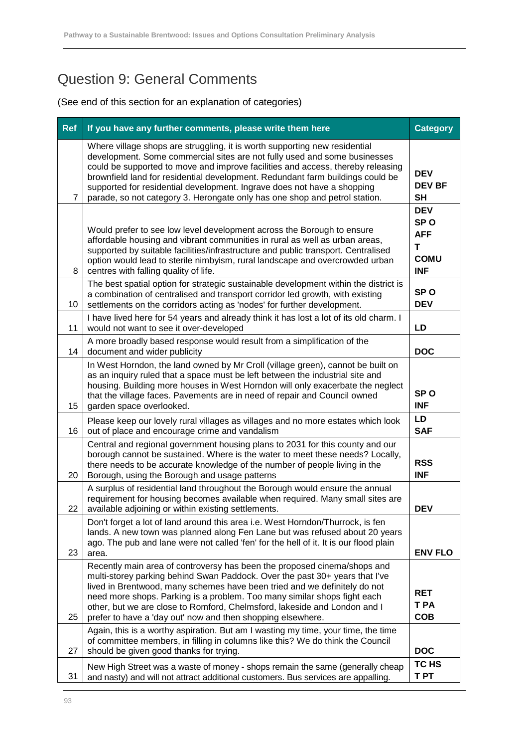# Question 9: General Comments

(See end of this section for an explanation of categories)

| Ref | If you have any further comments, please write them here | Category |
|---|---|---|
| 7 | Where village shops are struggling, it is worth supporting new residential development. Some commercial sites are not fully used and some businesses could be supported to move and improve facilities and access, thereby releasing brownfield land for residential development. Redundant farm buildings could be supported for residential development. Ingrave does not have a shopping parade, so not category 3. Herongate only has one shop and petrol station. | DEV<br>DEV BF<br>SH |
| 8 | Would prefer to see low level development across the Borough to ensure affordable housing and vibrant communities in rural as well as urban areas, supported by suitable facilities/infrastructure and public transport. Centralised option would lead to sterile nimbyism, rural landscape and overcrowded urban centres with falling quality of life. | DEV<br>SP O<br>AFF<br>T<br>COMU<br>INF |
| 10 | The best spatial option for strategic sustainable development within the district is a combination of centralised and transport corridor led growth, with existing settlements on the corridors acting as 'nodes' for further development. | SP O<br>DEV |
| 11 | I have lived here for 54 years and already think it has lost a lot of its old charm. I would not want to see it over-developed | LD |
| 14 | A more broadly based response would result from a simplification of the document and wider publicity | DOC |
| 15 | In West Horndon, the land owned by Mr Croll (village green), cannot be built on as an inquiry ruled that a space must be left between the industrial site and housing. Building more houses in West Horndon will only exacerbate the neglect that the village faces. Pavements are in need of repair and Council owned garden space overlooked. | SP O<br>INF |
| 16 | Please keep our lovely rural villages as villages and no more estates which look out of place and encourage crime and vandalism | LD<br>SAF |
| 20 | Central and regional government housing plans to 2031 for this county and our borough cannot be sustained. Where is the water to meet these needs? Locally, there needs to be accurate knowledge of the number of people living in the Borough, using the Borough and usage patterns | RSS<br>INF |
| 22 | A surplus of residential land throughout the Borough would ensure the annual requirement for housing becomes available when required. Many small sites are available adjoining or within existing settlements. | DEV |
| 23 | Don't forget a lot of land around this area i.e. West Horndon/Thurrock, is fen lands. A new town was planned along Fen Lane but was refused about 20 years ago. The pub and lane were not called 'fen' for the hell of it. It is our flood plain area. | ENV FLO |
| 25 | Recently main area of controversy has been the proposed cinema/shops and multi-storey parking behind Swan Paddock. Over the past 30+ years that I've lived in Brentwood, many schemes have been tried and we definitely do not need more shops. Parking is a problem. Too many similar shops fight each other, but we are close to Romford, Chelmsford, lakeside and London and I prefer to have a 'day out' now and then shopping elsewhere. | RET<br>T PA<br>COB |
| 27 | Again, this is a worthy aspiration. But am I wasting my time, your time, the time of committee members, in filling in columns like this? We do think the Council should be given good thanks for trying. | DOC |
| 31 | New High Street was a waste of money - shops remain the same (generally cheap and nasty) and will not attract additional customers. Bus services are appalling. | TC HS<br>T PT |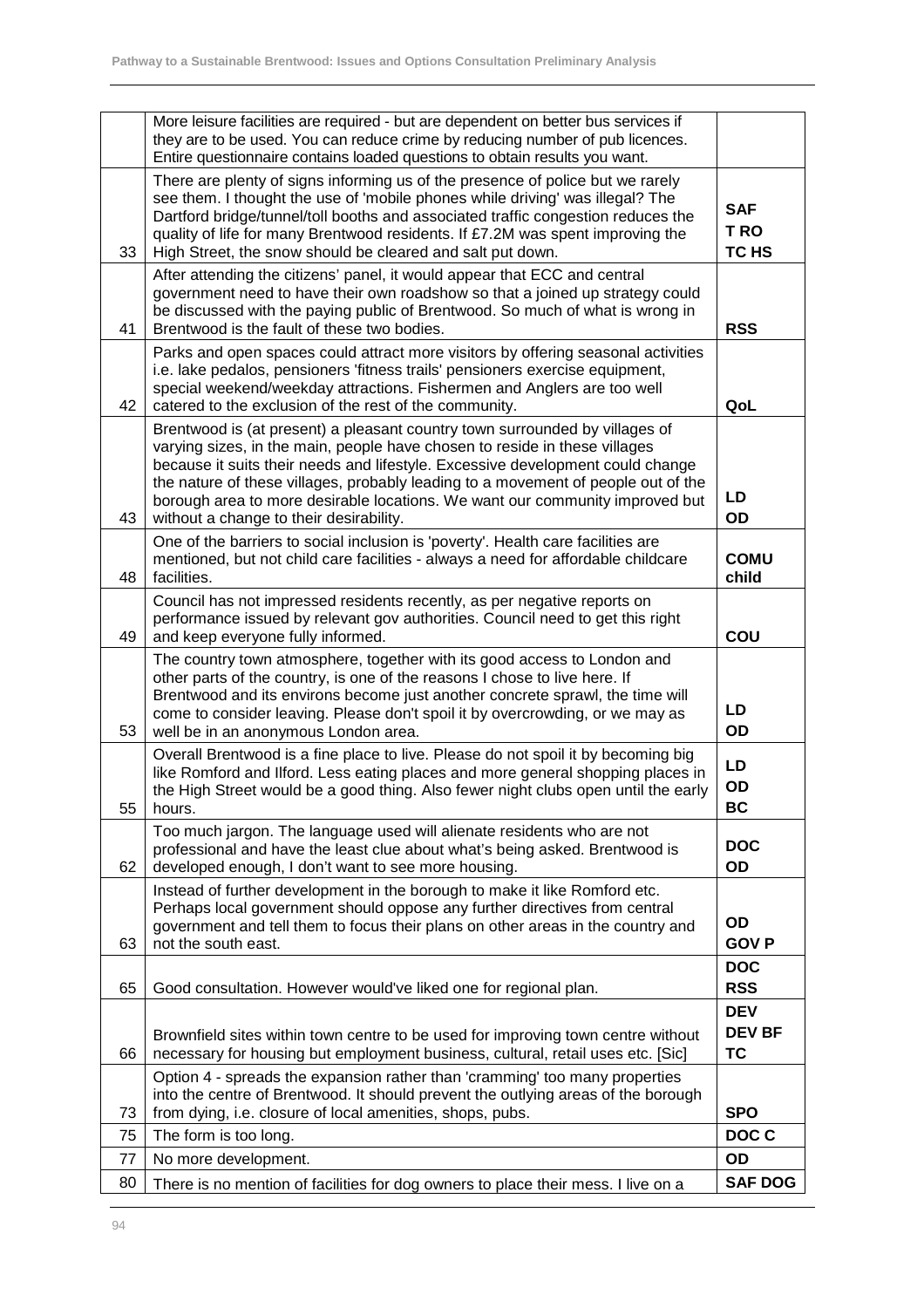|  |  |  |
|---|---|---|
|  | More leisure facilities are required - but are dependent on better bus services if they are to be used. You can reduce crime by reducing number of pub licences. Entire questionnaire contains loaded questions to obtain results you want. |  |
| 33 | There are plenty of signs informing us of the presence of police but we rarely see them. I thought the use of 'mobile phones while driving' was illegal? The Dartford bridge/tunnel/toll booths and associated traffic congestion reduces the quality of life for many Brentwood residents. If £7.2M was spent improving the High Street, the snow should be cleared and salt put down. | **SAF T RO TC HS** |
| 41 | After attending the citizens' panel, it would appear that ECC and central government need to have their own roadshow so that a joined up strategy could be discussed with the paying public of Brentwood. So much of what is wrong in Brentwood is the fault of these two bodies. | **RSS** |
| 42 | Parks and open spaces could attract more visitors by offering seasonal activities i.e. lake pedalos, pensioners 'fitness trails' pensioners exercise equipment, special weekend/weekday attractions. Fishermen and Anglers are too well catered to the exclusion of the rest of the community. | **QoL** |
| 43 | Brentwood is (at present) a pleasant country town surrounded by villages of varying sizes, in the main, people have chosen to reside in these villages because it suits their needs and lifestyle. Excessive development could change the nature of these villages, probably leading to a movement of people out of the borough area to more desirable locations. We want our community improved but without a change to their desirability. | **LD OD** |
| 48 | One of the barriers to social inclusion is 'poverty'. Health care facilities are mentioned, but not child care facilities - always a need for affordable childcare facilities. | **COMU child** |
| 49 | Council has not impressed residents recently, as per negative reports on performance issued by relevant gov authorities. Council need to get this right and keep everyone fully informed. | **COU** |
| 53 | The country town atmosphere, together with its good access to London and other parts of the country, is one of the reasons I chose to live here. If Brentwood and its environs become just another concrete sprawl, the time will come to consider leaving. Please don't spoil it by overcrowding, or we may as well be in an anonymous London area. | **LD OD** |
| 55 | Overall Brentwood is a fine place to live. Please do not spoil it by becoming big like Romford and Ilford. Less eating places and more general shopping places in the High Street would be a good thing. Also fewer night clubs open until the early hours. | **LD OD BC** |
| 62 | Too much jargon. The language used will alienate residents who are not professional and have the least clue about what's being asked. Brentwood is developed enough, I don't want to see more housing. | **DOC OD** |
| 63 | Instead of further development in the borough to make it like Romford etc. Perhaps local government should oppose any further directives from central government and tell them to focus their plans on other areas in the country and not the south east. | **OD GOV P** |
| 65 | Good consultation. However would've liked one for regional plan. | **DOC RSS** |
| 66 | Brownfield sites within town centre to be used for improving town centre without necessary for housing but employment business, cultural, retail uses etc. [Sic] | **DEV DEV BF TC** |
| 73 | Option 4 - spreads the expansion rather than 'cramming' too many properties into the centre of Brentwood. It should prevent the outlying areas of the borough from dying, i.e. closure of local amenities, shops, pubs. | **SPO** |
| 75 | The form is too long. | **DOC C** |
| 77 | No more development. | **OD** |
| 80 | There is no mention of facilities for dog owners to place their mess. I live on a | **SAF DOG** |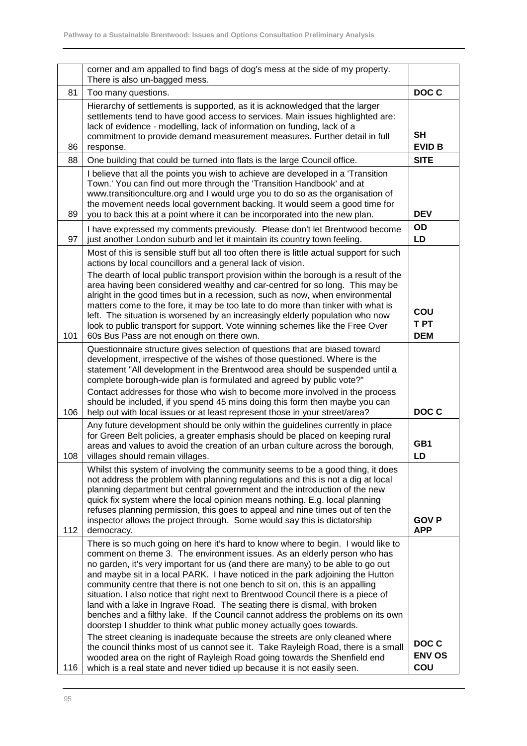| | | |
|---|---|---|
| | corner and am appalled to find bags of dog's mess at the side of my property. There is also un-bagged mess. | |
| 81 | Too many questions. | **DOC C** |
| 86 | Hierarchy of settlements is supported, as it is acknowledged that the larger settlements tend to have good access to services. Main issues highlighted are: lack of evidence - modelling, lack of information on funding, lack of a commitment to provide demand measurement measures. Further detail in full response. | **SH**<br>**EVID B** |
| 88 | One building that could be turned into flats is the large Council office. | **SITE** |
| 89 | I believe that all the points you wish to achieve are developed in a 'Transition Town.' You can find out more through the 'Transition Handbook' and at www.transitionculture.org and I would urge you to do so as the organisation of the movement needs local government backing. It would seem a good time for you to back this at a point where it can be incorporated into the new plan. | **DEV** |
| 97 | I have expressed my comments previously. Please don't let Brentwood become just another London suburb and let it maintain its country town feeling. | **OD**<br>**LD** |
| 101 | Most of this is sensible stuff but all too often there is little actual support for such actions by local councillors and a general lack of vision.<br>The dearth of local public transport provision within the borough is a result of the area having been considered wealthy and car-centred for so long. This may be alright in the good times but in a recession, such as now, when environmental matters come to the fore, it may be too late to do more than tinker with what is left. The situation is worsened by an increasingly elderly population who now look to public transport for support. Vote winning schemes like the Free Over 60s Bus Pass are not enough on there own. | **COU**<br>**T PT**<br>**DEM** |
| 106 | Questionnaire structure gives selection of questions that are biased toward development, irrespective of the wishes of those questioned. Where is the statement "All development in the Brentwood area should be suspended until a complete borough-wide plan is formulated and agreed by public vote?"<br>Contact addresses for those who wish to become more involved in the process should be included, if you spend 45 mins doing this form then maybe you can help out with local issues or at least represent those in your street/area? | **DOC C** |
| 108 | Any future development should be only within the guidelines currently in place for Green Belt policies, a greater emphasis should be placed on keeping rural areas and values to avoid the creation of an urban culture across the borough, villages should remain villages. | **GB1**<br>**LD** |
| 112 | Whilst this system of involving the community seems to be a good thing, it does not address the problem with planning regulations and this is not a dig at local planning department but central government and the introduction of the new quick fix system where the local opinion means nothing. E.g. local planning refuses planning permission, this goes to appeal and nine times out of ten the inspector allows the project through. Some would say this is dictatorship democracy. | **GOV P**<br>**APP** |
| 116 | There is so much going on here it's hard to know where to begin. I would like to comment on theme 3. The environment issues. As an elderly person who has no garden, it's very important for us (and there are many) to be able to go out and maybe sit in a local PARK. I have noticed in the park adjoining the Hutton community centre that there is not one bench to sit on, this is an appalling situation. I also notice that right next to Brentwood Council there is a piece of land with a lake in Ingrave Road. The seating there is dismal, with broken benches and a filthy lake. If the Council cannot address the problems on its own doorstep I shudder to think what public money actually goes towards.<br>The street cleaning is inadequate because the streets are only cleaned where the council thinks most of us cannot see it. Take Rayleigh Road, there is a small wooded area on the right of Rayleigh Road going towards the Shenfield end which is a real state and never tidied up because it is not easily seen. | **DOC C**<br>**ENV OS**<br>**COU** |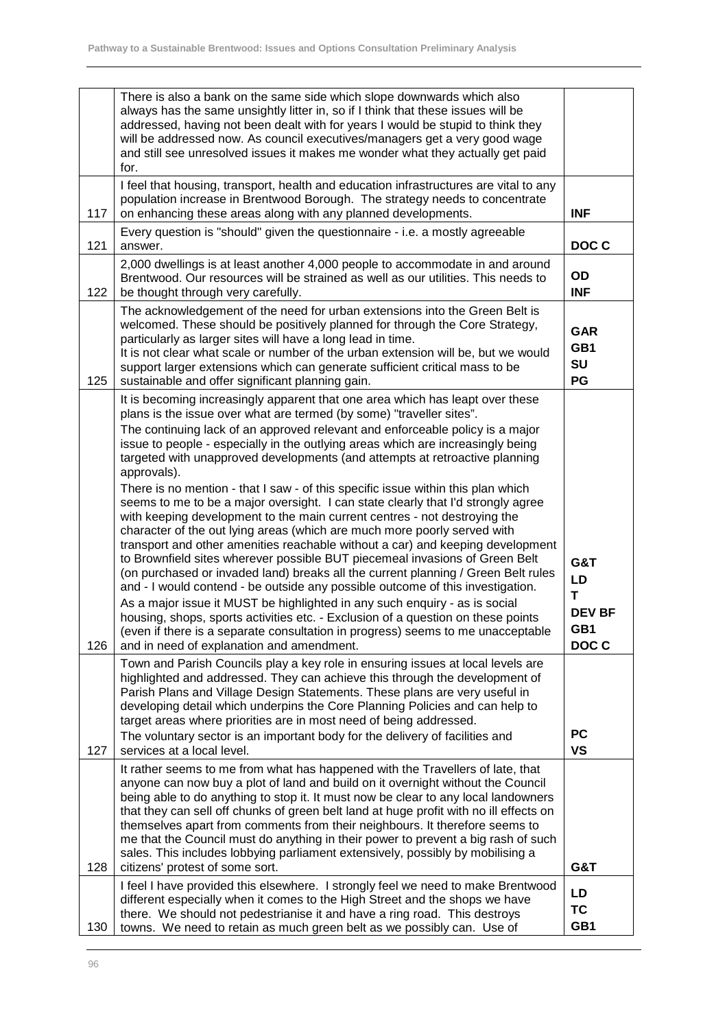| | | |
|---|---|---|
| | There is also a bank on the same side which slope downwards which also always has the same unsightly litter in, so if I think that these issues will be addressed, having not been dealt with for years I would be stupid to think they will be addressed now. As council executives/managers get a very good wage and still see unresolved issues it makes me wonder what they actually get paid for. | |
| 117 | I feel that housing, transport, health and education infrastructures are vital to any population increase in Brentwood Borough. The strategy needs to concentrate on enhancing these areas along with any planned developments. | **INF** |
| 121 | Every question is "should" given the questionnaire - i.e. a mostly agreeable answer. | **DOC C** |
| 122 | 2,000 dwellings is at least another 4,000 people to accommodate in and around Brentwood. Our resources will be strained as well as our utilities. This needs to be thought through very carefully. | **OD**<br>**INF** |
| 125 | The acknowledgement of the need for urban extensions into the Green Belt is welcomed. These should be positively planned for through the Core Strategy, particularly as larger sites will have a long lead in time.<br>It is not clear what scale or number of the urban extension will be, but we would support larger extensions which can generate sufficient critical mass to be sustainable and offer significant planning gain. | **GAR**<br>**GB1**<br>**SU**<br>**PG** |
| 126 | It is becoming increasingly apparent that one area which has leapt over these plans is the issue over what are termed (by some) "traveller sites".<br>The continuing lack of an approved relevant and enforceable policy is a major issue to people - especially in the outlying areas which are increasingly being targeted with unapproved developments (and attempts at retroactive planning approvals).<br>There is no mention - that I saw - of this specific issue within this plan which seems to me to be a major oversight. I can state clearly that I'd strongly agree with keeping development to the main current centres - not destroying the character of the out lying areas (which are much more poorly served with transport and other amenities reachable without a car) and keeping development to Brownfield sites wherever possible BUT piecemeal invasions of Green Belt (on purchased or invaded land) breaks all the current planning / Green Belt rules and - I would contend - be outside any possible outcome of this investigation.<br>As a major issue it MUST be highlighted in any such enquiry - as is social housing, shops, sports activities etc. - Exclusion of a question on these points (even if there is a separate consultation in progress) seems to me unacceptable and in need of explanation and amendment. | **G&T**<br>**LD**<br>**T**<br>**DEV BF**<br>**GB1**<br>**DOC C** |
| 127 | Town and Parish Councils play a key role in ensuring issues at local levels are highlighted and addressed. They can achieve this through the development of Parish Plans and Village Design Statements. These plans are very useful in developing detail which underpins the Core Planning Policies and can help to target areas where priorities are in most need of being addressed.<br>The voluntary sector is an important body for the delivery of facilities and services at a local level. | **PC**<br>**VS** |
| 128 | It rather seems to me from what has happened with the Travellers of late, that anyone can now buy a plot of land and build on it overnight without the Council being able to do anything to stop it. It must now be clear to any local landowners that they can sell off chunks of green belt land at huge profit with no ill effects on themselves apart from comments from their neighbours. It therefore seems to me that the Council must do anything in their power to prevent a big rash of such sales. This includes lobbying parliament extensively, possibly by mobilising a citizens' protest of some sort. | **G&T** |
| 130 | I feel I have provided this elsewhere. I strongly feel we need to make Brentwood different especially when it comes to the High Street and the shops we have there. We should not pedestrianise it and have a ring road. This destroys towns. We need to retain as much green belt as we possibly can. Use of | **LD**<br>**TC**<br>**GB1** |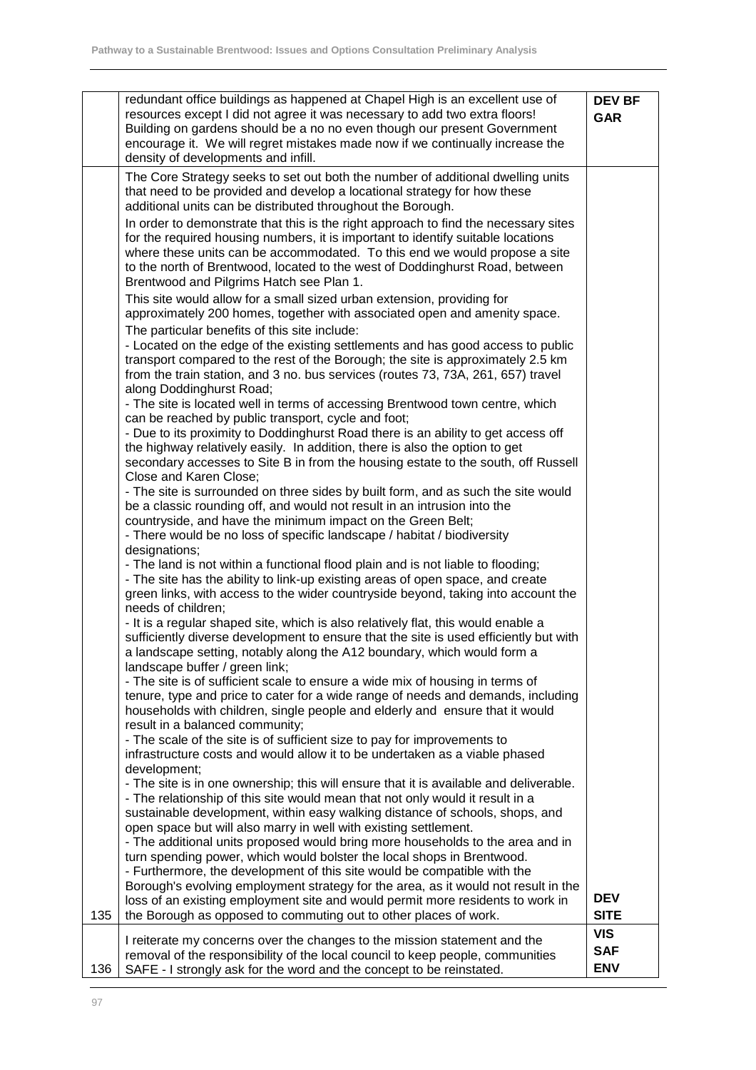| | | |
|---|---|---|
| | redundant office buildings as happened at Chapel High is an excellent use of resources except I did not agree it was necessary to add two extra floors! Building on gardens should be a no no even though our present Government encourage it. We will regret mistakes made now if we continually increase the density of developments and infill. | **DEV BF GAR** |
| 135 | The Core Strategy seeks to set out both the number of additional dwelling units that need to be provided and develop a locational strategy for how these additional units can be distributed throughout the Borough.<br><br>In order to demonstrate that this is the right approach to find the necessary sites for the required housing numbers, it is important to identify suitable locations where these units can be accommodated. To this end we would propose a site to the north of Brentwood, located to the west of Doddinghurst Road, between Brentwood and Pilgrims Hatch see Plan 1.<br><br>This site would allow for a small sized urban extension, providing for approximately 200 homes, together with associated open and amenity space.<br><br>The particular benefits of this site include:<br>- Located on the edge of the existing settlements and has good access to public transport compared to the rest of the Borough; the site is approximately 2.5 km from the train station, and 3 no. bus services (routes 73, 73A, 261, 657) travel along Doddinghurst Road;<br>- The site is located well in terms of accessing Brentwood town centre, which can be reached by public transport, cycle and foot;<br>- Due to its proximity to Doddinghurst Road there is an ability to get access off the highway relatively easily. In addition, there is also the option to get secondary accesses to Site B in from the housing estate to the south, off Russell Close and Karen Close;<br>- The site is surrounded on three sides by built form, and as such the site would be a classic rounding off, and would not result in an intrusion into the countryside, and have the minimum impact on the Green Belt;<br>- There would be no loss of specific landscape / habitat / biodiversity designations;<br>- The land is not within a functional flood plain and is not liable to flooding;<br>- The site has the ability to link-up existing areas of open space, and create green links, with access to the wider countryside beyond, taking into account the needs of children;<br>- It is a regular shaped site, which is also relatively flat, this would enable a sufficiently diverse development to ensure that the site is used efficiently but with a landscape setting, notably along the A12 boundary, which would form a landscape buffer / green link;<br>- The site is of sufficient scale to ensure a wide mix of housing in terms of tenure, type and price to cater for a wide range of needs and demands, including households with children, single people and elderly and ensure that it would result in a balanced community;<br>- The scale of the site is of sufficient size to pay for improvements to infrastructure costs and would allow it to be undertaken as a viable phased development;<br>- The site is in one ownership; this will ensure that it is available and deliverable.<br>- The relationship of this site would mean that not only would it result in a sustainable development, within easy walking distance of schools, shops, and open space but will also marry in well with existing settlement.<br>- The additional units proposed would bring more households to the area and in turn spending power, which would bolster the local shops in Brentwood.<br>- Furthermore, the development of this site would be compatible with the Borough's evolving employment strategy for the area, as it would not result in the loss of an existing employment site and would permit more residents to work in the Borough as opposed to commuting out to other places of work. | **DEV SITE** |
| 136 | I reiterate my concerns over the changes to the mission statement and the removal of the responsibility of the local council to keep people, communities SAFE - I strongly ask for the word and the concept to be reinstated. | **VIS SAF ENV** |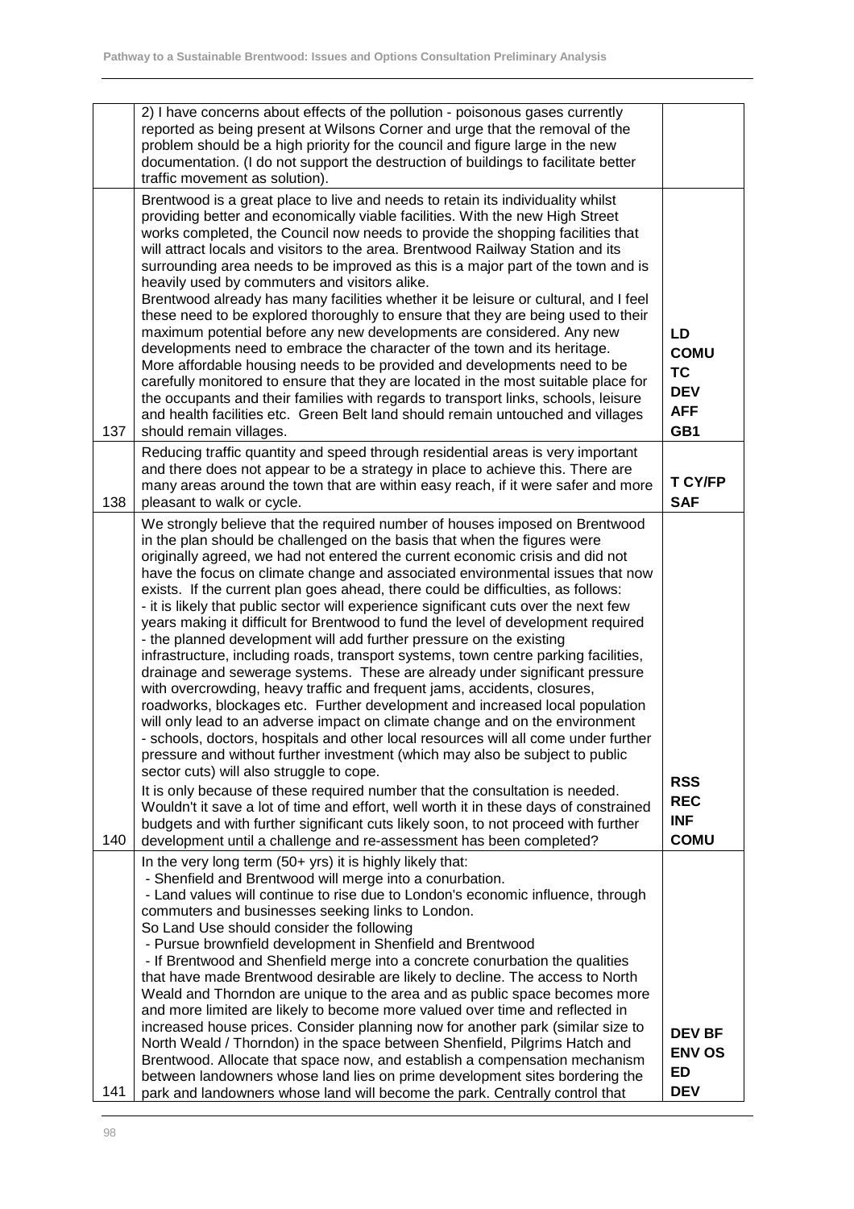| | | |
|---|---|---|
| | 2) I have concerns about effects of the pollution - poisonous gases currently reported as being present at Wilsons Corner and urge that the removal of the problem should be a high priority for the council and figure large in the new documentation. (I do not support the destruction of buildings to facilitate better traffic movement as solution). | |
| 137 | Brentwood is a great place to live and needs to retain its individuality whilst providing better and economically viable facilities. With the new High Street works completed, the Council now needs to provide the shopping facilities that will attract locals and visitors to the area. Brentwood Railway Station and its surrounding area needs to be improved as this is a major part of the town and is heavily used by commuters and visitors alike.<br>Brentwood already has many facilities whether it be leisure or cultural, and I feel these need to be explored thoroughly to ensure that they are being used to their maximum potential before any new developments are considered. Any new developments need to embrace the character of the town and its heritage. More affordable housing needs to be provided and developments need to be carefully monitored to ensure that they are located in the most suitable place for the occupants and their families with regards to transport links, schools, leisure and health facilities etc. Green Belt land should remain untouched and villages should remain villages. | LD<br>COMU<br>TC<br>DEV<br>AFF<br>GB1 |
| 138 | Reducing traffic quantity and speed through residential areas is very important and there does not appear to be a strategy in place to achieve this. There are many areas around the town that are within easy reach, if it were safer and more pleasant to walk or cycle. | T CY/FP<br>SAF |
| 140 | We strongly believe that the required number of houses imposed on Brentwood in the plan should be challenged on the basis that when the figures were originally agreed, we had not entered the current economic crisis and did not have the focus on climate change and associated environmental issues that now exists. If the current plan goes ahead, there could be difficulties, as follows:<br>- it is likely that public sector will experience significant cuts over the next few years making it difficult for Brentwood to fund the level of development required<br>- the planned development will add further pressure on the existing infrastructure, including roads, transport systems, town centre parking facilities, drainage and sewerage systems. These are already under significant pressure with overcrowding, heavy traffic and frequent jams, accidents, closures, roadworks, blockages etc. Further development and increased local population will only lead to an adverse impact on climate change and on the environment<br>- schools, doctors, hospitals and other local resources will all come under further pressure and without further investment (which may also be subject to public sector cuts) will also struggle to cope.<br>It is only because of these required number that the consultation is needed. Wouldn't it save a lot of time and effort, well worth it in these days of constrained budgets and with further significant cuts likely soon, to not proceed with further development until a challenge and re-assessment has been completed? | RSS<br>REC<br>INF<br>COMU |
| 141 | In the very long term (50+ yrs) it is highly likely that:<br>- Shenfield and Brentwood will merge into a conurbation.<br>- Land values will continue to rise due to London's economic influence, through commuters and businesses seeking links to London.<br>So Land Use should consider the following<br>- Pursue brownfield development in Shenfield and Brentwood<br>- If Brentwood and Shenfield merge into a concrete conurbation the qualities that have made Brentwood desirable are likely to decline. The access to North Weald and Thorndon are unique to the area and as public space becomes more and more limited are likely to become more valued over time and reflected in increased house prices. Consider planning now for another park (similar size to North Weald / Thorndon) in the space between Shenfield, Pilgrims Hatch and Brentwood. Allocate that space now, and establish a compensation mechanism between landowners whose land lies on prime development sites bordering the park and landowners whose land will become the park. Centrally control that | DEV BF<br>ENV OS<br>ED<br>DEV |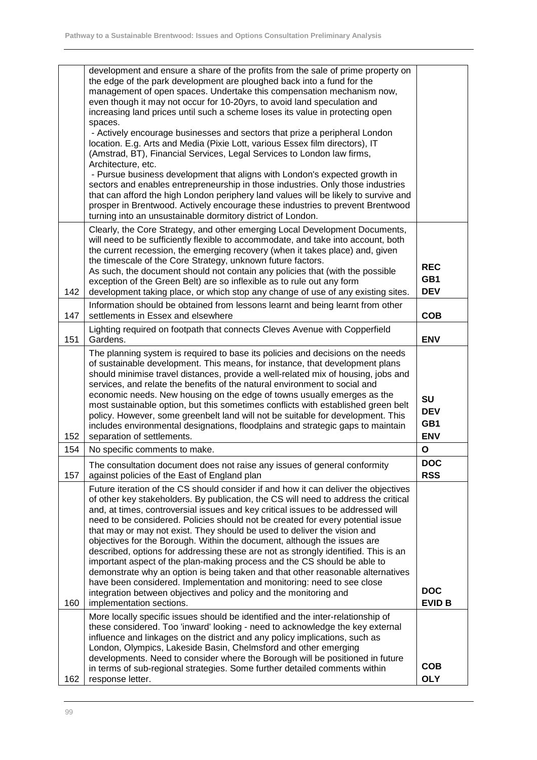| | | |
|---|---|---|
| | development and ensure a share of the profits from the sale of prime property on the edge of the park development are ploughed back into a fund for the management of open spaces. Undertake this compensation mechanism now, even though it may not occur for 10-20yrs, to avoid land speculation and increasing land prices until such a scheme loses its value in protecting open spaces.<br>- Actively encourage businesses and sectors that prize a peripheral London location. E.g. Arts and Media (Pixie Lott, various Essex film directors), IT (Amstrad, BT), Financial Services, Legal Services to London law firms, Architecture, etc.<br>- Pursue business development that aligns with London's expected growth in sectors and enables entrepreneurship in those industries. Only those industries that can afford the high London periphery land values will be likely to survive and prosper in Brentwood. Actively encourage these industries to prevent Brentwood turning into an unsustainable dormitory district of London. | |
| 142 | Clearly, the Core Strategy, and other emerging Local Development Documents, will need to be sufficiently flexible to accommodate, and take into account, both the current recession, the emerging recovery (when it takes place) and, given the timescale of the Core Strategy, unknown future factors.<br>As such, the document should not contain any policies that (with the possible exception of the Green Belt) are so inflexible as to rule out any form development taking place, or which stop any change of use of any existing sites. | **REC**<br>**GB1**<br>**DEV** |
| 147 | Information should be obtained from lessons learnt and being learnt from other settlements in Essex and elsewhere | **COB** |
| 151 | Lighting required on footpath that connects Cleves Avenue with Copperfield Gardens. | **ENV** |
| 152 | The planning system is required to base its policies and decisions on the needs of sustainable development. This means, for instance, that development plans should minimise travel distances, provide a well-related mix of housing, jobs and services, and relate the benefits of the natural environment to social and economic needs. New housing on the edge of towns usually emerges as the most sustainable option, but this sometimes conflicts with established green belt policy. However, some greenbelt land will not be suitable for development. This includes environmental designations, floodplains and strategic gaps to maintain separation of settlements. | **SU**<br>**DEV**<br>**GB1**<br>**ENV** |
| 154 | No specific comments to make. | **O** |
| 157 | The consultation document does not raise any issues of general conformity against policies of the East of England plan | **DOC**<br>**RSS** |
| 160 | Future iteration of the CS should consider if and how it can deliver the objectives of other key stakeholders. By publication, the CS will need to address the critical and, at times, controversial issues and key critical issues to be addressed will need to be considered. Policies should not be created for every potential issue that may or may not exist. They should be used to deliver the vision and objectives for the Borough. Within the document, although the issues are described, options for addressing these are not as strongly identified. This is an important aspect of the plan-making process and the CS should be able to demonstrate why an option is being taken and that other reasonable alternatives have been considered. Implementation and monitoring: need to see close integration between objectives and policy and the monitoring and implementation sections. | **DOC**<br>**EVID B** |
| 162 | More locally specific issues should be identified and the inter-relationship of these considered. Too 'inward' looking - need to acknowledge the key external influence and linkages on the district and any policy implications, such as London, Olympics, Lakeside Basin, Chelmsford and other emerging developments. Need to consider where the Borough will be positioned in future in terms of sub-regional strategies. Some further detailed comments within response letter. | **COB**<br>**OLY** |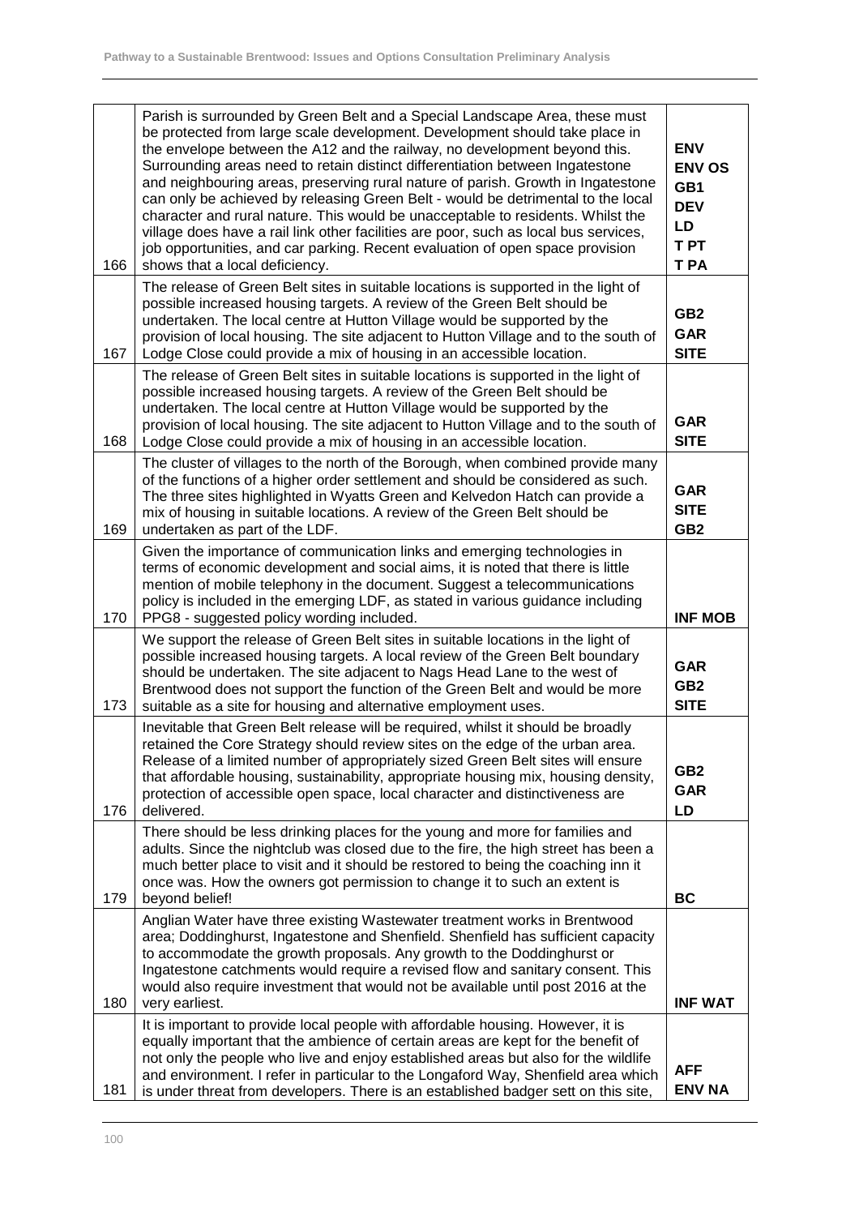| | | |
|---|---|---|
| 166 | Parish is surrounded by Green Belt and a Special Landscape Area, these must be protected from large scale development. Development should take place in the envelope between the A12 and the railway, no development beyond this. Surrounding areas need to retain distinct differentiation between Ingatestone and neighbouring areas, preserving rural nature of parish. Growth in Ingatestone can only be achieved by releasing Green Belt - would be detrimental to the local character and rural nature. This would be unacceptable to residents. Whilst the village does have a rail link other facilities are poor, such as local bus services, job opportunities, and car parking. Recent evaluation of open space provision shows that a local deficiency. | **ENV ENV OS GB1 DEV LD T PT T PA** |
| 167 | The release of Green Belt sites in suitable locations is supported in the light of possible increased housing targets. A review of the Green Belt should be undertaken. The local centre at Hutton Village would be supported by the provision of local housing. The site adjacent to Hutton Village and to the south of Lodge Close could provide a mix of housing in an accessible location. | **GB2 GAR SITE** |
| 168 | The release of Green Belt sites in suitable locations is supported in the light of possible increased housing targets. A review of the Green Belt should be undertaken. The local centre at Hutton Village would be supported by the provision of local housing. The site adjacent to Hutton Village and to the south of Lodge Close could provide a mix of housing in an accessible location. | **GAR SITE** |
| 169 | The cluster of villages to the north of the Borough, when combined provide many of the functions of a higher order settlement and should be considered as such. The three sites highlighted in Wyatts Green and Kelvedon Hatch can provide a mix of housing in suitable locations. A review of the Green Belt should be undertaken as part of the LDF. | **GAR SITE GB2** |
| 170 | Given the importance of communication links and emerging technologies in terms of economic development and social aims, it is noted that there is little mention of mobile telephony in the document. Suggest a telecommunications policy is included in the emerging LDF, as stated in various guidance including PPG8 - suggested policy wording included. | **INF MOB** |
| 173 | We support the release of Green Belt sites in suitable locations in the light of possible increased housing targets. A local review of the Green Belt boundary should be undertaken. The site adjacent to Nags Head Lane to the west of Brentwood does not support the function of the Green Belt and would be more suitable as a site for housing and alternative employment uses. | **GAR GB2 SITE** |
| 176 | Inevitable that Green Belt release will be required, whilst it should be broadly retained the Core Strategy should review sites on the edge of the urban area. Release of a limited number of appropriately sized Green Belt sites will ensure that affordable housing, sustainability, appropriate housing mix, housing density, protection of accessible open space, local character and distinctiveness are delivered. | **GB2 GAR LD** |
| 179 | There should be less drinking places for the young and more for families and adults. Since the nightclub was closed due to the fire, the high street has been a much better place to visit and it should be restored to being the coaching inn it once was. How the owners got permission to change it to such an extent is beyond belief! | **BC** |
| 180 | Anglian Water have three existing Wastewater treatment works in Brentwood area; Doddinghurst, Ingatestone and Shenfield. Shenfield has sufficient capacity to accommodate the growth proposals. Any growth to the Doddinghurst or Ingatestone catchments would require a revised flow and sanitary consent. This would also require investment that would not be available until post 2016 at the very earliest. | **INF WAT** |
| 181 | It is important to provide local people with affordable housing. However, it is equally important that the ambience of certain areas are kept for the benefit of not only the people who live and enjoy established areas but also for the wildlife and environment. I refer in particular to the Longaford Way, Shenfield area which is under threat from developers. There is an established badger sett on this site, | **AFF ENV NA** |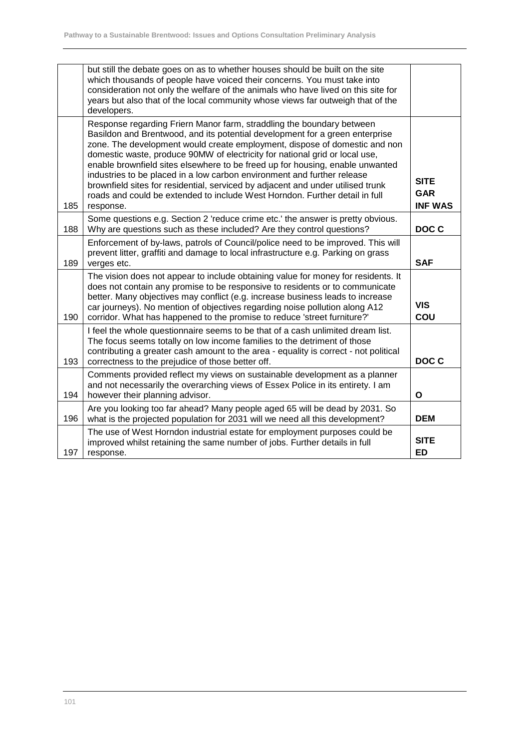| | | |
|---|---|---|
| | but still the debate goes on as to whether houses should be built on the site which thousands of people have voiced their concerns. You must take into consideration not only the welfare of the animals who have lived on this site for years but also that of the local community whose views far outweigh that of the developers. | |
| 185 | Response regarding Friern Manor farm, straddling the boundary between Basildon and Brentwood, and its potential development for a green enterprise zone. The development would create employment, dispose of domestic and non domestic waste, produce 90MW of electricity for national grid or local use, enable brownfield sites elsewhere to be freed up for housing, enable unwanted industries to be placed in a low carbon environment and further release brownfield sites for residential, serviced by adjacent and under utilised trunk roads and could be extended to include West Horndon. Further detail in full response. | **SITE GAR INF WAS** |
| 188 | Some questions e.g. Section 2 'reduce crime etc.' the answer is pretty obvious. Why are questions such as these included? Are they control questions? | **DOC C** |
| 189 | Enforcement of by-laws, patrols of Council/police need to be improved. This will prevent litter, graffiti and damage to local infrastructure e.g. Parking on grass verges etc. | **SAF** |
| 190 | The vision does not appear to include obtaining value for money for residents. It does not contain any promise to be responsive to residents or to communicate better. Many objectives may conflict (e.g. increase business leads to increase car journeys). No mention of objectives regarding noise pollution along A12 corridor. What has happened to the promise to reduce 'street furniture?' | **VIS COU** |
| 193 | I feel the whole questionnaire seems to be that of a cash unlimited dream list. The focus seems totally on low income families to the detriment of those contributing a greater cash amount to the area - equality is correct - not political correctness to the prejudice of those better off. | **DOC C** |
| 194 | Comments provided reflect my views on sustainable development as a planner and not necessarily the overarching views of Essex Police in its entirety. I am however their planning advisor. | **O** |
| 196 | Are you looking too far ahead? Many people aged 65 will be dead by 2031. So what is the projected population for 2031 will we need all this development? | **DEM** |
| 197 | The use of West Horndon industrial estate for employment purposes could be improved whilst retaining the same number of jobs. Further details in full response. | **SITE ED** |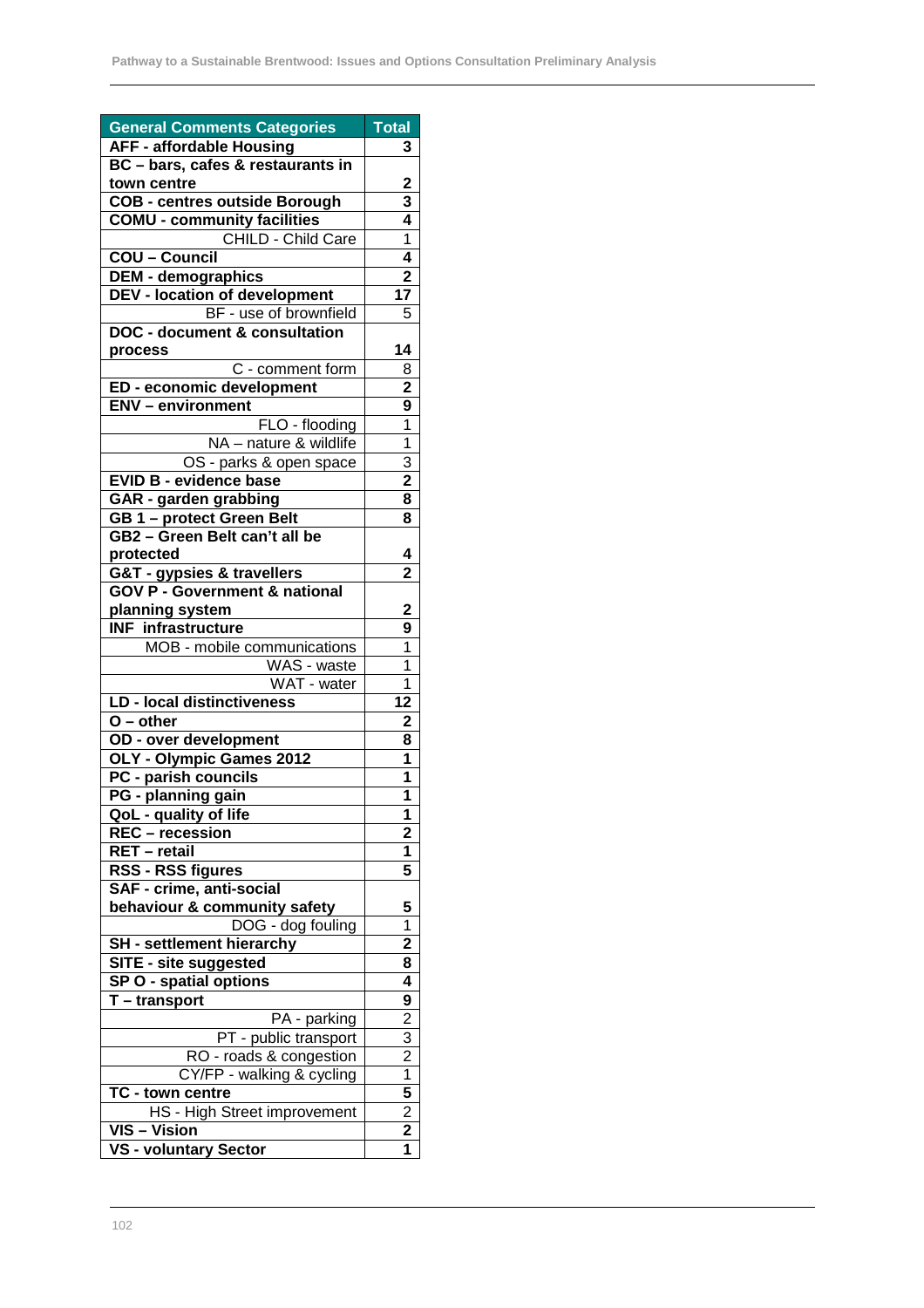| General Comments Categories | Total |
|---|---|
| **AFF - affordable Housing** | **3** |
| **BC – bars, cafes & restaurants in town centre** | **2** |
| **COB - centres outside Borough** | **3** |
| **COMU - community facilities** | **4** |
| CHILD - Child Care | 1 |
| **COU – Council** | **4** |
| **DEM - demographics** | **2** |
| **DEV - location of development** | **17** |
| BF - use of brownfield | 5 |
| **DOC - document & consultation process** | **14** |
| C - comment form | 8 |
| **ED - economic development** | **2** |
| **ENV – environment** | **9** |
| FLO - flooding | 1 |
| NA – nature & wildlife | 1 |
| OS - parks & open space | 3 |
| **EVID B - evidence base** | **2** |
| **GAR - garden grabbing** | **8** |
| **GB 1 – protect Green Belt** | **8** |
| **GB2 – Green Belt can't all be protected** | **4** |
| **G&T - gypsies & travellers** | **2** |
| **GOV P - Government & national planning system** | **2** |
| **INF infrastructure** | **9** |
| MOB - mobile communications | 1 |
| WAS - waste | 1 |
| WAT - water | 1 |
| **LD - local distinctiveness** | **12** |
| **O – other** | **2** |
| **OD - over development** | **8** |
| **OLY - Olympic Games 2012** | **1** |
| **PC - parish councils** | **1** |
| **PG - planning gain** | **1** |
| **QoL - quality of life** | **1** |
| **REC – recession** | **2** |
| **RET – retail** | **1** |
| **RSS - RSS figures** | **5** |
| **SAF - crime, anti-social behaviour & community safety** | **5** |
| DOG - dog fouling | 1 |
| **SH - settlement hierarchy** | **2** |
| **SITE - site suggested** | **8** |
| **SP O - spatial options** | **4** |
| **T – transport** | **9** |
| PA - parking | 2 |
| PT - public transport | 3 |
| RO - roads & congestion | 2 |
| CY/FP - walking & cycling | 1 |
| **TC - town centre** | **5** |
| HS - High Street improvement | 2 |
| **VIS – Vision** | **2** |
| **VS - voluntary Sector** | **1** |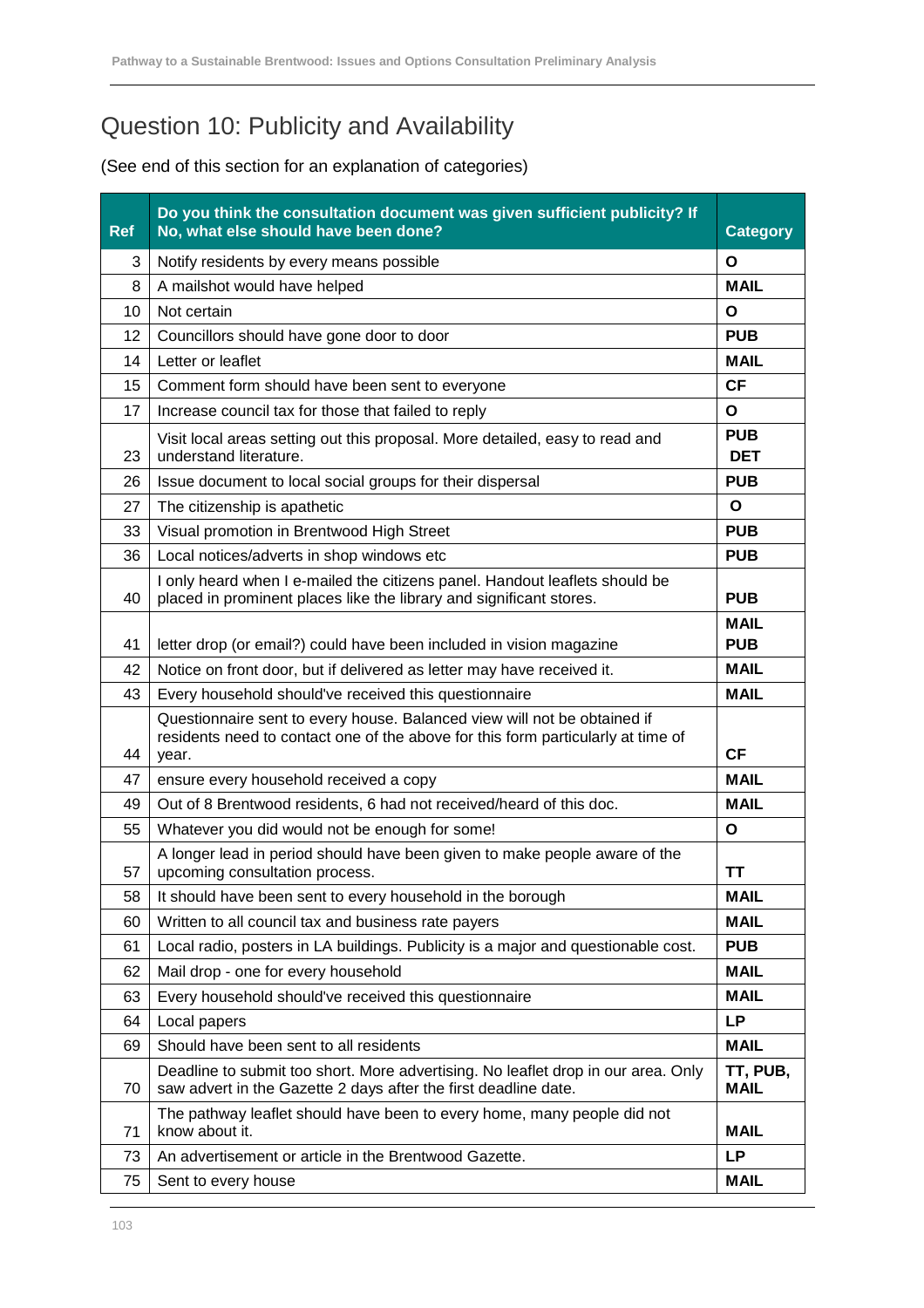## Question 10: Publicity and Availability

(See end of this section for an explanation of categories)

| Ref | Do you think the consultation document was given sufficient publicity? If No, what else should have been done? | Category |
|---|---|---|
| 3 | Notify residents by every means possible | O |
| 8 | A mailshot would have helped | MAIL |
| 10 | Not certain | O |
| 12 | Councillors should have gone door to door | PUB |
| 14 | Letter or leaflet | MAIL |
| 15 | Comment form should have been sent to everyone | CF |
| 17 | Increase council tax for those that failed to reply | O |
| 23 | Visit local areas setting out this proposal. More detailed, easy to read and understand literature. | PUB DET |
| 26 | Issue document to local social groups for their dispersal | PUB |
| 27 | The citizenship is apathetic | O |
| 33 | Visual promotion in Brentwood High Street | PUB |
| 36 | Local notices/adverts in shop windows etc | PUB |
| 40 | I only heard when I e-mailed the citizens panel. Handout leaflets should be placed in prominent places like the library and significant stores. | PUB |
| 41 | letter drop (or email?) could have been included in vision magazine | MAIL PUB |
| 42 | Notice on front door, but if delivered as letter may have received it. | MAIL |
| 43 | Every household should've received this questionnaire | MAIL |
| 44 | Questionnaire sent to every house. Balanced view will not be obtained if residents need to contact one of the above for this form particularly at time of year. | CF |
| 47 | ensure every household received a copy | MAIL |
| 49 | Out of 8 Brentwood residents, 6 had not received/heard of this doc. | MAIL |
| 55 | Whatever you did would not be enough for some! | O |
| 57 | A longer lead in period should have been given to make people aware of the upcoming consultation process. | TT |
| 58 | It should have been sent to every household in the borough | MAIL |
| 60 | Written to all council tax and business rate payers | MAIL |
| 61 | Local radio, posters in LA buildings. Publicity is a major and questionable cost. | PUB |
| 62 | Mail drop - one for every household | MAIL |
| 63 | Every household should've received this questionnaire | MAIL |
| 64 | Local papers | LP |
| 69 | Should have been sent to all residents | MAIL |
| 70 | Deadline to submit too short. More advertising. No leaflet drop in our area. Only saw advert in the Gazette 2 days after the first deadline date. | TT, PUB, MAIL |
| 71 | The pathway leaflet should have been to every home, many people did not know about it. | MAIL |
| 73 | An advertisement or article in the Brentwood Gazette. | LP |
| 75 | Sent to every house | MAIL |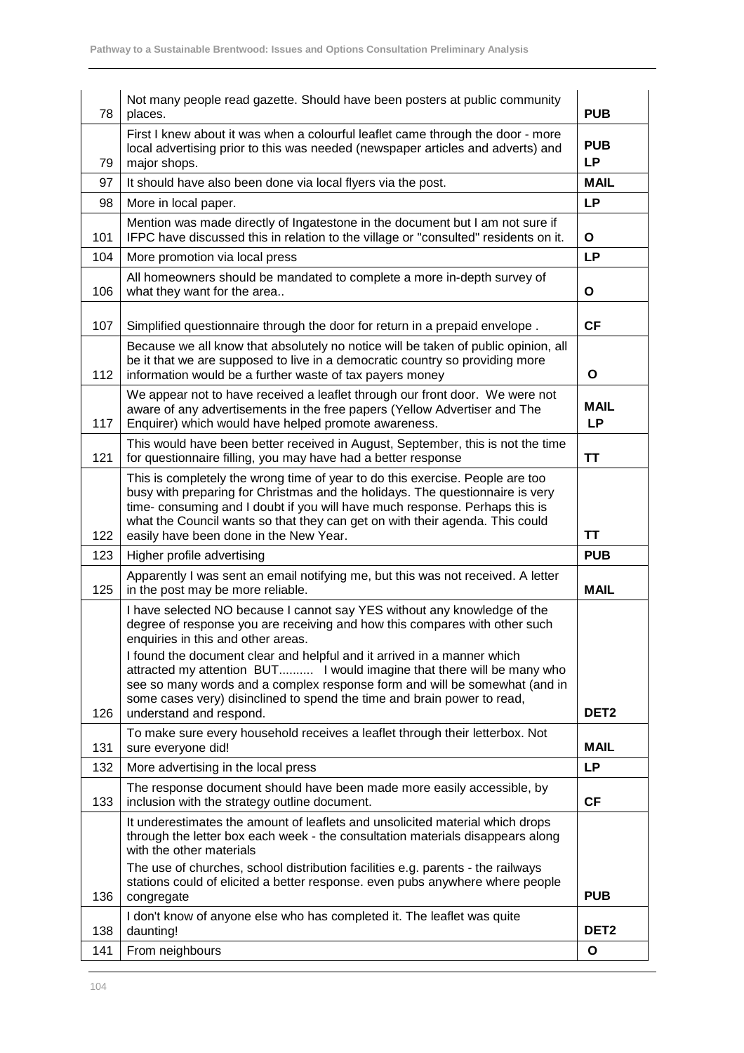| | | |
|---|---|---|
| 78 | Not many people read gazette. Should have been posters at public community places. | **PUB** |
| 79 | First I knew about it was when a colourful leaflet came through the door - more local advertising prior to this was needed (newspaper articles and adverts) and major shops. | **PUB**<br>**LP** |
| 97 | It should have also been done via local flyers via the post. | **MAIL** |
| 98 | More in local paper. | **LP** |
| 101 | Mention was made directly of Ingatestone in the document but I am not sure if IFPC have discussed this in relation to the village or "consulted" residents on it. | **O** |
| 104 | More promotion via local press | **LP** |
| 106 | All homeowners should be mandated to complete a more in-depth survey of what they want for the area.. | **O** |
| 107 | Simplified questionnaire through the door for return in a prepaid envelope . | **CF** |
| 112 | Because we all know that absolutely no notice will be taken of public opinion, all be it that we are supposed to live in a democratic country so providing more information would be a further waste of tax payers money | **O** |
| 117 | We appear not to have received a leaflet through our front door. We were not aware of any advertisements in the free papers (Yellow Advertiser and The Enquirer) which would have helped promote awareness. | **MAIL**<br>**LP** |
| 121 | This would have been better received in August, September, this is not the time for questionnaire filling, you may have had a better response | **TT** |
| 122 | This is completely the wrong time of year to do this exercise. People are too busy with preparing for Christmas and the holidays. The questionnaire is very time- consuming and I doubt if you will have much response. Perhaps this is what the Council wants so that they can get on with their agenda. This could easily have been done in the New Year. | **TT** |
| 123 | Higher profile advertising | **PUB** |
| 125 | Apparently I was sent an email notifying me, but this was not received. A letter in the post may be more reliable. | **MAIL** |
| 126 | I have selected NO because I cannot say YES without any knowledge of the degree of response you are receiving and how this compares with other such enquiries in this and other areas.<br>I found the document clear and helpful and it arrived in a manner which attracted my attention BUT.......... I would imagine that there will be many who see so many words and a complex response form and will be somewhat (and in some cases very) disinclined to spend the time and brain power to read, understand and respond. | **DET2** |
| 131 | To make sure every household receives a leaflet through their letterbox. Not sure everyone did! | **MAIL** |
| 132 | More advertising in the local press | **LP** |
| 133 | The response document should have been made more easily accessible, by inclusion with the strategy outline document. | **CF** |
| 136 | It underestimates the amount of leaflets and unsolicited material which drops through the letter box each week - the consultation materials disappears along with the other materials<br>The use of churches, school distribution facilities e.g. parents - the railways stations could of elicited a better response. even pubs anywhere where people congregate | **PUB** |
| 138 | I don't know of anyone else who has completed it. The leaflet was quite daunting! | **DET2** |
| 141 | From neighbours | **O** |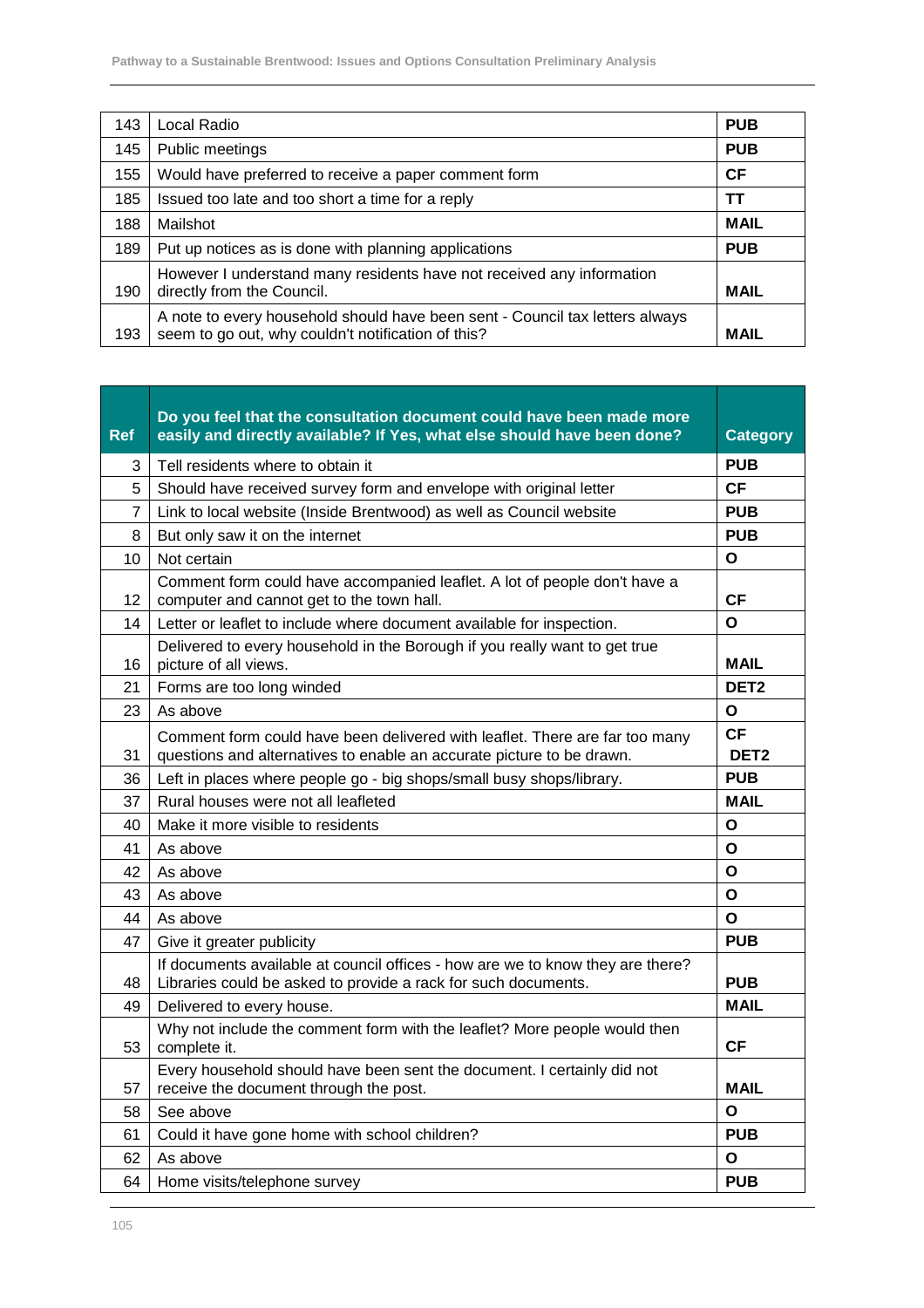| | | |
|---|---|---|
| 143 | Local Radio | **PUB** |
| 145 | Public meetings | **PUB** |
| 155 | Would have preferred to receive a paper comment form | **CF** |
| 185 | Issued too late and too short a time for a reply | **TT** |
| 188 | Mailshot | **MAIL** |
| 189 | Put up notices as is done with planning applications | **PUB** |
| 190 | However I understand many residents have not received any information directly from the Council. | **MAIL** |
| 193 | A note to every household should have been sent - Council tax letters always seem to go out, why couldn't notification of this? | **MAIL** |

| Ref | Do you feel that the consultation document could have been made more easily and directly available? If Yes, what else should have been done? | Category |
|---|---|---|
| 3 | Tell residents where to obtain it | **PUB** |
| 5 | Should have received survey form and envelope with original letter | **CF** |
| 7 | Link to local website (Inside Brentwood) as well as Council website | **PUB** |
| 8 | But only saw it on the internet | **PUB** |
| 10 | Not certain | **O** |
| 12 | Comment form could have accompanied leaflet. A lot of people don't have a computer and cannot get to the town hall. | **CF** |
| 14 | Letter or leaflet to include where document available for inspection. | **O** |
| 16 | Delivered to every household in the Borough if you really want to get true picture of all views. | **MAIL** |
| 21 | Forms are too long winded | **DET2** |
| 23 | As above | **O** |
| 31 | Comment form could have been delivered with leaflet. There are far too many questions and alternatives to enable an accurate picture to be drawn. | **CF** **DET2** |
| 36 | Left in places where people go - big shops/small busy shops/library. | **PUB** |
| 37 | Rural houses were not all leafleted | **MAIL** |
| 40 | Make it more visible to residents | **O** |
| 41 | As above | **O** |
| 42 | As above | **O** |
| 43 | As above | **O** |
| 44 | As above | **O** |
| 47 | Give it greater publicity | **PUB** |
| 48 | If documents available at council offices - how are we to know they are there? Libraries could be asked to provide a rack for such documents. | **PUB** |
| 49 | Delivered to every house. | **MAIL** |
| 53 | Why not include the comment form with the leaflet? More people would then complete it. | **CF** |
| 57 | Every household should have been sent the document. I certainly did not receive the document through the post. | **MAIL** |
| 58 | See above | **O** |
| 61 | Could it have gone home with school children? | **PUB** |
| 62 | As above | **O** |
| 64 | Home visits/telephone survey | **PUB** |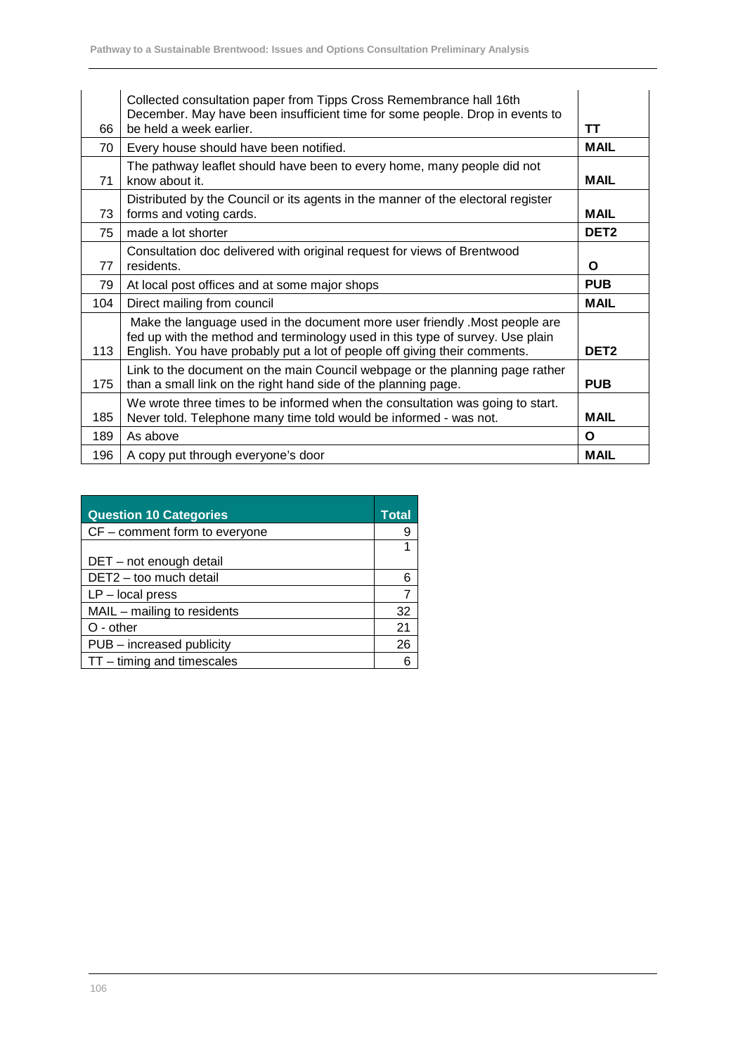| | | |
|---|---|---|
| 66 | Collected consultation paper from Tipps Cross Remembrance hall 16th December. May have been insufficient time for some people. Drop in events to be held a week earlier. | **TT** |
| 70 | Every house should have been notified. | **MAIL** |
| 71 | The pathway leaflet should have been to every home, many people did not know about it. | **MAIL** |
| 73 | Distributed by the Council or its agents in the manner of the electoral register forms and voting cards. | **MAIL** |
| 75 | made a lot shorter | **DET2** |
| 77 | Consultation doc delivered with original request for views of Brentwood residents. | **O** |
| 79 | At local post offices and at some major shops | **PUB** |
| 104 | Direct mailing from council | **MAIL** |
| 113 | Make the language used in the document more user friendly .Most people are fed up with the method and terminology used in this type of survey. Use plain English. You have probably put a lot of people off giving their comments. | **DET2** |
| 175 | Link to the document on the main Council webpage or the planning page rather than a small link on the right hand side of the planning page. | **PUB** |
| 185 | We wrote three times to be informed when the consultation was going to start. Never told. Telephone many time told would be informed - was not. | **MAIL** |
| 189 | As above | **O** |
| 196 | A copy put through everyone's door | **MAIL** |

| Question 10 Categories | Total |
|---|---|
| CF – comment form to everyone | 9 |
| DET – not enough detail | 1 |
| DET2 – too much detail | 6 |
| LP – local press | 7 |
| MAIL – mailing to residents | 32 |
| O - other | 21 |
| PUB – increased publicity | 26 |
| TT – timing and timescales | 6 |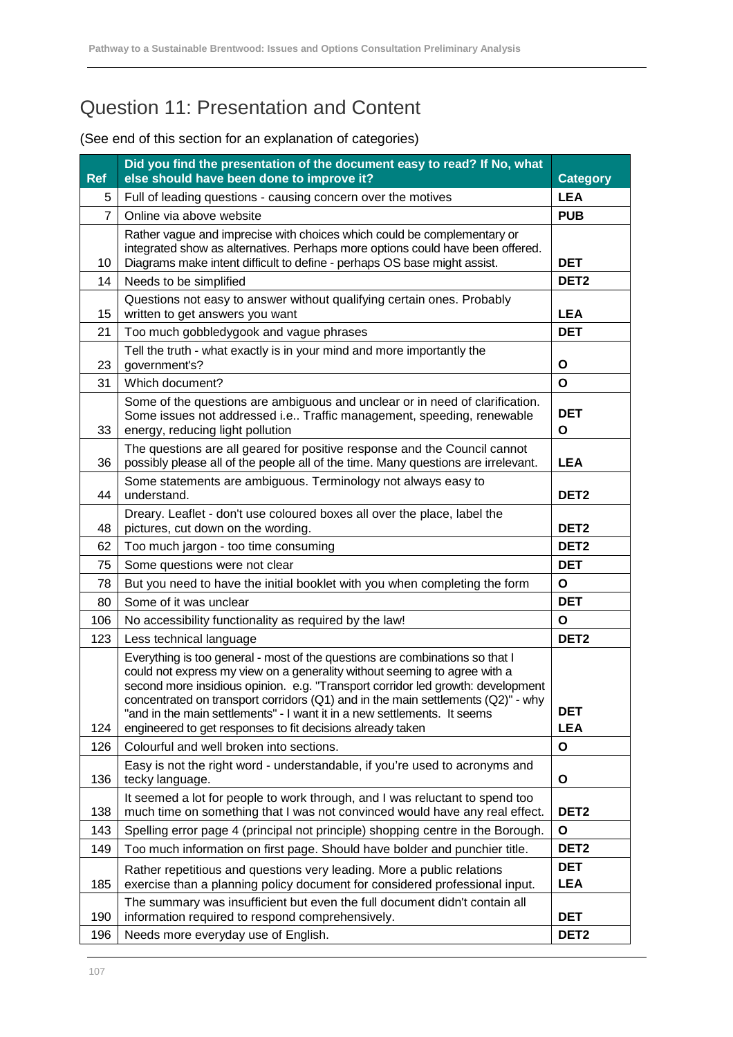# Question 11: Presentation and Content

(See end of this section for an explanation of categories)

| Ref | Did you find the presentation of the document easy to read? If No, what else should have been done to improve it? | Category |
|---|---|---|
| 5 | Full of leading questions - causing concern over the motives | **LEA** |
| 7 | Online via above website | **PUB** |
| 10 | Rather vague and imprecise with choices which could be complementary or integrated show as alternatives. Perhaps more options could have been offered. Diagrams make intent difficult to define - perhaps OS base might assist. | **DET** |
| 14 | Needs to be simplified | **DET2** |
| 15 | Questions not easy to answer without qualifying certain ones. Probably written to get answers you want | **LEA** |
| 21 | Too much gobbledygook and vague phrases | **DET** |
| 23 | Tell the truth - what exactly is in your mind and more importantly the government's? | **O** |
| 31 | Which document? | **O** |
| 33 | Some of the questions are ambiguous and unclear or in need of clarification. Some issues not addressed i.e.. Traffic management, speeding, renewable energy, reducing light pollution | **DET** **O** |
| 36 | The questions are all geared for positive response and the Council cannot possibly please all of the people all of the time. Many questions are irrelevant. | **LEA** |
| 44 | Some statements are ambiguous. Terminology not always easy to understand. | **DET2** |
| 48 | Dreary. Leaflet - don't use coloured boxes all over the place, label the pictures, cut down on the wording. | **DET2** |
| 62 | Too much jargon - too time consuming | **DET2** |
| 75 | Some questions were not clear | **DET** |
| 78 | But you need to have the initial booklet with you when completing the form | **O** |
| 80 | Some of it was unclear | **DET** |
| 106 | No accessibility functionality as required by the law! | **O** |
| 123 | Less technical language | **DET2** |
| 124 | Everything is too general - most of the questions are combinations so that I could not express my view on a generality without seeming to agree with a second more insidious opinion. e.g. "Transport corridor led growth: development concentrated on transport corridors (Q1) and in the main settlements (Q2)" - why "and in the main settlements" - I want it in a new settlements. It seems engineered to get responses to fit decisions already taken | **DET** **LEA** |
| 126 | Colourful and well broken into sections. | **O** |
| 136 | Easy is not the right word - understandable, if you're used to acronyms and tecky language. | **O** |
| 138 | It seemed a lot for people to work through, and I was reluctant to spend too much time on something that I was not convinced would have any real effect. | **DET2** |
| 143 | Spelling error page 4 (principal not principle) shopping centre in the Borough. | **O** |
| 149 | Too much information on first page. Should have bolder and punchier title. | **DET2** |
| 185 | Rather repetitious and questions very leading. More a public relations exercise than a planning policy document for considered professional input. | **DET** **LEA** |
| 190 | The summary was insufficient but even the full document didn't contain all information required to respond comprehensively. | **DET** |
| 196 | Needs more everyday use of English. | **DET2** |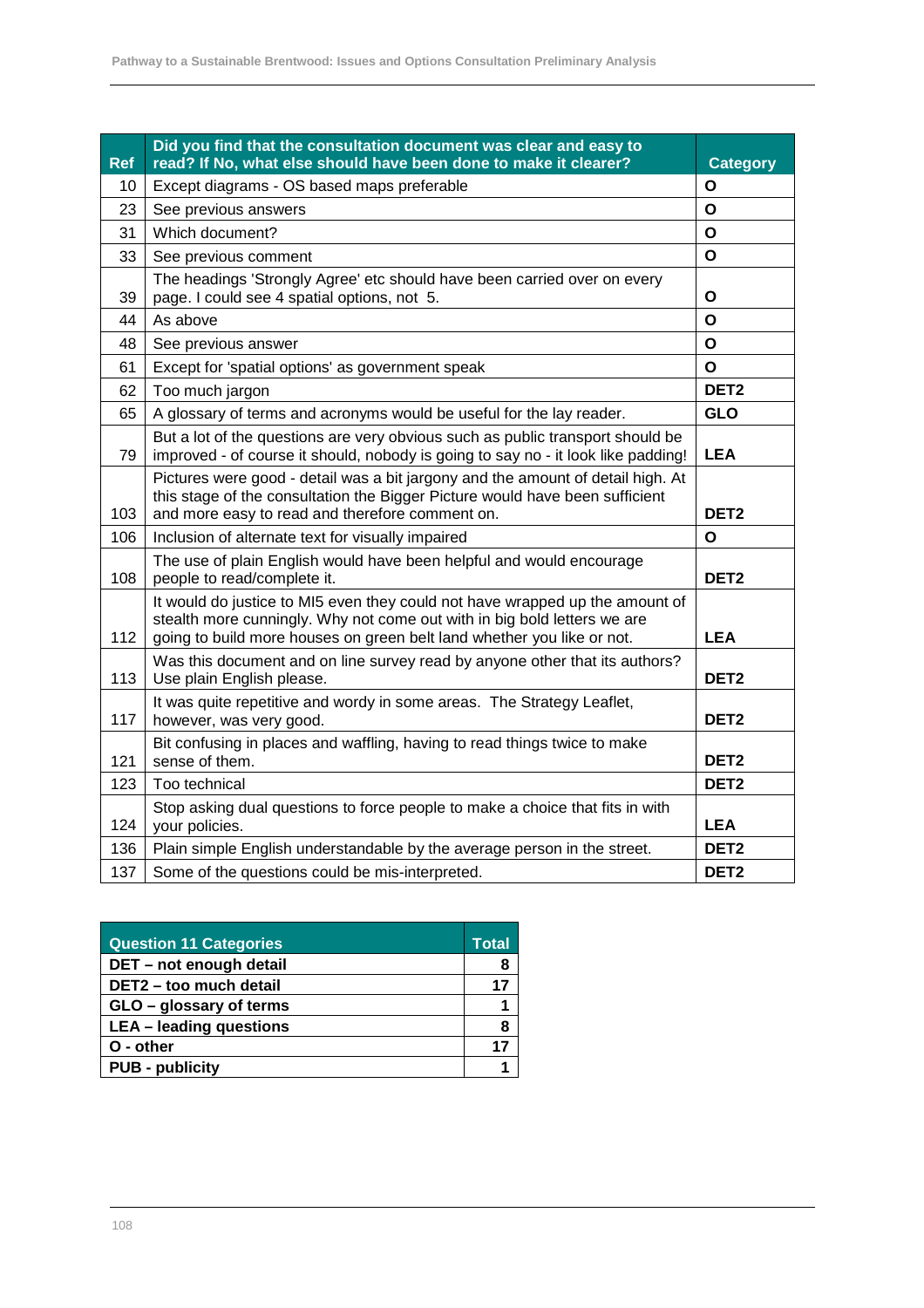| Ref | Did you find that the consultation document was clear and easy to read? If No, what else should have been done to make it clearer? | Category |
|---|---|---|
| 10 | Except diagrams - OS based maps preferable | O |
| 23 | See previous answers | O |
| 31 | Which document? | O |
| 33 | See previous comment | O |
| 39 | The headings 'Strongly Agree' etc should have been carried over on every page. I could see 4 spatial options, not 5. | O |
| 44 | As above | O |
| 48 | See previous answer | O |
| 61 | Except for 'spatial options' as government speak | O |
| 62 | Too much jargon | DET2 |
| 65 | A glossary of terms and acronyms would be useful for the lay reader. | GLO |
| 79 | But a lot of the questions are very obvious such as public transport should be improved - of course it should, nobody is going to say no - it look like padding! | LEA |
| 103 | Pictures were good - detail was a bit jargony and the amount of detail high. At this stage of the consultation the Bigger Picture would have been sufficient and more easy to read and therefore comment on. | DET2 |
| 106 | Inclusion of alternate text for visually impaired | O |
| 108 | The use of plain English would have been helpful and would encourage people to read/complete it. | DET2 |
| 112 | It would do justice to MI5 even they could not have wrapped up the amount of stealth more cunningly. Why not come out with in big bold letters we are going to build more houses on green belt land whether you like or not. | LEA |
| 113 | Was this document and on line survey read by anyone other that its authors? Use plain English please. | DET2 |
| 117 | It was quite repetitive and wordy in some areas. The Strategy Leaflet, however, was very good. | DET2 |
| 121 | Bit confusing in places and waffling, having to read things twice to make sense of them. | DET2 |
| 123 | Too technical | DET2 |
| 124 | Stop asking dual questions to force people to make a choice that fits in with your policies. | LEA |
| 136 | Plain simple English understandable by the average person in the street. | DET2 |
| 137 | Some of the questions could be mis-interpreted. | DET2 |

| Question 11 Categories | Total |
|---|---|
| **DET – not enough detail** | **8** |
| **DET2 – too much detail** | **17** |
| **GLO – glossary of terms** | **1** |
| **LEA – leading questions** | **8** |
| **O - other** | **17** |
| **PUB - publicity** | **1** |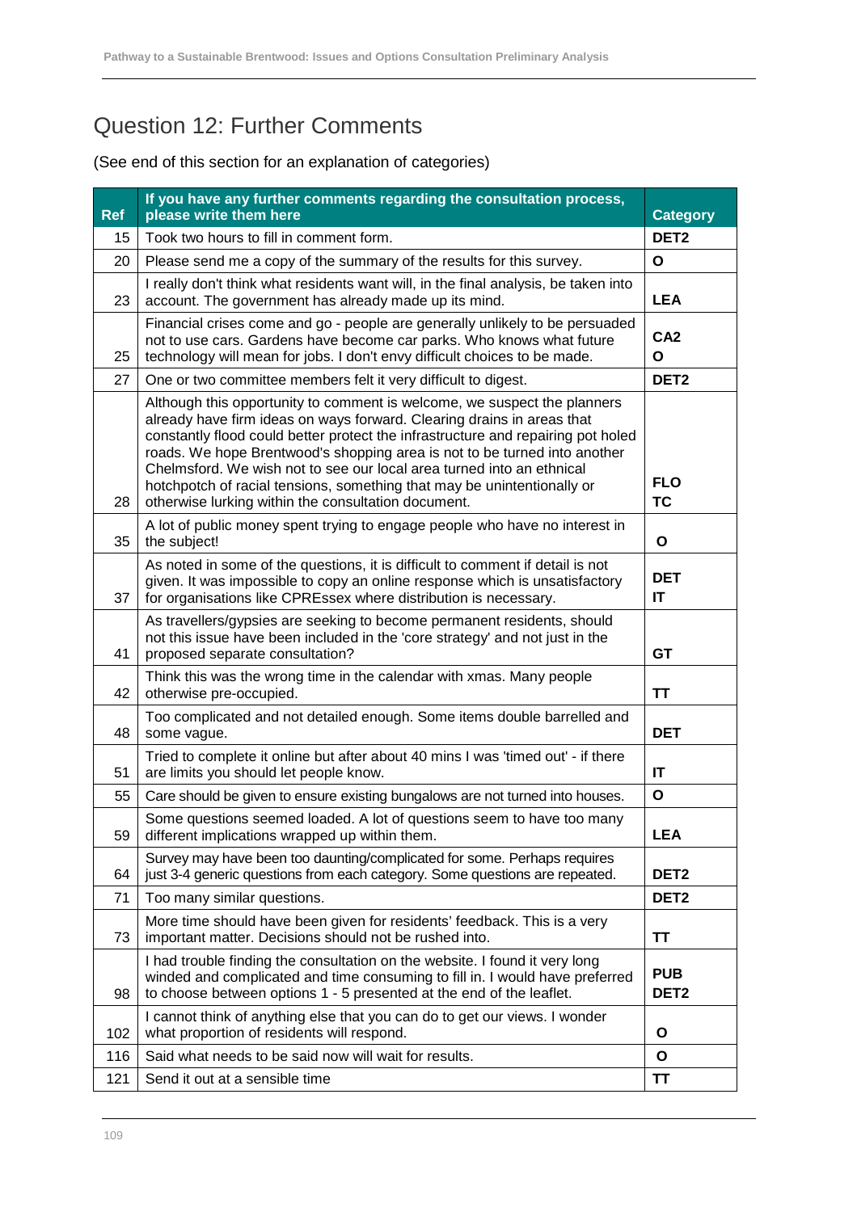# Question 12: Further Comments

(See end of this section for an explanation of categories)

| Ref | If you have any further comments regarding the consultation process, please write them here | Category |
|---|---|---|
| 15 | Took two hours to fill in comment form. | DET2 |
| 20 | Please send me a copy of the summary of the results for this survey. | O |
| 23 | I really don't think what residents want will, in the final analysis, be taken into account. The government has already made up its mind. | LEA |
| 25 | Financial crises come and go - people are generally unlikely to be persuaded not to use cars. Gardens have become car parks. Who knows what future technology will mean for jobs. I don't envy difficult choices to be made. | CA2<br>O |
| 27 | One or two committee members felt it very difficult to digest. | DET2 |
| 28 | Although this opportunity to comment is welcome, we suspect the planners already have firm ideas on ways forward. Clearing drains in areas that constantly flood could better protect the infrastructure and repairing pot holed roads. We hope Brentwood's shopping area is not to be turned into another Chelmsford. We wish not to see our local area turned into an ethnical hotchpotch of racial tensions, something that may be unintentionally or otherwise lurking within the consultation document. | FLO<br>TC |
| 35 | A lot of public money spent trying to engage people who have no interest in the subject! | O |
| 37 | As noted in some of the questions, it is difficult to comment if detail is not given. It was impossible to copy an online response which is unsatisfactory for organisations like CPREssex where distribution is necessary. | DET<br>IT |
| 41 | As travellers/gypsies are seeking to become permanent residents, should not this issue have been included in the 'core strategy' and not just in the proposed separate consultation? | GT |
| 42 | Think this was the wrong time in the calendar with xmas. Many people otherwise pre-occupied. | TT |
| 48 | Too complicated and not detailed enough. Some items double barrelled and some vague. | DET |
| 51 | Tried to complete it online but after about 40 mins I was 'timed out' - if there are limits you should let people know. | IT |
| 55 | Care should be given to ensure existing bungalows are not turned into houses. | O |
| 59 | Some questions seemed loaded. A lot of questions seem to have too many different implications wrapped up within them. | LEA |
| 64 | Survey may have been too daunting/complicated for some. Perhaps requires just 3-4 generic questions from each category. Some questions are repeated. | DET2 |
| 71 | Too many similar questions. | DET2 |
| 73 | More time should have been given for residents' feedback. This is a very important matter. Decisions should not be rushed into. | TT |
| 98 | I had trouble finding the consultation on the website. I found it very long winded and complicated and time consuming to fill in. I would have preferred to choose between options 1 - 5 presented at the end of the leaflet. | PUB<br>DET2 |
| 102 | I cannot think of anything else that you can do to get our views. I wonder what proportion of residents will respond. | O |
| 116 | Said what needs to be said now will wait for results. | O |
| 121 | Send it out at a sensible time | TT |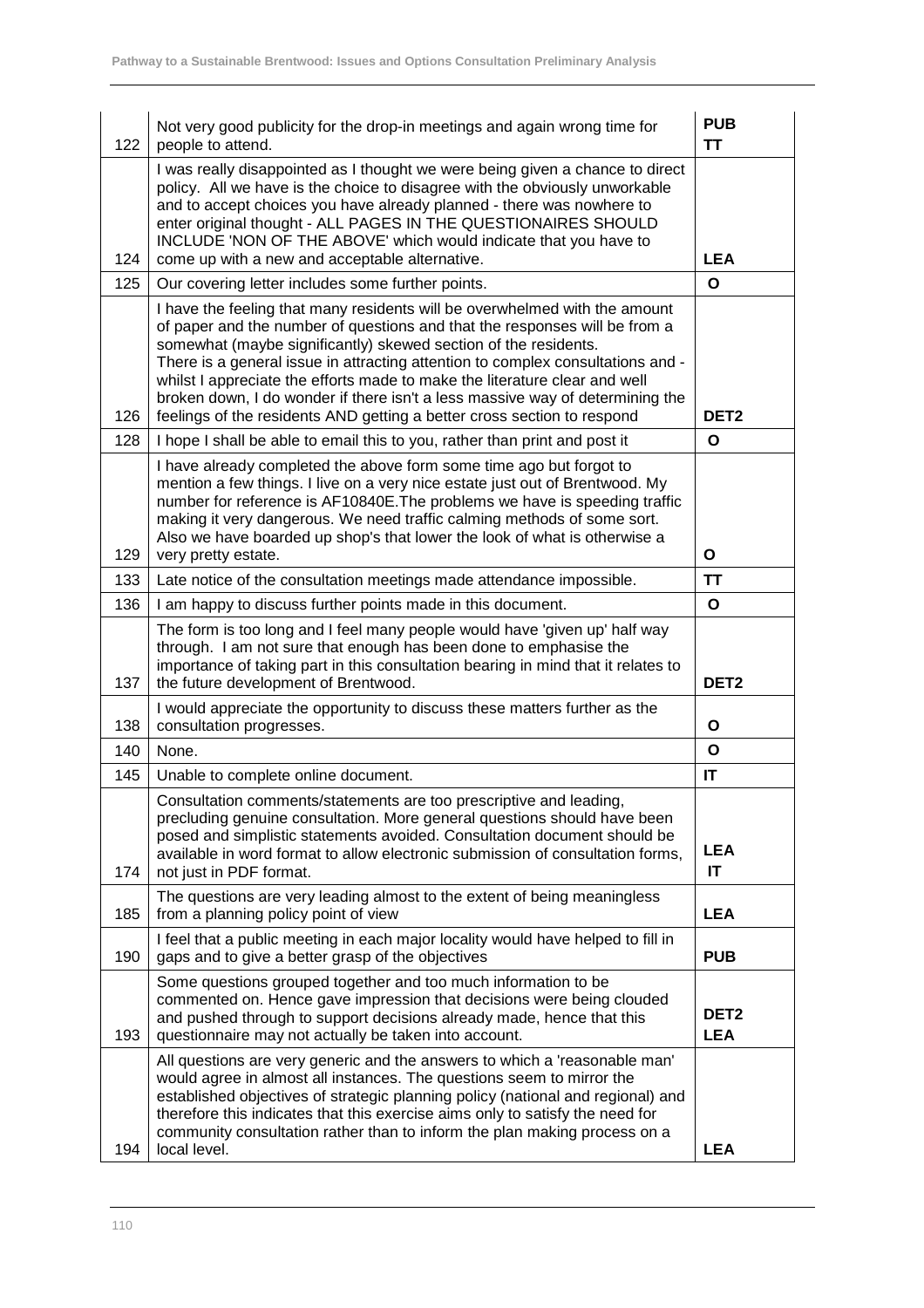| | | |
|---|---|---|
| 122 | Not very good publicity for the drop-in meetings and again wrong time for people to attend. | PUB TT |
| 124 | I was really disappointed as I thought we were being given a chance to direct policy. All we have is the choice to disagree with the obviously unworkable and to accept choices you have already planned - there was nowhere to enter original thought - ALL PAGES IN THE QUESTIONAIRES SHOULD INCLUDE 'NON OF THE ABOVE' which would indicate that you have to come up with a new and acceptable alternative. | LEA |
| 125 | Our covering letter includes some further points. | O |
| 126 | I have the feeling that many residents will be overwhelmed with the amount of paper and the number of questions and that the responses will be from a somewhat (maybe significantly) skewed section of the residents. There is a general issue in attracting attention to complex consultations and - whilst I appreciate the efforts made to make the literature clear and well broken down, I do wonder if there isn't a less massive way of determining the feelings of the residents AND getting a better cross section to respond | DET2 |
| 128 | I hope I shall be able to email this to you, rather than print and post it | O |
| 129 | I have already completed the above form some time ago but forgot to mention a few things. I live on a very nice estate just out of Brentwood. My number for reference is AF10840E.The problems we have is speeding traffic making it very dangerous. We need traffic calming methods of some sort. Also we have boarded up shop's that lower the look of what is otherwise a very pretty estate. | O |
| 133 | Late notice of the consultation meetings made attendance impossible. | TT |
| 136 | I am happy to discuss further points made in this document. | O |
| 137 | The form is too long and I feel many people would have 'given up' half way through. I am not sure that enough has been done to emphasise the importance of taking part in this consultation bearing in mind that it relates to the future development of Brentwood. | DET2 |
| 138 | I would appreciate the opportunity to discuss these matters further as the consultation progresses. | O |
| 140 | None. | O |
| 145 | Unable to complete online document. | IT |
| 174 | Consultation comments/statements are too prescriptive and leading, precluding genuine consultation. More general questions should have been posed and simplistic statements avoided. Consultation document should be available in word format to allow electronic submission of consultation forms, not just in PDF format. | LEA IT |
| 185 | The questions are very leading almost to the extent of being meaningless from a planning policy point of view | LEA |
| 190 | I feel that a public meeting in each major locality would have helped to fill in gaps and to give a better grasp of the objectives | PUB |
| 193 | Some questions grouped together and too much information to be commented on. Hence gave impression that decisions were being clouded and pushed through to support decisions already made, hence that this questionnaire may not actually be taken into account. | DET2 LEA |
| 194 | All questions are very generic and the answers to which a 'reasonable man' would agree in almost all instances. The questions seem to mirror the established objectives of strategic planning policy (national and regional) and therefore this indicates that this exercise aims only to satisfy the need for community consultation rather than to inform the plan making process on a local level. | LEA |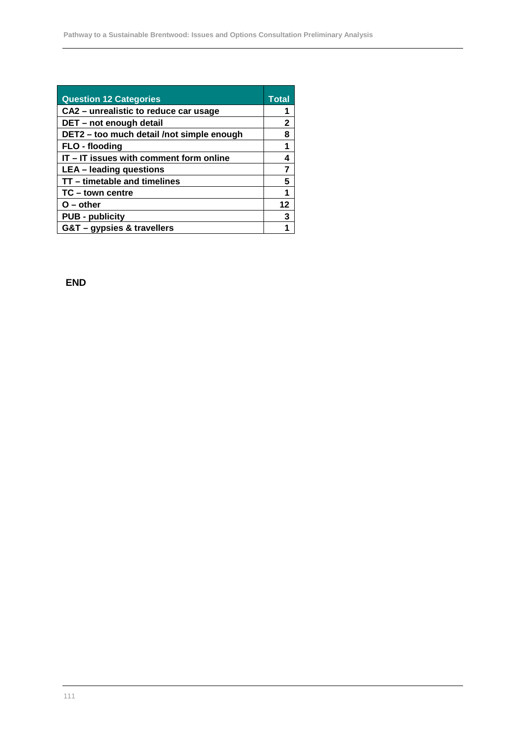| Question 12 Categories | Total |
|---|---|
| CA2 – unrealistic to reduce car usage | 1 |
| DET – not enough detail | 2 |
| DET2 – too much detail /not simple enough | 8 |
| FLO - flooding | 1 |
| IT – IT issues with comment form online | 4 |
| LEA – leading questions | 7 |
| TT – timetable and timelines | 5 |
| TC – town centre | 1 |
| O – other | 12 |
| PUB - publicity | 3 |
| G&T – gypsies & travellers | 1 |

**END**